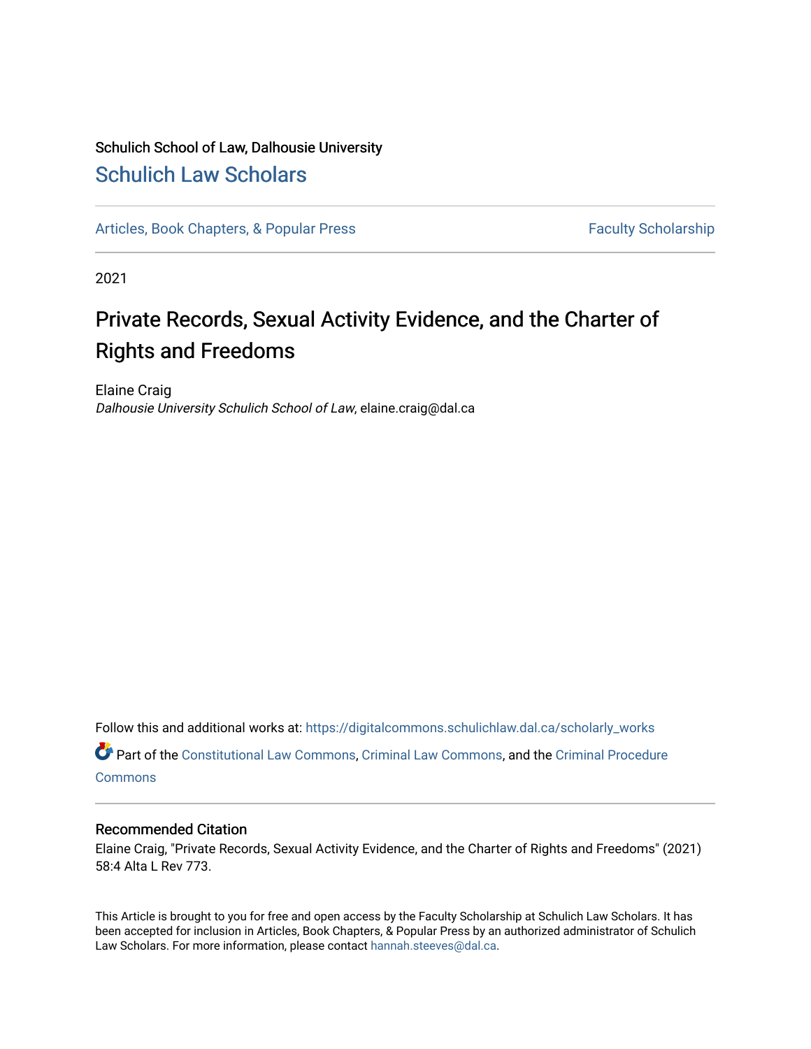Schulich School of Law, Dalhousie University

## Schulich Law Scholars

Articles, Book Chapters, & Popular Press

Faculty Scholarship

2021

# Private Records, Sexual Activity Evidence, and the Charter of Rights and Freedoms

Elaine Craig
*Dalhousie University Schulich School of Law*, elaine.craig@dal.ca

Follow this and additional works at: https://digitalcommons.schulichlaw.dal.ca/scholarly_works

Part of the Constitutional Law Commons, Criminal Law Commons, and the Criminal Procedure Commons

### Recommended Citation

Elaine Craig, "Private Records, Sexual Activity Evidence, and the Charter of Rights and Freedoms" (2021) 58:4 Alta L Rev 773.

This Article is brought to you for free and open access by the Faculty Scholarship at Schulich Law Scholars. It has been accepted for inclusion in Articles, Book Chapters, & Popular Press by an authorized administrator of Schulich Law Scholars. For more information, please contact hannah.steeves@dal.ca.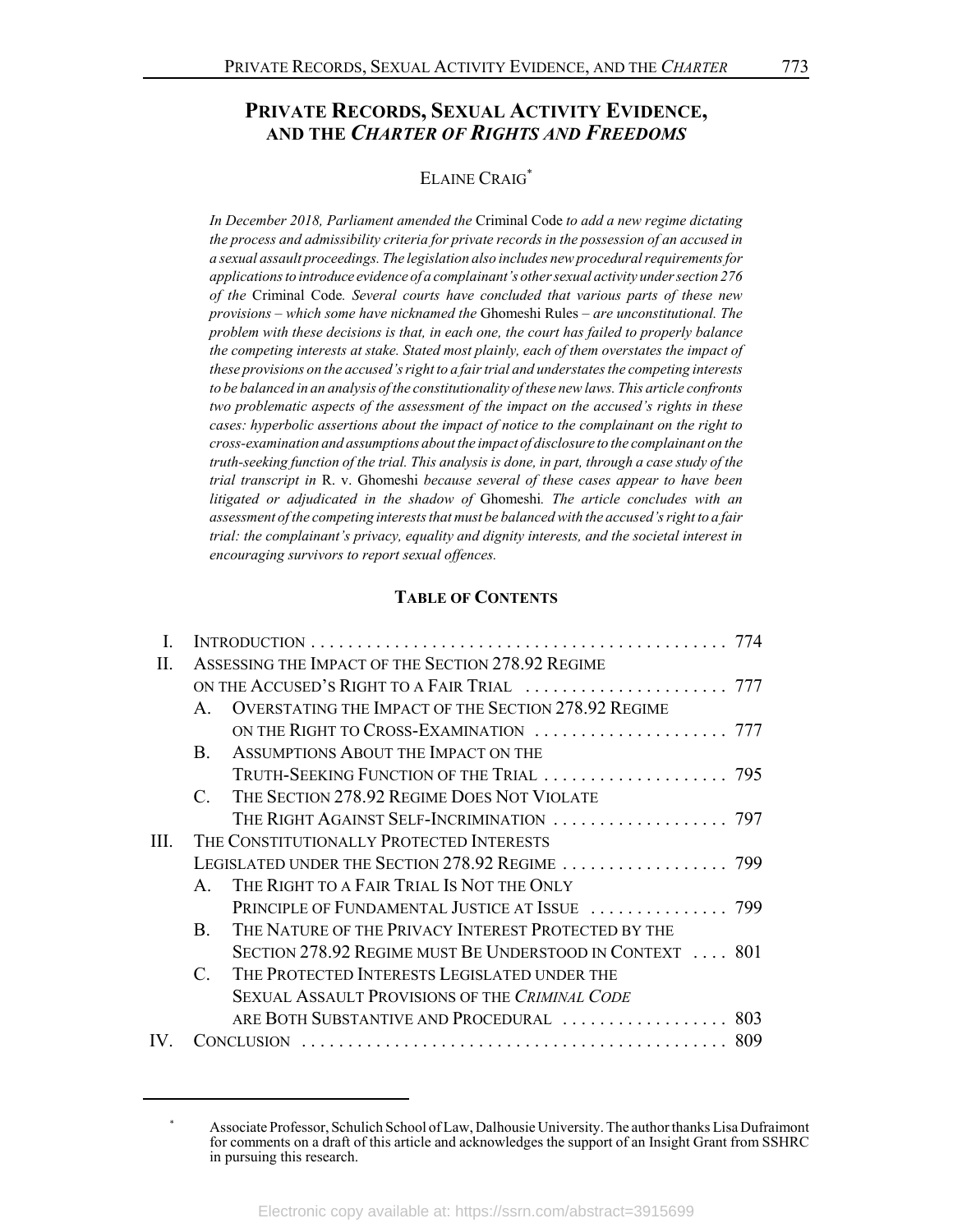# PRIVATE RECORDS, SEXUAL ACTIVITY EVIDENCE, AND THE *CHARTER OF RIGHTS AND FREEDOMS*

ELAINE CRAIG*

*In December 2018, Parliament amended the* Criminal Code *to add a new regime dictating the process and admissibility criteria for private records in the possession of an accused in a sexual assault proceedings. The legislation also includes new procedural requirements for applications to introduce evidence of a complainant's other sexual activity under section 276 of the* Criminal Code*. Several courts have concluded that various parts of these new provisions – which some have nicknamed the* Ghomeshi Rules *– are unconstitutional. The problem with these decisions is that, in each one, the court has failed to properly balance the competing interests at stake. Stated most plainly, each of them overstates the impact of these provisions on the accused's right to a fair trial and understates the competing interests to be balanced in an analysis of the constitutionality of these new laws. This article confronts two problematic aspects of the assessment of the impact on the accused's rights in these cases: hyperbolic assertions about the impact of notice to the complainant on the right to cross-examination and assumptions about the impact of disclosure to the complainant on the truth-seeking function of the trial. This analysis is done, in part, through a case study of the trial transcript in* R. v. Ghomeshi *because several of these cases appear to have been litigated or adjudicated in the shadow of* Ghomeshi*. The article concludes with an assessment of the competing interests that must be balanced with the accused's right to a fair trial: the complainant's privacy, equality and dignity interests, and the societal interest in encouraging survivors to report sexual offences.*

**TABLE OF CONTENTS**

| | | | |
|---|---|---|---|
| I. | INTRODUCTION | | 774 |
| II. | ASSESSING THE IMPACT OF THE SECTION 278.92 REGIME ON THE ACCUSED'S RIGHT TO A FAIR TRIAL | | 777 |
| | A. | OVERSTATING THE IMPACT OF THE SECTION 278.92 REGIME ON THE RIGHT TO CROSS-EXAMINATION | 777 |
| | B. | ASSUMPTIONS ABOUT THE IMPACT ON THE TRUTH-SEEKING FUNCTION OF THE TRIAL | 795 |
| | C. | THE SECTION 278.92 REGIME DOES NOT VIOLATE THE RIGHT AGAINST SELF-INCRIMINATION | 797 |
| III. | THE CONSTITUTIONALLY PROTECTED INTERESTS LEGISLATED UNDER THE SECTION 278.92 REGIME | | 799 |
| | A. | THE RIGHT TO A FAIR TRIAL IS NOT THE ONLY PRINCIPLE OF FUNDAMENTAL JUSTICE AT ISSUE | 799 |
| | B. | THE NATURE OF THE PRIVACY INTEREST PROTECTED BY THE SECTION 278.92 REGIME MUST BE UNDERSTOOD IN CONTEXT | 801 |
| | C. | THE PROTECTED INTERESTS LEGISLATED UNDER THE SEXUAL ASSAULT PROVISIONS OF THE *CRIMINAL CODE* ARE BOTH SUBSTANTIVE AND PROCEDURAL | 803 |
| IV. | CONCLUSION | | 809 |

\* Associate Professor, Schulich School of Law, Dalhousie University. The author thanks Lisa Dufraimont for comments on a draft of this article and acknowledges the support of an Insight Grant from SSHRC in pursuing this research.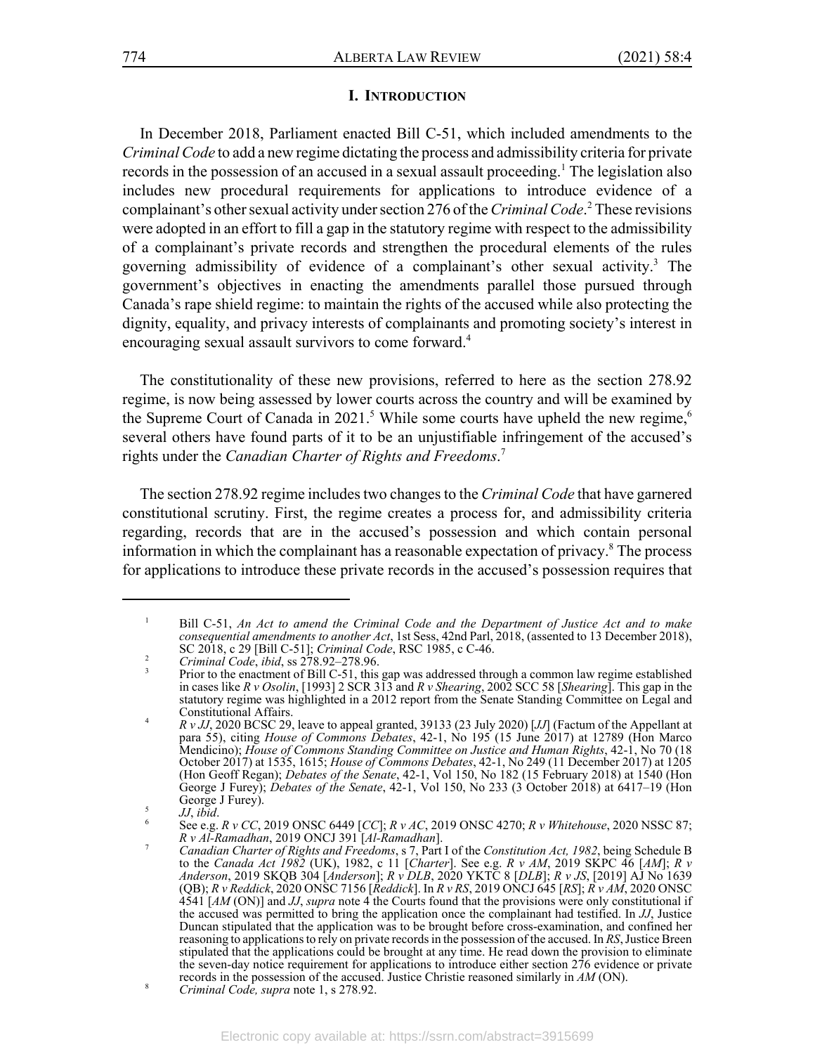## I. INTRODUCTION

In December 2018, Parliament enacted Bill C-51, which included amendments to the *Criminal Code* to add a new regime dictating the process and admissibility criteria for private records in the possession of an accused in a sexual assault proceeding.[1] The legislation also includes new procedural requirements for applications to introduce evidence of a complainant's other sexual activity under section 276 of the *Criminal Code*.[2] These revisions were adopted in an effort to fill a gap in the statutory regime with respect to the admissibility of a complainant's private records and strengthen the procedural elements of the rules governing admissibility of evidence of a complainant's other sexual activity.[3] The government's objectives in enacting the amendments parallel those pursued through Canada's rape shield regime: to maintain the rights of the accused while also protecting the dignity, equality, and privacy interests of complainants and promoting society's interest in encouraging sexual assault survivors to come forward.[4]

The constitutionality of these new provisions, referred to here as the section 278.92 regime, is now being assessed by lower courts across the country and will be examined by the Supreme Court of Canada in 2021.[5] While some courts have upheld the new regime,[6] several others have found parts of it to be an unjustifiable infringement of the accused's rights under the *Canadian Charter of Rights and Freedoms*.[7]

The section 278.92 regime includes two changes to the *Criminal Code* that have garnered constitutional scrutiny. First, the regime creates a process for, and admissibility criteria regarding, records that are in the accused's possession and which contain personal information in which the complainant has a reasonable expectation of privacy.[8] The process for applications to introduce these private records in the accused's possession requires that

---

[1] Bill C-51, *An Act to amend the Criminal Code and the Department of Justice Act and to make consequential amendments to another Act*, 1st Sess, 42nd Parl, 2018, (assented to 13 December 2018), SC 2018, c 29 [Bill C-51]; *Criminal Code*, RSC 1985, c C-46.

[2] *Criminal Code*, *ibid*, ss 278.92–278.96.

[3] Prior to the enactment of Bill C-51, this gap was addressed through a common law regime established in cases like *R v Osolin*, [1993] 2 SCR 313 and *R v Shearing*, 2002 SCC 58 [*Shearing*]. This gap in the statutory regime was highlighted in a 2012 report from the Senate Standing Committee on Legal and Constitutional Affairs.

[4] *R v JJ*, 2020 BCSC 29, leave to appeal granted, 39133 (23 July 2020) [*JJ*] (Factum of the Appellant at para 55), citing *House of Commons Debates*, 42-1, No 195 (15 June 2017) at 12789 (Hon Marco Mendicino); *House of Commons Standing Committee on Justice and Human Rights*, 42-1, No 70 (18 October 2017) at 1535, 1615; *House of Commons Debates*, 42-1, No 249 (11 December 2017) at 1205 (Hon Geoff Regan); *Debates of the Senate*, 42-1, Vol 150, No 182 (15 February 2018) at 1540 (Hon George J Furey); *Debates of the Senate*, 42-1, Vol 150, No 233 (3 October 2018) at 6417–19 (Hon George J Furey).

[5] *JJ*, *ibid*.

[6] See e.g. *R v CC*, 2019 ONSC 6449 [*CC*]; *R v AC*, 2019 ONSC 4270; *R v Whitehouse*, 2020 NSSC 87; *R v Al-Ramadhan*, 2019 ONCJ 391 [*Al-Ramadhan*].

[7] *Canadian Charter of Rights and Freedoms*, s 7, Part I of the *Constitution Act, 1982*, being Schedule B to the *Canada Act 1982* (UK), 1982, c 11 [*Charter*]. See e.g. *R v AM*, 2019 SKPC 46 [*AM*]; *R v Anderson*, 2019 SKQB 304 [*Anderson*]; *R v DLB*, 2020 YKTC 8 [*DLB*]; *R v JS*, [2019] AJ No 1639 (QB); *R v Reddick*, 2020 ONSC 7156 [*Reddick*]. In *R v RS*, 2019 ONCJ 645 [*RS*]; *R v AM*, 2020 ONSC 4541 [*AM* (ON)] and *JJ*, *supra* note 4 the Courts found that the provisions were only constitutional if the accused was permitted to bring the application once the complainant had testified. In *JJ*, Justice Duncan stipulated that the application was to be brought before cross-examination, and confined her reasoning to applications to rely on private records in the possession of the accused. In *RS*, Justice Breen stipulated that the applications could be brought at any time. He read down the provision to eliminate the seven-day notice requirement for applications to introduce either section 276 evidence or private records in the possession of the accused. Justice Christie reasoned similarly in *AM* (ON).

[8] *Criminal Code, supra* note 1, s 278.92.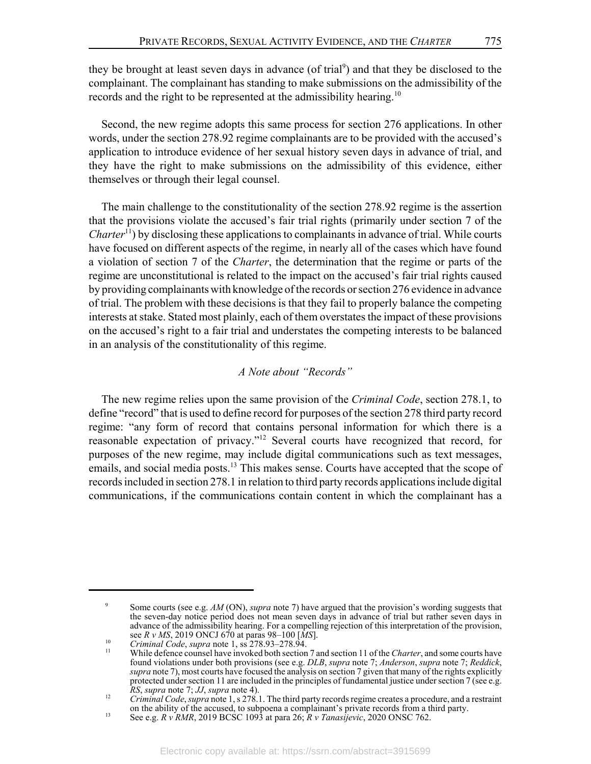they be brought at least seven days in advance (of trial[9]) and that they be disclosed to the complainant. The complainant has standing to make submissions on the admissibility of the records and the right to be represented at the admissibility hearing.[10]

Second, the new regime adopts this same process for section 276 applications. In other words, under the section 278.92 regime complainants are to be provided with the accused's application to introduce evidence of her sexual history seven days in advance of trial, and they have the right to make submissions on the admissibility of this evidence, either themselves or through their legal counsel.

The main challenge to the constitutionality of the section 278.92 regime is the assertion that the provisions violate the accused's fair trial rights (primarily under section 7 of the *Charter*[11]) by disclosing these applications to complainants in advance of trial. While courts have focused on different aspects of the regime, in nearly all of the cases which have found a violation of section 7 of the *Charter*, the determination that the regime or parts of the regime are unconstitutional is related to the impact on the accused's fair trial rights caused by providing complainants with knowledge of the records or section 276 evidence in advance of trial. The problem with these decisions is that they fail to properly balance the competing interests at stake. Stated most plainly, each of them overstates the impact of these provisions on the accused's right to a fair trial and understates the competing interests to be balanced in an analysis of the constitutionality of this regime.

*A Note about "Records"*

The new regime relies upon the same provision of the *Criminal Code*, section 278.1, to define "record" that is used to define record for purposes of the section 278 third party record regime: "any form of record that contains personal information for which there is a reasonable expectation of privacy."[12] Several courts have recognized that record, for purposes of the new regime, may include digital communications such as text messages, emails, and social media posts.[13] This makes sense. Courts have accepted that the scope of records included in section 278.1 in relation to third party records applications include digital communications, if the communications contain content in which the complainant has a

---

[9] Some courts (see e.g. *AM* (ON), *supra* note 7) have argued that the provision's wording suggests that the seven-day notice period does not mean seven days in advance of trial but rather seven days in advance of the admissibility hearing. For a compelling rejection of this interpretation of the provision, see *R v MS*, 2019 ONCJ 670 at paras 98–100 [*MS*].

[10] *Criminal Code*, *supra* note 1, ss 278.93–278.94.

[11] While defence counsel have invoked both section 7 and section 11 of the *Charter*, and some courts have found violations under both provisions (see e.g. *DLB*, *supra* note 7; *Anderson*, *supra* note 7; *Reddick*, *supra* note 7), most courts have focused the analysis on section 7 given that many of the rights explicitly protected under section 11 are included in the principles of fundamental justice under section 7 (see e.g. *RS*, *supra* note 7; *JJ*, *supra* note 4).

[12] *Criminal Code*, *supra* note 1, s 278.1. The third party records regime creates a procedure, and a restraint on the ability of the accused, to subpoena a complainant's private records from a third party.

[13] See e.g. *R v RMR*, 2019 BCSC 1093 at para 26; *R v Tanasijevic*, 2020 ONSC 762.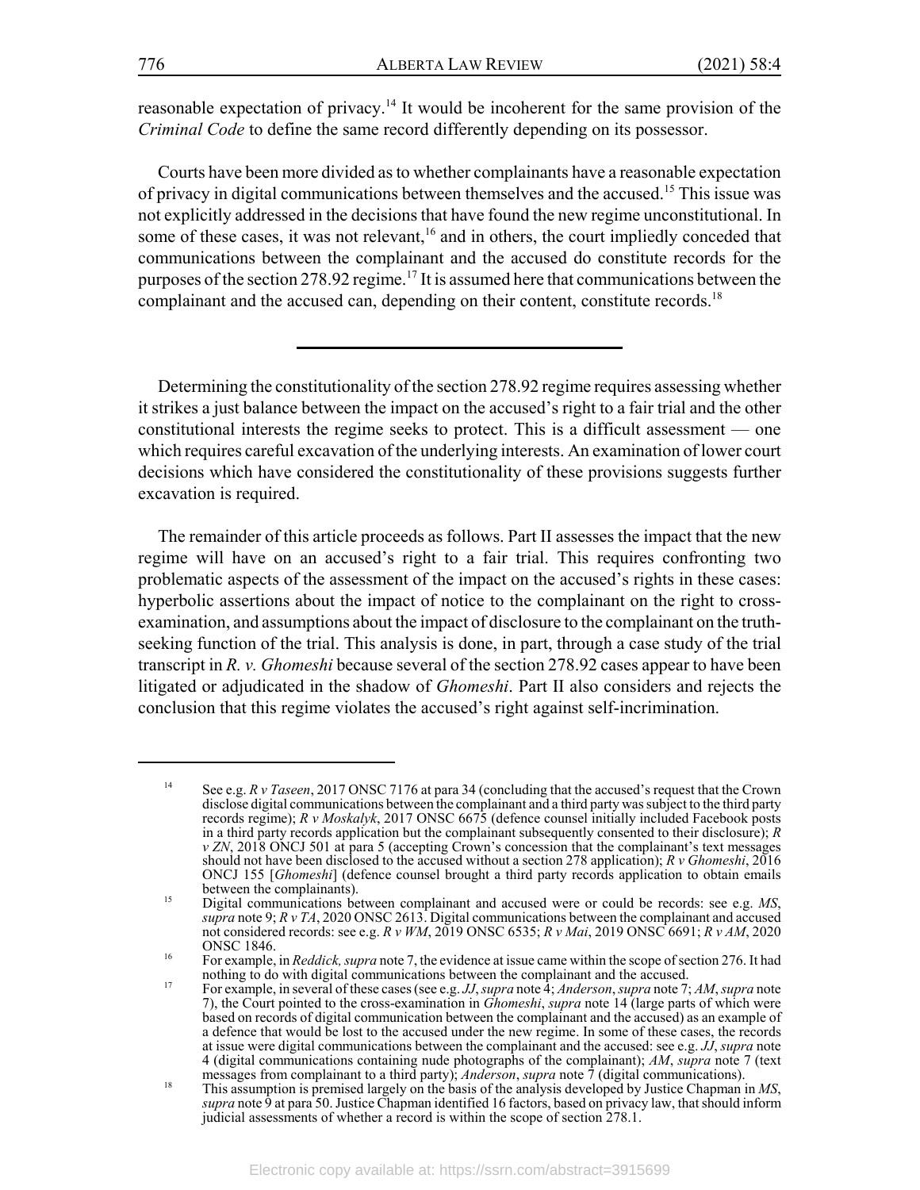reasonable expectation of privacy.[14] It would be incoherent for the same provision of the *Criminal Code* to define the same record differently depending on its possessor.

Courts have been more divided as to whether complainants have a reasonable expectation of privacy in digital communications between themselves and the accused.[15] This issue was not explicitly addressed in the decisions that have found the new regime unconstitutional. In some of these cases, it was not relevant,[16] and in others, the court impliedly conceded that communications between the complainant and the accused do constitute records for the purposes of the section 278.92 regime.[17] It is assumed here that communications between the complainant and the accused can, depending on their content, constitute records.[18]

---

Determining the constitutionality of the section 278.92 regime requires assessing whether it strikes a just balance between the impact on the accused's right to a fair trial and the other constitutional interests the regime seeks to protect. This is a difficult assessment — one which requires careful excavation of the underlying interests. An examination of lower court decisions which have considered the constitutionality of these provisions suggests further excavation is required.

The remainder of this article proceeds as follows. Part II assesses the impact that the new regime will have on an accused's right to a fair trial. This requires confronting two problematic aspects of the assessment of the impact on the accused's rights in these cases: hyperbolic assertions about the impact of notice to the complainant on the right to cross-examination, and assumptions about the impact of disclosure to the complainant on the truth-seeking function of the trial. This analysis is done, in part, through a case study of the trial transcript in *R. v. Ghomeshi* because several of the section 278.92 cases appear to have been litigated or adjudicated in the shadow of *Ghomeshi*. Part II also considers and rejects the conclusion that this regime violates the accused's right against self-incrimination.

---

[14] See e.g. *R v Taseen*, 2017 ONSC 7176 at para 34 (concluding that the accused's request that the Crown disclose digital communications between the complainant and a third party was subject to the third party records regime); *R v Moskalyk*, 2017 ONSC 6675 (defence counsel initially included Facebook posts in a third party records application but the complainant subsequently consented to their disclosure); *R v ZN*, 2018 ONCJ 501 at para 5 (accepting Crown's concession that the complainant's text messages should not have been disclosed to the accused without a section 278 application); *R v Ghomeshi*, 2016 ONCJ 155 [*Ghomeshi*] (defence counsel brought a third party records application to obtain emails between the complainants).

[15] Digital communications between complainant and accused were or could be records: see e.g. *MS*, *supra* note 9; *R v TA*, 2020 ONSC 2613. Digital communications between the complainant and accused not considered records: see e.g. *R v WM*, 2019 ONSC 6535; *R v Mai*, 2019 ONSC 6691; *R v AM*, 2020 ONSC 1846.

[16] For example, in *Reddick, supra* note 7, the evidence at issue came within the scope of section 276. It had nothing to do with digital communications between the complainant and the accused.

[17] For example, in several of these cases (see e.g. *JJ*, *supra* note 4; *Anderson*, *supra* note 7; *AM*, *supra* note 7), the Court pointed to the cross-examination in *Ghomeshi*, *supra* note 14 (large parts of which were based on records of digital communication between the complainant and the accused) as an example of a defence that would be lost to the accused under the new regime. In some of these cases, the records at issue were digital communications between the complainant and the accused: see e.g. *JJ*, *supra* note 4 (digital communications containing nude photographs of the complainant); *AM*, *supra* note 7 (text messages from complainant to a third party); *Anderson*, *supra* note 7 (digital communications).

[18] This assumption is premised largely on the basis of the analysis developed by Justice Chapman in *MS*, *supra* note 9 at para 50. Justice Chapman identified 16 factors, based on privacy law, that should inform judicial assessments of whether a record is within the scope of section 278.1.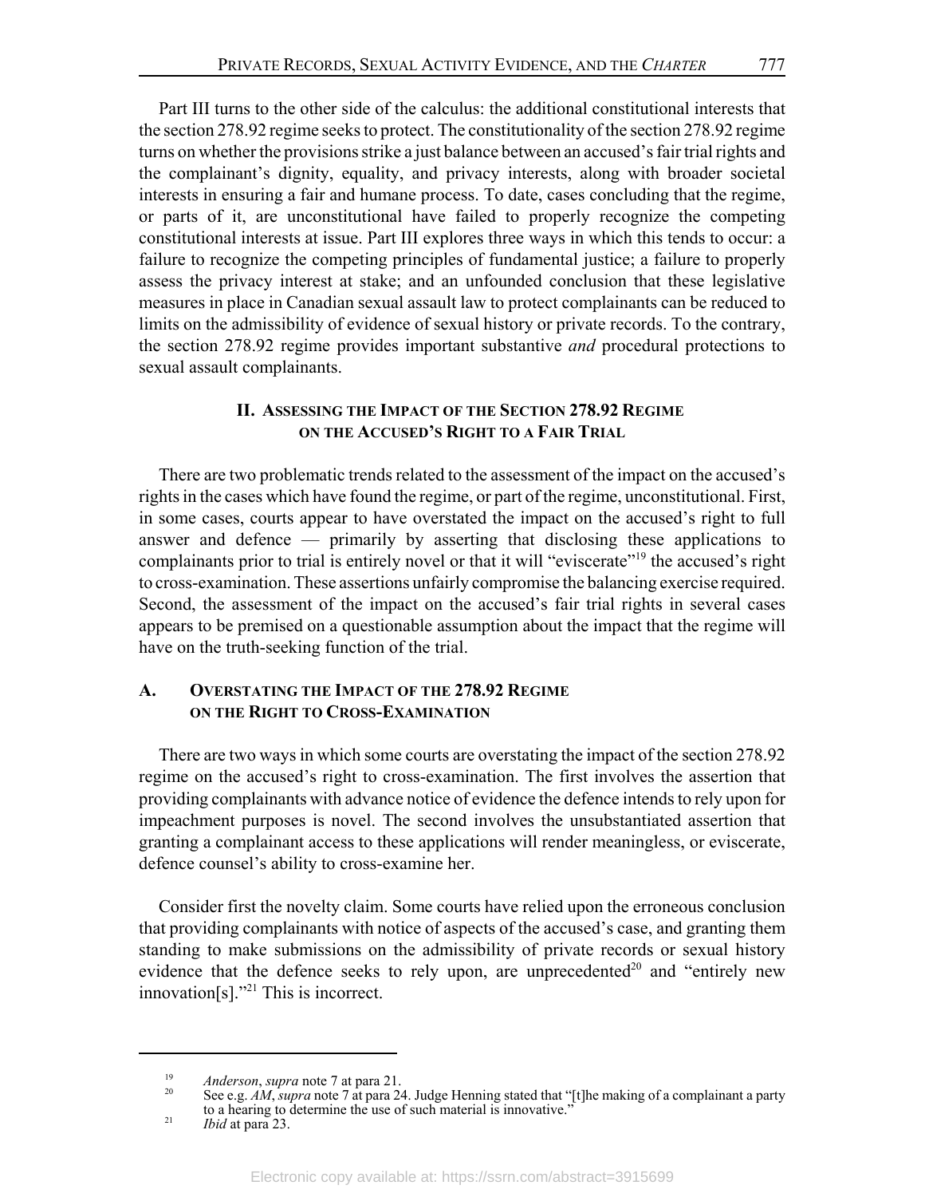Part III turns to the other side of the calculus: the additional constitutional interests that the section 278.92 regime seeks to protect. The constitutionality of the section 278.92 regime turns on whether the provisions strike a just balance between an accused's fair trial rights and the complainant's dignity, equality, and privacy interests, along with broader societal interests in ensuring a fair and humane process. To date, cases concluding that the regime, or parts of it, are unconstitutional have failed to properly recognize the competing constitutional interests at issue. Part III explores three ways in which this tends to occur: a failure to recognize the competing principles of fundamental justice; a failure to properly assess the privacy interest at stake; and an unfounded conclusion that these legislative measures in place in Canadian sexual assault law to protect complainants can be reduced to limits on the admissibility of evidence of sexual history or private records. To the contrary, the section 278.92 regime provides important substantive *and* procedural protections to sexual assault complainants.

## II. Assessing the Impact of the Section 278.92 Regime on the Accused's Right to a Fair Trial

There are two problematic trends related to the assessment of the impact on the accused's rights in the cases which have found the regime, or part of the regime, unconstitutional. First, in some cases, courts appear to have overstated the impact on the accused's right to full answer and defence — primarily by asserting that disclosing these applications to complainants prior to trial is entirely novel or that it will "eviscerate"[19] the accused's right to cross-examination. These assertions unfairly compromise the balancing exercise required. Second, the assessment of the impact on the accused's fair trial rights in several cases appears to be premised on a questionable assumption about the impact that the regime will have on the truth-seeking function of the trial.

### A. Overstating the Impact of the 278.92 Regime on the Right to Cross-Examination

There are two ways in which some courts are overstating the impact of the section 278.92 regime on the accused's right to cross-examination. The first involves the assertion that providing complainants with advance notice of evidence the defence intends to rely upon for impeachment purposes is novel. The second involves the unsubstantiated assertion that granting a complainant access to these applications will render meaningless, or eviscerate, defence counsel's ability to cross-examine her.

Consider first the novelty claim. Some courts have relied upon the erroneous conclusion that providing complainants with notice of aspects of the accused's case, and granting them standing to make submissions on the admissibility of private records or sexual history evidence that the defence seeks to rely upon, are unprecedented[20] and "entirely new innovation[s]."[21] This is incorrect.

---

[19] *Anderson*, *supra* note 7 at para 21.

[20] See e.g. *AM*, *supra* note 7 at para 24. Judge Henning stated that "[t]he making of a complainant a party to a hearing to determine the use of such material is innovative."

[21] *Ibid* at para 23.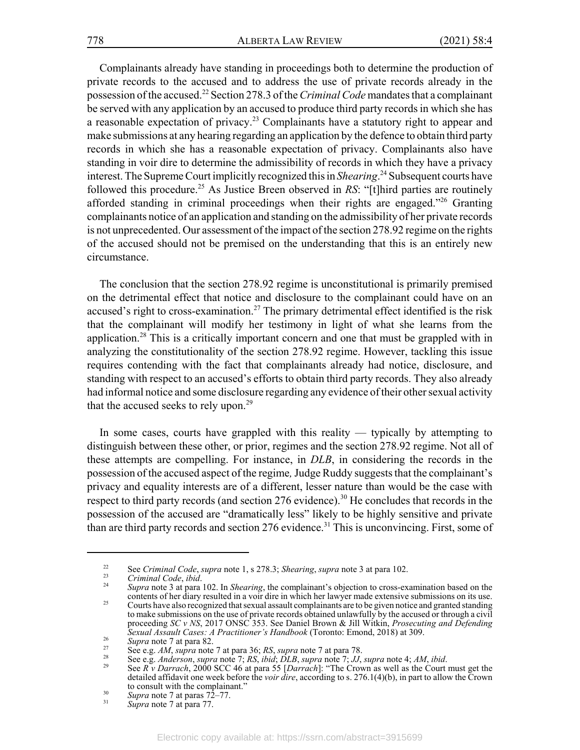Complainants already have standing in proceedings both to determine the production of private records to the accused and to address the use of private records already in the possession of the accused.[22] Section 278.3 of the *Criminal Code* mandates that a complainant be served with any application by an accused to produce third party records in which she has a reasonable expectation of privacy.[23] Complainants have a statutory right to appear and make submissions at any hearing regarding an application by the defence to obtain third party records in which she has a reasonable expectation of privacy. Complainants also have standing in voir dire to determine the admissibility of records in which they have a privacy interest. The Supreme Court implicitly recognized this in *Shearing*.[24] Subsequent courts have followed this procedure.[25] As Justice Breen observed in *RS*: "[t]hird parties are routinely afforded standing in criminal proceedings when their rights are engaged."[26] Granting complainants notice of an application and standing on the admissibility of her private records is not unprecedented. Our assessment of the impact of the section 278.92 regime on the rights of the accused should not be premised on the understanding that this is an entirely new circumstance.

The conclusion that the section 278.92 regime is unconstitutional is primarily premised on the detrimental effect that notice and disclosure to the complainant could have on an accused's right to cross-examination.[27] The primary detrimental effect identified is the risk that the complainant will modify her testimony in light of what she learns from the application.[28] This is a critically important concern and one that must be grappled with in analyzing the constitutionality of the section 278.92 regime. However, tackling this issue requires contending with the fact that complainants already had notice, disclosure, and standing with respect to an accused's efforts to obtain third party records. They also already had informal notice and some disclosure regarding any evidence of their other sexual activity that the accused seeks to rely upon.[29]

In some cases, courts have grappled with this reality — typically by attempting to distinguish between these other, or prior, regimes and the section 278.92 regime. Not all of these attempts are compelling. For instance, in *DLB*, in considering the records in the possession of the accused aspect of the regime, Judge Ruddy suggests that the complainant's privacy and equality interests are of a different, lesser nature than would be the case with respect to third party records (and section 276 evidence).[30] He concludes that records in the possession of the accused are "dramatically less" likely to be highly sensitive and private than are third party records and section 276 evidence.[31] This is unconvincing. First, some of

---

[22] See *Criminal Code*, *supra* note 1, s 278.3; *Shearing*, *supra* note 3 at para 102.

[23] *Criminal Code*, *ibid*.

[24] *Supra* note 3 at para 102. In *Shearing*, the complainant's objection to cross-examination based on the contents of her diary resulted in a voir dire in which her lawyer made extensive submissions on its use.

[25] Courts have also recognized that sexual assault complainants are to be given notice and granted standing to make submissions on the use of private records obtained unlawfully by the accused or through a civil proceeding *SC v NS*, 2017 ONSC 353. See Daniel Brown & Jill Witkin, *Prosecuting and Defending Sexual Assault Cases: A Practitioner's Handbook* (Toronto: Emond, 2018) at 309.

[26] *Supra* note 7 at para 82.

[27] See e.g. *AM*, *supra* note 7 at para 36; *RS*, *supra* note 7 at para 78.

[28] See e.g. *Anderson*, *supra* note 7; *RS*, *ibid*; *DLB*, *supra* note 7; *JJ*, *supra* note 4; *AM*, *ibid*.

[29] See *R v Darrach*, 2000 SCC 46 at para 55 [*Darrach*]: "The Crown as well as the Court must get the detailed affidavit one week before the *voir dire*, according to s. 276.1(4)(b), in part to allow the Crown to consult with the complainant."

[30] *Supra* note 7 at paras 72–77.

[31] *Supra* note 7 at para 77.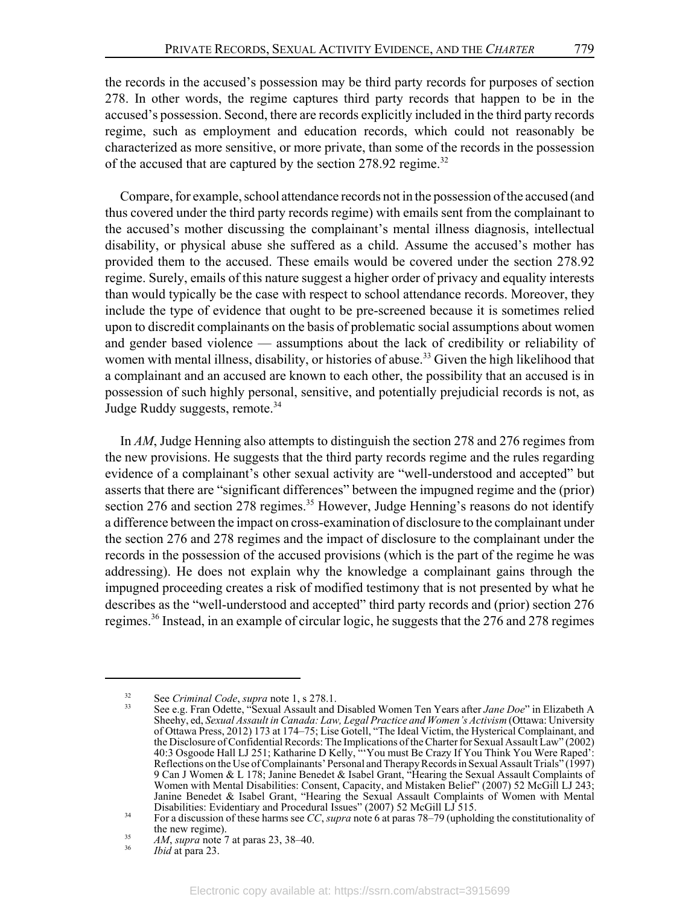the records in the accused's possession may be third party records for purposes of section 278. In other words, the regime captures third party records that happen to be in the accused's possession. Second, there are records explicitly included in the third party records regime, such as employment and education records, which could not reasonably be characterized as more sensitive, or more private, than some of the records in the possession of the accused that are captured by the section 278.92 regime.[32]

Compare, for example, school attendance records not in the possession of the accused (and thus covered under the third party records regime) with emails sent from the complainant to the accused's mother discussing the complainant's mental illness diagnosis, intellectual disability, or physical abuse she suffered as a child. Assume the accused's mother has provided them to the accused. These emails would be covered under the section 278.92 regime. Surely, emails of this nature suggest a higher order of privacy and equality interests than would typically be the case with respect to school attendance records. Moreover, they include the type of evidence that ought to be pre-screened because it is sometimes relied upon to discredit complainants on the basis of problematic social assumptions about women and gender based violence — assumptions about the lack of credibility or reliability of women with mental illness, disability, or histories of abuse.[33] Given the high likelihood that a complainant and an accused are known to each other, the possibility that an accused is in possession of such highly personal, sensitive, and potentially prejudicial records is not, as Judge Ruddy suggests, remote.[34]

In *AM*, Judge Henning also attempts to distinguish the section 278 and 276 regimes from the new provisions. He suggests that the third party records regime and the rules regarding evidence of a complainant's other sexual activity are "well-understood and accepted" but asserts that there are "significant differences" between the impugned regime and the (prior) section 276 and section 278 regimes.[35] However, Judge Henning's reasons do not identify a difference between the impact on cross-examination of disclosure to the complainant under the section 276 and 278 regimes and the impact of disclosure to the complainant under the records in the possession of the accused provisions (which is the part of the regime he was addressing). He does not explain why the knowledge a complainant gains through the impugned proceeding creates a risk of modified testimony that is not presented by what he describes as the "well-understood and accepted" third party records and (prior) section 276 regimes.[36] Instead, in an example of circular logic, he suggests that the 276 and 278 regimes

---

[32] See *Criminal Code*, *supra* note 1, s 278.1.

[33] See e.g. Fran Odette, "Sexual Assault and Disabled Women Ten Years after *Jane Doe*" in Elizabeth A Sheehy, ed, *Sexual Assault in Canada: Law, Legal Practice and Women's Activism* (Ottawa: University of Ottawa Press, 2012) 173 at 174–75; Lise Gotell, "The Ideal Victim, the Hysterical Complainant, and the Disclosure of Confidential Records: The Implications of the Charter for Sexual Assault Law" (2002) 40:3 Osgoode Hall LJ 251; Katharine D Kelly, "'You must Be Crazy If You Think You Were Raped': Reflections on the Use of Complainants' Personal and Therapy Records in Sexual Assault Trials" (1997) 9 Can J Women & L 178; Janine Benedet & Isabel Grant, "Hearing the Sexual Assault Complaints of Women with Mental Disabilities: Consent, Capacity, and Mistaken Belief" (2007) 52 McGill LJ 243; Janine Benedet & Isabel Grant, "Hearing the Sexual Assault Complaints of Women with Mental Disabilities: Evidentiary and Procedural Issues" (2007) 52 McGill LJ 515.

[34] For a discussion of these harms see *CC*, *supra* note 6 at paras 78–79 (upholding the constitutionality of the new regime).

[35] *AM*, *supra* note 7 at paras 23, 38–40.

[36] *Ibid* at para 23.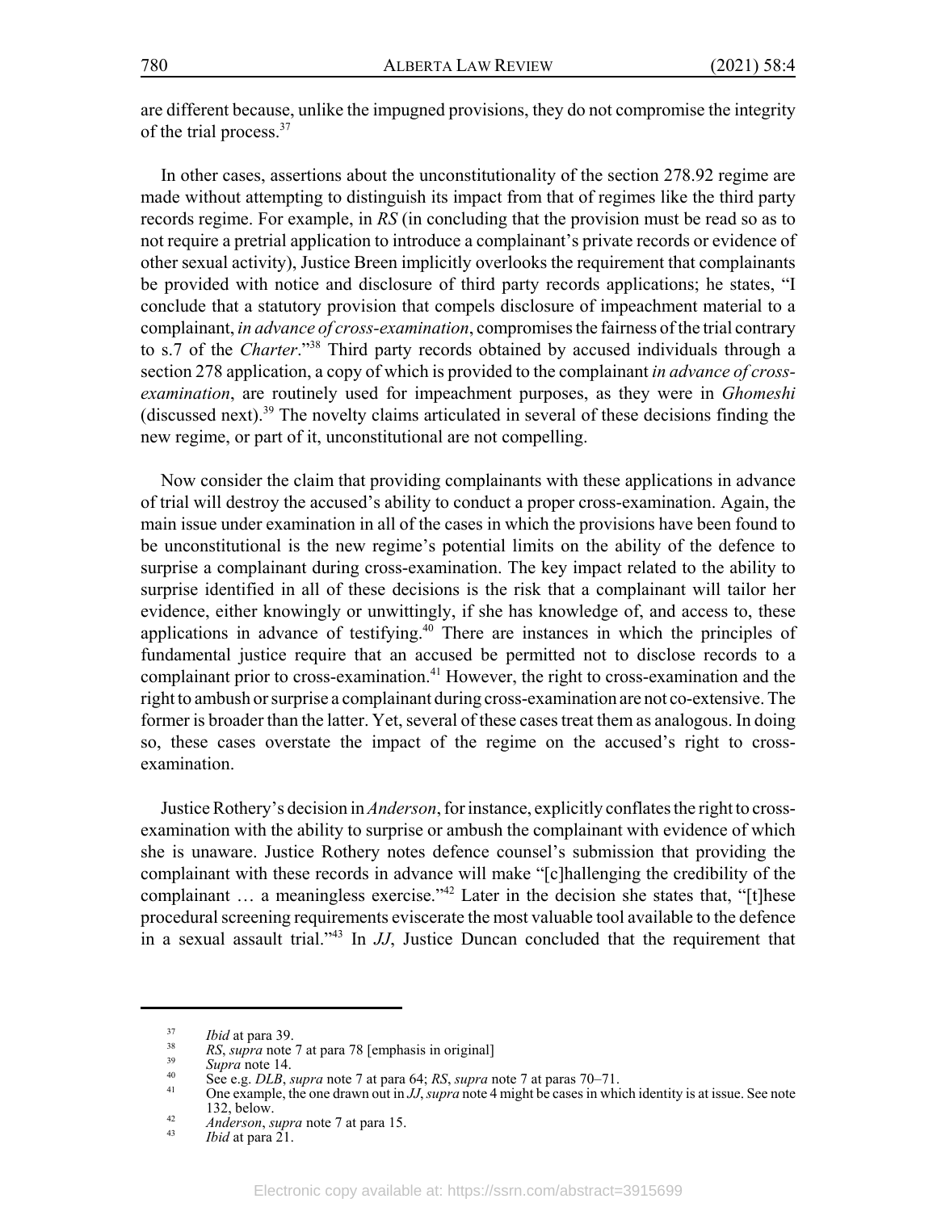are different because, unlike the impugned provisions, they do not compromise the integrity of the trial process.[37]

In other cases, assertions about the unconstitutionality of the section 278.92 regime are made without attempting to distinguish its impact from that of regimes like the third party records regime. For example, in *RS* (in concluding that the provision must be read so as to not require a pretrial application to introduce a complainant's private records or evidence of other sexual activity), Justice Breen implicitly overlooks the requirement that complainants be provided with notice and disclosure of third party records applications; he states, "I conclude that a statutory provision that compels disclosure of impeachment material to a complainant, *in advance of cross-examination*, compromises the fairness of the trial contrary to s.7 of the *Charter*."[38] Third party records obtained by accused individuals through a section 278 application, a copy of which is provided to the complainant *in advance of cross-examination*, are routinely used for impeachment purposes, as they were in *Ghomeshi* (discussed next).[39] The novelty claims articulated in several of these decisions finding the new regime, or part of it, unconstitutional are not compelling.

Now consider the claim that providing complainants with these applications in advance of trial will destroy the accused's ability to conduct a proper cross-examination. Again, the main issue under examination in all of the cases in which the provisions have been found to be unconstitutional is the new regime's potential limits on the ability of the defence to surprise a complainant during cross-examination. The key impact related to the ability to surprise identified in all of these decisions is the risk that a complainant will tailor her evidence, either knowingly or unwittingly, if she has knowledge of, and access to, these applications in advance of testifying.[40] There are instances in which the principles of fundamental justice require that an accused be permitted not to disclose records to a complainant prior to cross-examination.[41] However, the right to cross-examination and the right to ambush or surprise a complainant during cross-examination are not co-extensive. The former is broader than the latter. Yet, several of these cases treat them as analogous. In doing so, these cases overstate the impact of the regime on the accused's right to cross-examination.

Justice Rothery's decision in *Anderson*, for instance, explicitly conflates the right to cross-examination with the ability to surprise or ambush the complainant with evidence of which she is unaware. Justice Rothery notes defence counsel's submission that providing the complainant with these records in advance will make "[c]hallenging the credibility of the complainant … a meaningless exercise."[42] Later in the decision she states that, "[t]hese procedural screening requirements eviscerate the most valuable tool available to the defence in a sexual assault trial."[43] In *JJ*, Justice Duncan concluded that the requirement that

---

[37] *Ibid* at para 39.

[38] *RS*, *supra* note 7 at para 78 [emphasis in original]

[39] *Supra* note 14.

[40] See e.g. *DLB*, *supra* note 7 at para 64; *RS*, *supra* note 7 at paras 70–71.

[41] One example, the one drawn out in *JJ*, *supra* note 4 might be cases in which identity is at issue. See note 132, below.

[42] *Anderson*, *supra* note 7 at para 15.

[43] *Ibid* at para 21.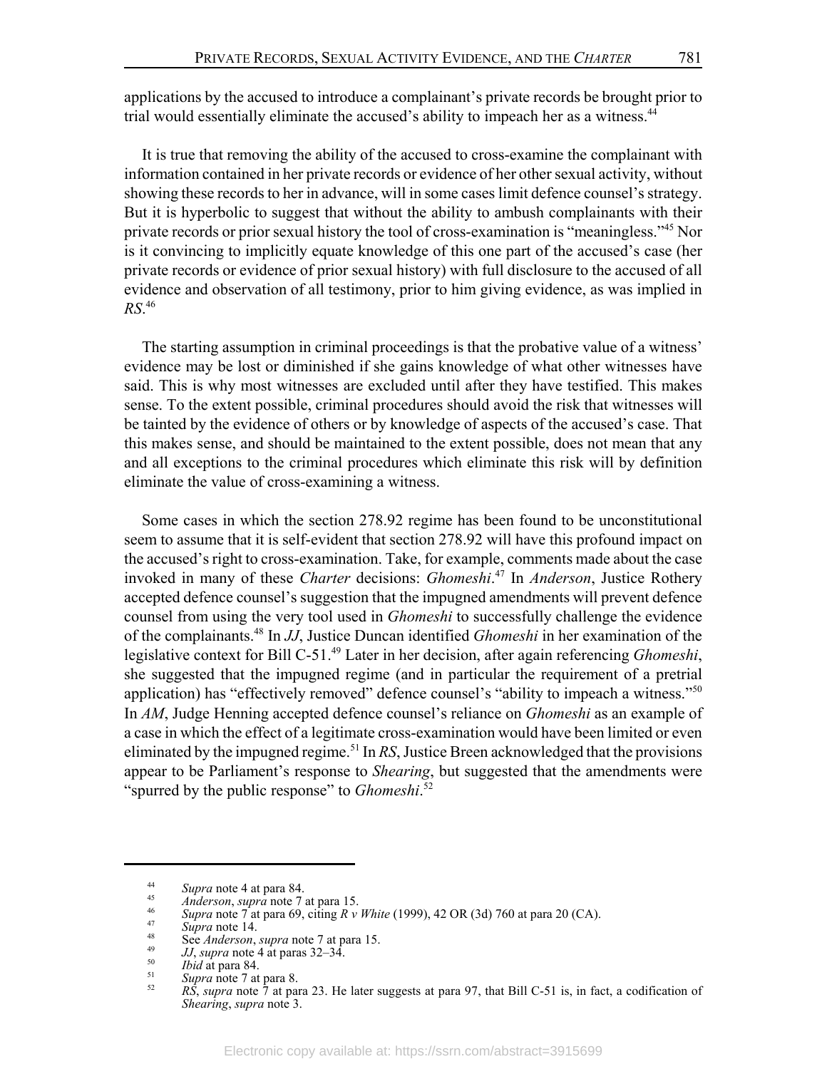applications by the accused to introduce a complainant's private records be brought prior to trial would essentially eliminate the accused's ability to impeach her as a witness.[44]

It is true that removing the ability of the accused to cross-examine the complainant with information contained in her private records or evidence of her other sexual activity, without showing these records to her in advance, will in some cases limit defence counsel's strategy. But it is hyperbolic to suggest that without the ability to ambush complainants with their private records or prior sexual history the tool of cross-examination is "meaningless."[45] Nor is it convincing to implicitly equate knowledge of this one part of the accused's case (her private records or evidence of prior sexual history) with full disclosure to the accused of all evidence and observation of all testimony, prior to him giving evidence, as was implied in *RS*.[46]

The starting assumption in criminal proceedings is that the probative value of a witness' evidence may be lost or diminished if she gains knowledge of what other witnesses have said. This is why most witnesses are excluded until after they have testified. This makes sense. To the extent possible, criminal procedures should avoid the risk that witnesses will be tainted by the evidence of others or by knowledge of aspects of the accused's case. That this makes sense, and should be maintained to the extent possible, does not mean that any and all exceptions to the criminal procedures which eliminate this risk will by definition eliminate the value of cross-examining a witness.

Some cases in which the section 278.92 regime has been found to be unconstitutional seem to assume that it is self-evident that section 278.92 will have this profound impact on the accused's right to cross-examination. Take, for example, comments made about the case invoked in many of these *Charter* decisions: *Ghomeshi*.[47] In *Anderson*, Justice Rothery accepted defence counsel's suggestion that the impugned amendments will prevent defence counsel from using the very tool used in *Ghomeshi* to successfully challenge the evidence of the complainants.[48] In *JJ*, Justice Duncan identified *Ghomeshi* in her examination of the legislative context for Bill C-51.[49] Later in her decision, after again referencing *Ghomeshi*, she suggested that the impugned regime (and in particular the requirement of a pretrial application) has "effectively removed" defence counsel's "ability to impeach a witness."[50] In *AM*, Judge Henning accepted defence counsel's reliance on *Ghomeshi* as an example of a case in which the effect of a legitimate cross-examination would have been limited or even eliminated by the impugned regime.[51] In *RS*, Justice Breen acknowledged that the provisions appear to be Parliament's response to *Shearing*, but suggested that the amendments were "spurred by the public response" to *Ghomeshi*.[52]

---

[44] *Supra* note 4 at para 84.

[45] *Anderson*, *supra* note 7 at para 15.

[46] *Supra* note 7 at para 69, citing *R v White* (1999), 42 OR (3d) 760 at para 20 (CA).

[47] *Supra* note 14.

[48] See *Anderson*, *supra* note 7 at para 15.

[49] *JJ*, *supra* note 4 at paras 32–34.

[50] *Ibid* at para 84.

[51] *Supra* note 7 at para 8.

[52] *RS*, *supra* note 7 at para 23. He later suggests at para 97, that Bill C-51 is, in fact, a codification of *Shearing*, *supra* note 3.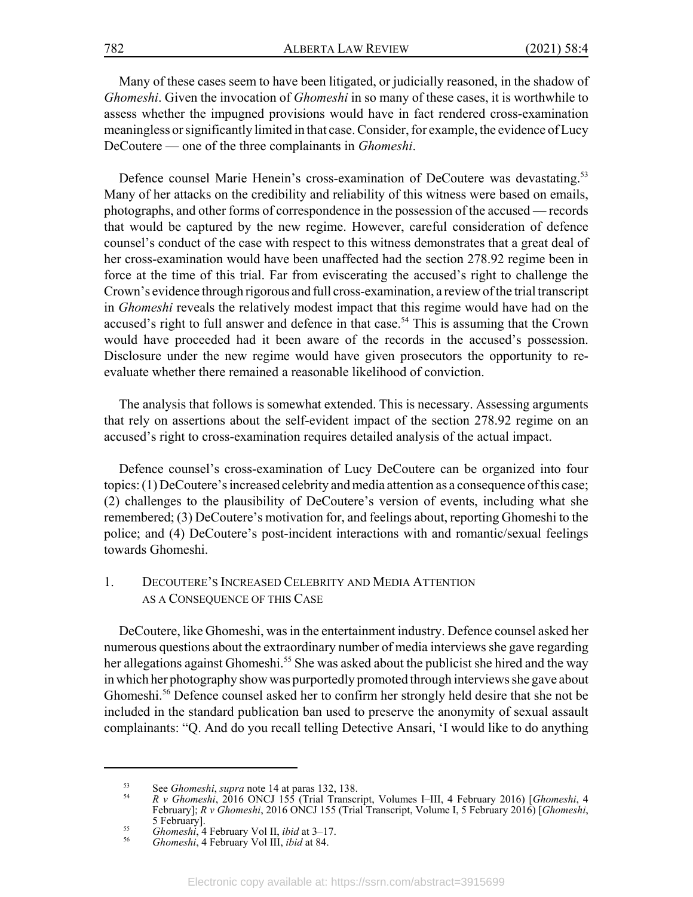Many of these cases seem to have been litigated, or judicially reasoned, in the shadow of *Ghomeshi*. Given the invocation of *Ghomeshi* in so many of these cases, it is worthwhile to assess whether the impugned provisions would have in fact rendered cross-examination meaningless or significantly limited in that case. Consider, for example, the evidence of Lucy DeCoutere — one of the three complainants in *Ghomeshi*.

Defence counsel Marie Henein's cross-examination of DeCoutere was devastating.[53] Many of her attacks on the credibility and reliability of this witness were based on emails, photographs, and other forms of correspondence in the possession of the accused — records that would be captured by the new regime. However, careful consideration of defence counsel's conduct of the case with respect to this witness demonstrates that a great deal of her cross-examination would have been unaffected had the section 278.92 regime been in force at the time of this trial. Far from eviscerating the accused's right to challenge the Crown's evidence through rigorous and full cross-examination, a review of the trial transcript in *Ghomeshi* reveals the relatively modest impact that this regime would have had on the accused's right to full answer and defence in that case.[54] This is assuming that the Crown would have proceeded had it been aware of the records in the accused's possession. Disclosure under the new regime would have given prosecutors the opportunity to re-evaluate whether there remained a reasonable likelihood of conviction.

The analysis that follows is somewhat extended. This is necessary. Assessing arguments that rely on assertions about the self-evident impact of the section 278.92 regime on an accused's right to cross-examination requires detailed analysis of the actual impact.

Defence counsel's cross-examination of Lucy DeCoutere can be organized into four topics: (1) DeCoutere's increased celebrity and media attention as a consequence of this case; (2) challenges to the plausibility of DeCoutere's version of events, including what she remembered; (3) DeCoutere's motivation for, and feelings about, reporting Ghomeshi to the police; and (4) DeCoutere's post-incident interactions with and romantic/sexual feelings towards Ghomeshi.

### 1. DeCoutere's Increased Celebrity and Media Attention as a Consequence of this Case

DeCoutere, like Ghomeshi, was in the entertainment industry. Defence counsel asked her numerous questions about the extraordinary number of media interviews she gave regarding her allegations against Ghomeshi.[55] She was asked about the publicist she hired and the way in which her photography show was purportedly promoted through interviews she gave about Ghomeshi.[56] Defence counsel asked her to confirm her strongly held desire that she not be included in the standard publication ban used to preserve the anonymity of sexual assault complainants: "Q. And do you recall telling Detective Ansari, 'I would like to do anything

---

[53] See *Ghomeshi*, *supra* note 14 at paras 132, 138.

[54] *R v Ghomeshi*, 2016 ONCJ 155 (Trial Transcript, Volumes I–III, 4 February 2016) [*Ghomeshi*, 4 February]; *R v Ghomeshi*, 2016 ONCJ 155 (Trial Transcript, Volume I, 5 February 2016) [*Ghomeshi*, 5 February].

[55] *Ghomeshi*, 4 February Vol II, *ibid* at 3–17.

[56] *Ghomeshi*, 4 February Vol III, *ibid* at 84.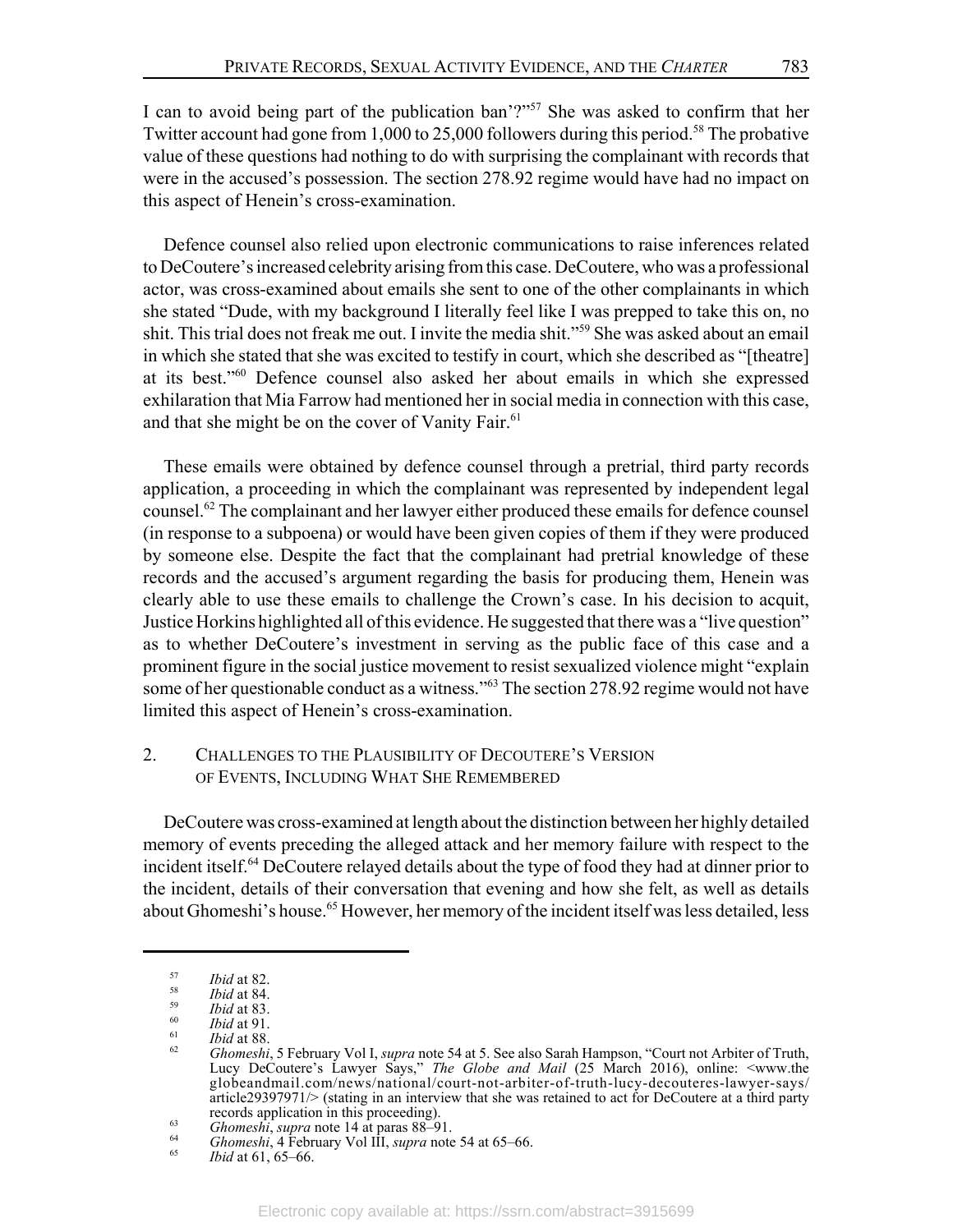I can to avoid being part of the publication ban'?"[57] She was asked to confirm that her Twitter account had gone from 1,000 to 25,000 followers during this period.[58] The probative value of these questions had nothing to do with surprising the complainant with records that were in the accused's possession. The section 278.92 regime would have had no impact on this aspect of Henein's cross-examination.

Defence counsel also relied upon electronic communications to raise inferences related to DeCoutere's increased celebrity arising from this case. DeCoutere, who was a professional actor, was cross-examined about emails she sent to one of the other complainants in which she stated "Dude, with my background I literally feel like I was prepped to take this on, no shit. This trial does not freak me out. I invite the media shit."[59] She was asked about an email in which she stated that she was excited to testify in court, which she described as "[theatre] at its best."[60] Defence counsel also asked her about emails in which she expressed exhilaration that Mia Farrow had mentioned her in social media in connection with this case, and that she might be on the cover of Vanity Fair.[61]

These emails were obtained by defence counsel through a pretrial, third party records application, a proceeding in which the complainant was represented by independent legal counsel.[62] The complainant and her lawyer either produced these emails for defence counsel (in response to a subpoena) or would have been given copies of them if they were produced by someone else. Despite the fact that the complainant had pretrial knowledge of these records and the accused's argument regarding the basis for producing them, Henein was clearly able to use these emails to challenge the Crown's case. In his decision to acquit, Justice Horkins highlighted all of this evidence. He suggested that there was a "live question" as to whether DeCoutere's investment in serving as the public face of this case and a prominent figure in the social justice movement to resist sexualized violence might "explain some of her questionable conduct as a witness."[63] The section 278.92 regime would not have limited this aspect of Henein's cross-examination.

## 2. Challenges to the Plausibility of DeCoutere's Version of Events, Including What She Remembered

DeCoutere was cross-examined at length about the distinction between her highly detailed memory of events preceding the alleged attack and her memory failure with respect to the incident itself.[64] DeCoutere relayed details about the type of food they had at dinner prior to the incident, details of their conversation that evening and how she felt, as well as details about Ghomeshi's house.[65] However, her memory of the incident itself was less detailed, less

---

[57] *Ibid* at 82.
[58] *Ibid* at 84.
[59] *Ibid* at 83.
[60] *Ibid* at 91.
[61] *Ibid* at 88.
[62] *Ghomeshi*, 5 February Vol I, *supra* note 54 at 5. See also Sarah Hampson, "Court not Arbiter of Truth, Lucy DeCoutere's Lawyer Says," *The Globe and Mail* (25 March 2016), online: <www.theglobeandmail.com/news/national/court-not-arbiter-of-truth-lucy-decouteres-lawyer-says/article29397971/> (stating in an interview that she was retained to act for DeCoutere at a third party records application in this proceeding).
[63] *Ghomeshi*, *supra* note 14 at paras 88–91.
[64] *Ghomeshi*, 4 February Vol III, *supra* note 54 at 65–66.
[65] *Ibid* at 61, 65–66.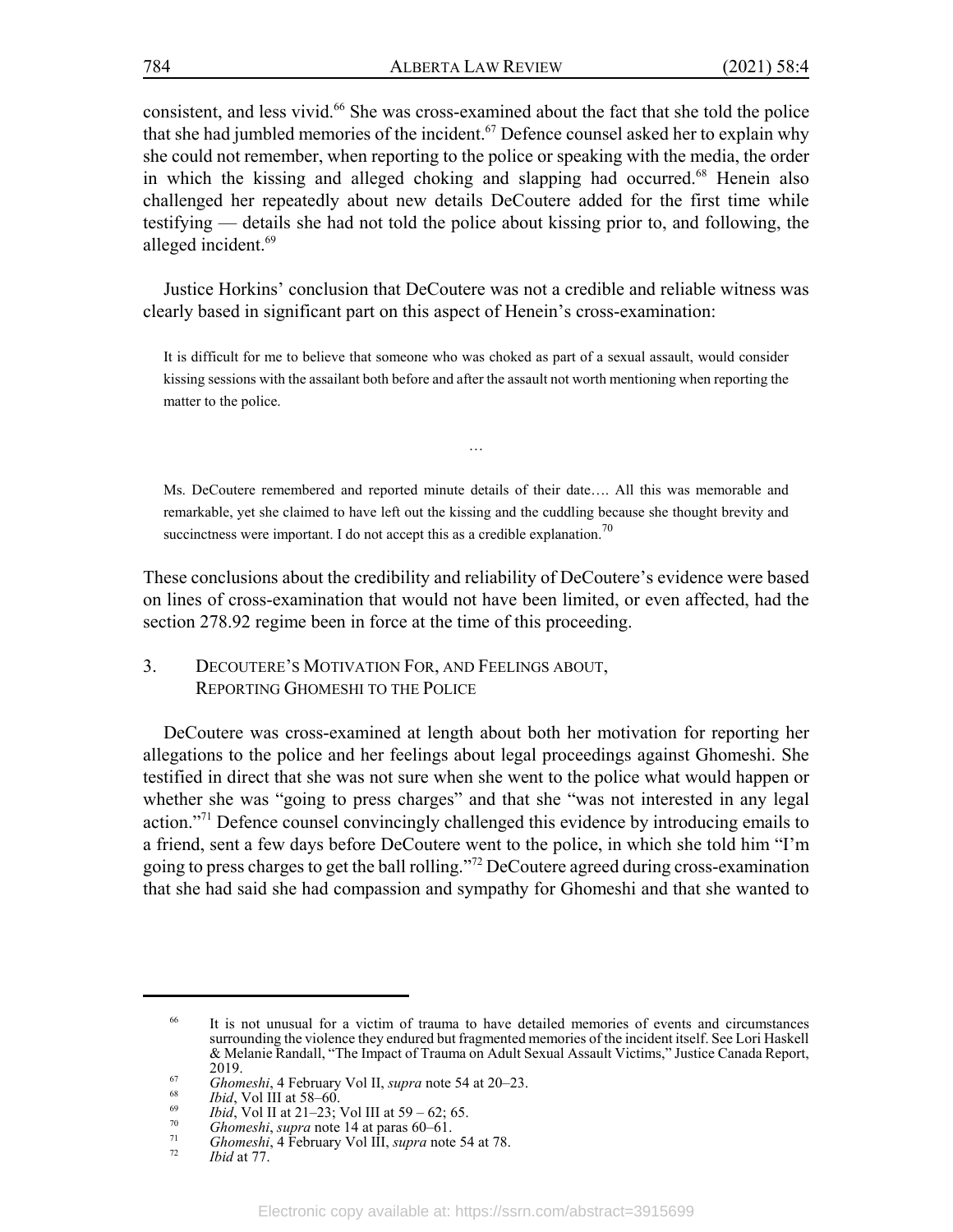consistent, and less vivid.[66] She was cross-examined about the fact that she told the police that she had jumbled memories of the incident.[67] Defence counsel asked her to explain why she could not remember, when reporting to the police or speaking with the media, the order in which the kissing and alleged choking and slapping had occurred.[68] Henein also challenged her repeatedly about new details DeCoutere added for the first time while testifying — details she had not told the police about kissing prior to, and following, the alleged incident.[69]

Justice Horkins' conclusion that DeCoutere was not a credible and reliable witness was clearly based in significant part on this aspect of Henein's cross-examination:

> It is difficult for me to believe that someone who was choked as part of a sexual assault, would consider kissing sessions with the assailant both before and after the assault not worth mentioning when reporting the matter to the police.
>
> …
>
> Ms. DeCoutere remembered and reported minute details of their date…. All this was memorable and remarkable, yet she claimed to have left out the kissing and the cuddling because she thought brevity and succinctness were important. I do not accept this as a credible explanation.[70]

These conclusions about the credibility and reliability of DeCoutere's evidence were based on lines of cross-examination that would not have been limited, or even affected, had the section 278.92 regime been in force at the time of this proceeding.

### 3. DeCoutere's Motivation For, and Feelings about, Reporting Ghomeshi to the Police

DeCoutere was cross-examined at length about both her motivation for reporting her allegations to the police and her feelings about legal proceedings against Ghomeshi. She testified in direct that she was not sure when she went to the police what would happen or whether she was "going to press charges" and that she "was not interested in any legal action."[71] Defence counsel convincingly challenged this evidence by introducing emails to a friend, sent a few days before DeCoutere went to the police, in which she told him "I'm going to press charges to get the ball rolling."[72] DeCoutere agreed during cross-examination that she had said she had compassion and sympathy for Ghomeshi and that she wanted to

---

[66] It is not unusual for a victim of trauma to have detailed memories of events and circumstances surrounding the violence they endured but fragmented memories of the incident itself. See Lori Haskell & Melanie Randall, "The Impact of Trauma on Adult Sexual Assault Victims," Justice Canada Report, 2019.

[67] *Ghomeshi*, 4 February Vol II, *supra* note 54 at 20–23.

[68] *Ibid*, Vol III at 58–60.

[69] *Ibid*, Vol II at 21–23; Vol III at 59 – 62; 65.

[70] *Ghomeshi*, *supra* note 14 at paras 60–61.

[71] *Ghomeshi*, 4 February Vol III, *supra* note 54 at 78.

[72] *Ibid* at 77.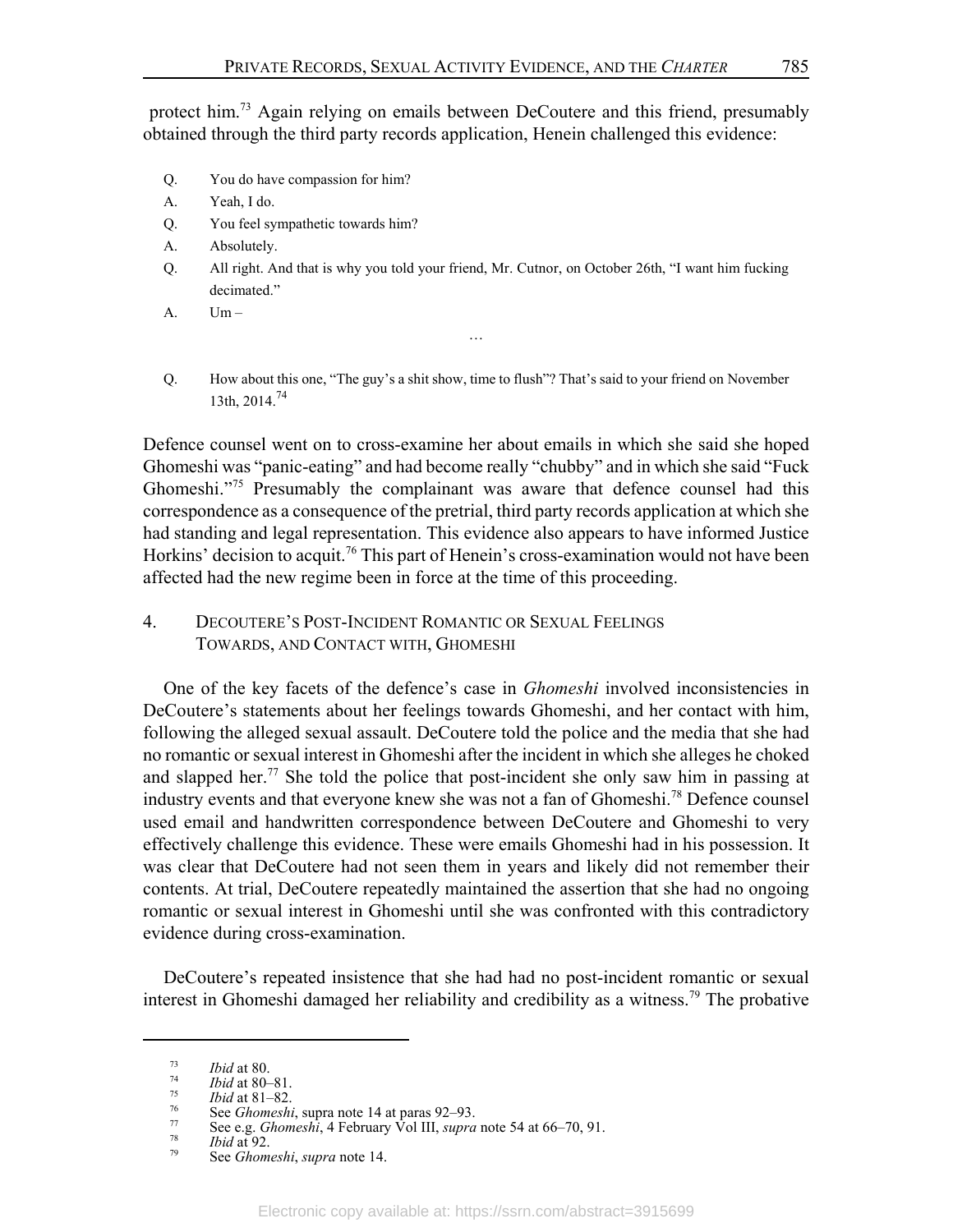protect him.[73] Again relying on emails between DeCoutere and this friend, presumably obtained through the third party records application, Henein challenged this evidence:

> Q. You do have compassion for him?
>
> A. Yeah, I do.
>
> Q. You feel sympathetic towards him?
>
> A. Absolutely.
>
> Q. All right. And that is why you told your friend, Mr. Cutnor, on October 26th, "I want him fucking decimated."
>
> A. Um –
>
> …
>
> Q. How about this one, "The guy's a shit show, time to flush"? That's said to your friend on November 13th, 2014.[74]

Defence counsel went on to cross-examine her about emails in which she said she hoped Ghomeshi was "panic-eating" and had become really "chubby" and in which she said "Fuck Ghomeshi."[75] Presumably the complainant was aware that defence counsel had this correspondence as a consequence of the pretrial, third party records application at which she had standing and legal representation. This evidence also appears to have informed Justice Horkins' decision to acquit.[76] This part of Henein's cross-examination would not have been affected had the new regime been in force at the time of this proceeding.

### 4. DeCoutere's Post-Incident Romantic or Sexual Feelings Towards, and Contact with, Ghomeshi

One of the key facets of the defence's case in *Ghomeshi* involved inconsistencies in DeCoutere's statements about her feelings towards Ghomeshi, and her contact with him, following the alleged sexual assault. DeCoutere told the police and the media that she had no romantic or sexual interest in Ghomeshi after the incident in which she alleges he choked and slapped her.[77] She told the police that post-incident she only saw him in passing at industry events and that everyone knew she was not a fan of Ghomeshi.[78] Defence counsel used email and handwritten correspondence between DeCoutere and Ghomeshi to very effectively challenge this evidence. These were emails Ghomeshi had in his possession. It was clear that DeCoutere had not seen them in years and likely did not remember their contents. At trial, DeCoutere repeatedly maintained the assertion that she had no ongoing romantic or sexual interest in Ghomeshi until she was confronted with this contradictory evidence during cross-examination.

DeCoutere's repeated insistence that she had had no post-incident romantic or sexual interest in Ghomeshi damaged her reliability and credibility as a witness.[79] The probative

---

[73] *Ibid* at 80.

[74] *Ibid* at 80–81.

[75] *Ibid* at 81–82.

[76] See *Ghomeshi*, supra note 14 at paras 92–93.

[77] See e.g. *Ghomeshi*, 4 February Vol III, *supra* note 54 at 66–70, 91.

[78] *Ibid* at 92.

[79] See *Ghomeshi*, *supra* note 14.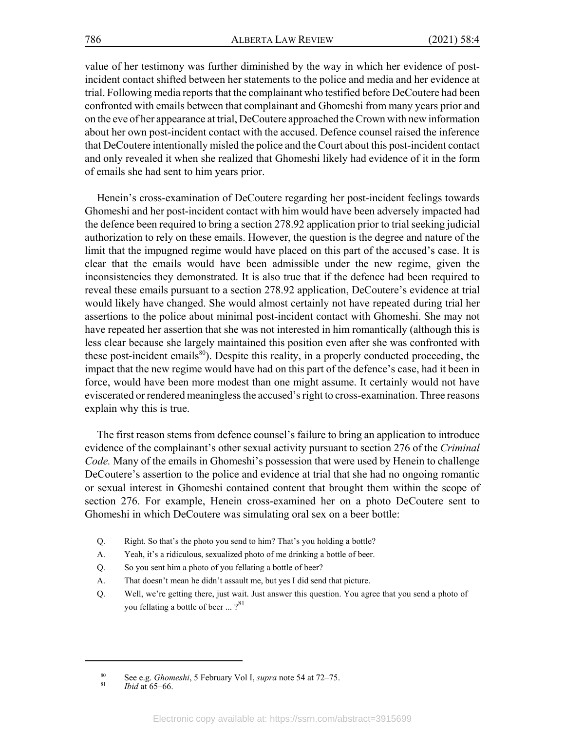value of her testimony was further diminished by the way in which her evidence of post-incident contact shifted between her statements to the police and media and her evidence at trial. Following media reports that the complainant who testified before DeCoutere had been confronted with emails between that complainant and Ghomeshi from many years prior and on the eve of her appearance at trial, DeCoutere approached the Crown with new information about her own post-incident contact with the accused. Defence counsel raised the inference that DeCoutere intentionally misled the police and the Court about this post-incident contact and only revealed it when she realized that Ghomeshi likely had evidence of it in the form of emails she had sent to him years prior.

Henein's cross-examination of DeCoutere regarding her post-incident feelings towards Ghomeshi and her post-incident contact with him would have been adversely impacted had the defence been required to bring a section 278.92 application prior to trial seeking judicial authorization to rely on these emails. However, the question is the degree and nature of the limit that the impugned regime would have placed on this part of the accused's case. It is clear that the emails would have been admissible under the new regime, given the inconsistencies they demonstrated. It is also true that if the defence had been required to reveal these emails pursuant to a section 278.92 application, DeCoutere's evidence at trial would likely have changed. She would almost certainly not have repeated during trial her assertions to the police about minimal post-incident contact with Ghomeshi. She may not have repeated her assertion that she was not interested in him romantically (although this is less clear because she largely maintained this position even after she was confronted with these post-incident emails[80]). Despite this reality, in a properly conducted proceeding, the impact that the new regime would have had on this part of the defence's case, had it been in force, would have been more modest than one might assume. It certainly would not have eviscerated or rendered meaningless the accused's right to cross-examination. Three reasons explain why this is true.

The first reason stems from defence counsel's failure to bring an application to introduce evidence of the complainant's other sexual activity pursuant to section 276 of the *Criminal Code.* Many of the emails in Ghomeshi's possession that were used by Henein to challenge DeCoutere's assertion to the police and evidence at trial that she had no ongoing romantic or sexual interest in Ghomeshi contained content that brought them within the scope of section 276. For example, Henein cross-examined her on a photo DeCoutere sent to Ghomeshi in which DeCoutere was simulating oral sex on a beer bottle:

> Q. Right. So that's the photo you send to him? That's you holding a bottle?
>
> A. Yeah, it's a ridiculous, sexualized photo of me drinking a bottle of beer.
>
> Q. So you sent him a photo of you fellating a bottle of beer?
>
> A. That doesn't mean he didn't assault me, but yes I did send that picture.
>
> Q. Well, we're getting there, just wait. Just answer this question. You agree that you send a photo of you fellating a bottle of beer ... ?[81]

---

[80] See e.g. *Ghomeshi*, 5 February Vol I, *supra* note 54 at 72–75.

[81] *Ibid* at 65–66.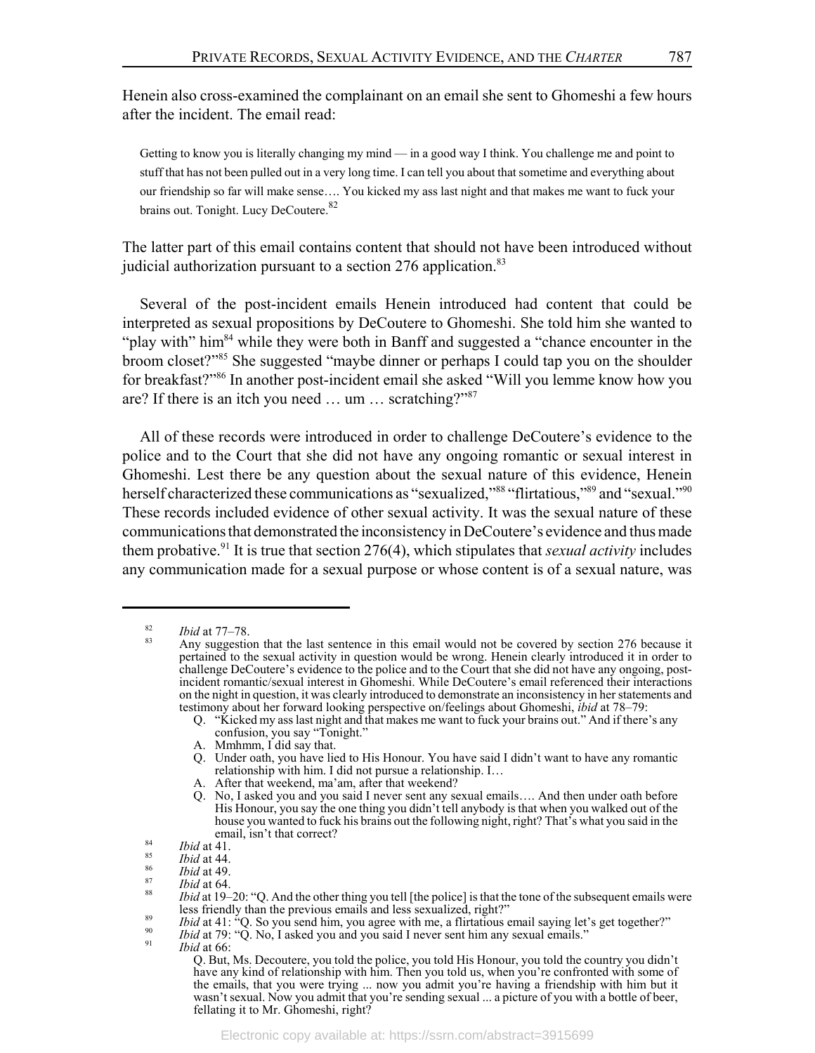Henein also cross-examined the complainant on an email she sent to Ghomeshi a few hours after the incident. The email read:

> Getting to know you is literally changing my mind — in a good way I think. You challenge me and point to stuff that has not been pulled out in a very long time. I can tell you about that sometime and everything about our friendship so far will make sense…. You kicked my ass last night and that makes me want to fuck your brains out. Tonight. Lucy DeCoutere.[82]

The latter part of this email contains content that should not have been introduced without judicial authorization pursuant to a section 276 application.[83]

Several of the post-incident emails Henein introduced had content that could be interpreted as sexual propositions by DeCoutere to Ghomeshi. She told him she wanted to "play with" him[84] while they were both in Banff and suggested a "chance encounter in the broom closet?"[85] She suggested "maybe dinner or perhaps I could tap you on the shoulder for breakfast?"[86] In another post-incident email she asked "Will you lemme know how you are? If there is an itch you need … um … scratching?"[87]

All of these records were introduced in order to challenge DeCoutere's evidence to the police and to the Court that she did not have any ongoing romantic or sexual interest in Ghomeshi. Lest there be any question about the sexual nature of this evidence, Henein herself characterized these communications as "sexualized,"[88] "flirtatious,"[89] and "sexual."[90] These records included evidence of other sexual activity. It was the sexual nature of these communications that demonstrated the inconsistency in DeCoutere's evidence and thus made them probative.[91] It is true that section 276(4), which stipulates that *sexual activity* includes any communication made for a sexual purpose or whose content is of a sexual nature, was

---

[82] *Ibid* at 77–78.

[83] Any suggestion that the last sentence in this email would not be covered by section 276 because it pertained to the sexual activity in question would be wrong. Henein clearly introduced it in order to challenge DeCoutere's evidence to the police and to the Court that she did not have any ongoing, post-incident romantic/sexual interest in Ghomeshi. While DeCoutere's email referenced their interactions on the night in question, it was clearly introduced to demonstrate an inconsistency in her statements and testimony about her forward looking perspective on/feelings about Ghomeshi, *ibid* at 78–79:

> Q. "Kicked my ass last night and that makes me want to fuck your brains out." And if there's any confusion, you say "Tonight."
>
> A. Mmhmm, I did say that.
>
> Q. Under oath, you have lied to His Honour. You have said I didn't want to have any romantic relationship with him. I did not pursue a relationship. I…
>
> A. After that weekend, ma'am, after that weekend?
>
> Q. No, I asked you and you said I never sent any sexual emails…. And then under oath before His Honour, you say the one thing you didn't tell anybody is that when you walked out of the house you wanted to fuck his brains out the following night, right? That's what you said in the email, isn't that correct?

[84] *Ibid* at 41.

[85] *Ibid* at 44.

[86] *Ibid* at 49.

[87] *Ibid* at 64.

[88] *Ibid* at 19–20: "Q. And the other thing you tell [the police] is that the tone of the subsequent emails were less friendly than the previous emails and less sexualized, right?"

[89] *Ibid* at 41: "Q. So you send him, you agree with me, a flirtatious email saying let's get together?"

[90] *Ibid* at 79: "Q. No, I asked you and you said I never sent him any sexual emails."

[91] *Ibid* at 66:

> Q. But, Ms. Decoutere, you told the police, you told His Honour, you told the country you didn't have any kind of relationship with him. Then you told us, when you're confronted with some of the emails, that you were trying ... now you admit you're having a friendship with him but it wasn't sexual. Now you admit that you're sending sexual ... a picture of you with a bottle of beer, fellating it to Mr. Ghomeshi, right?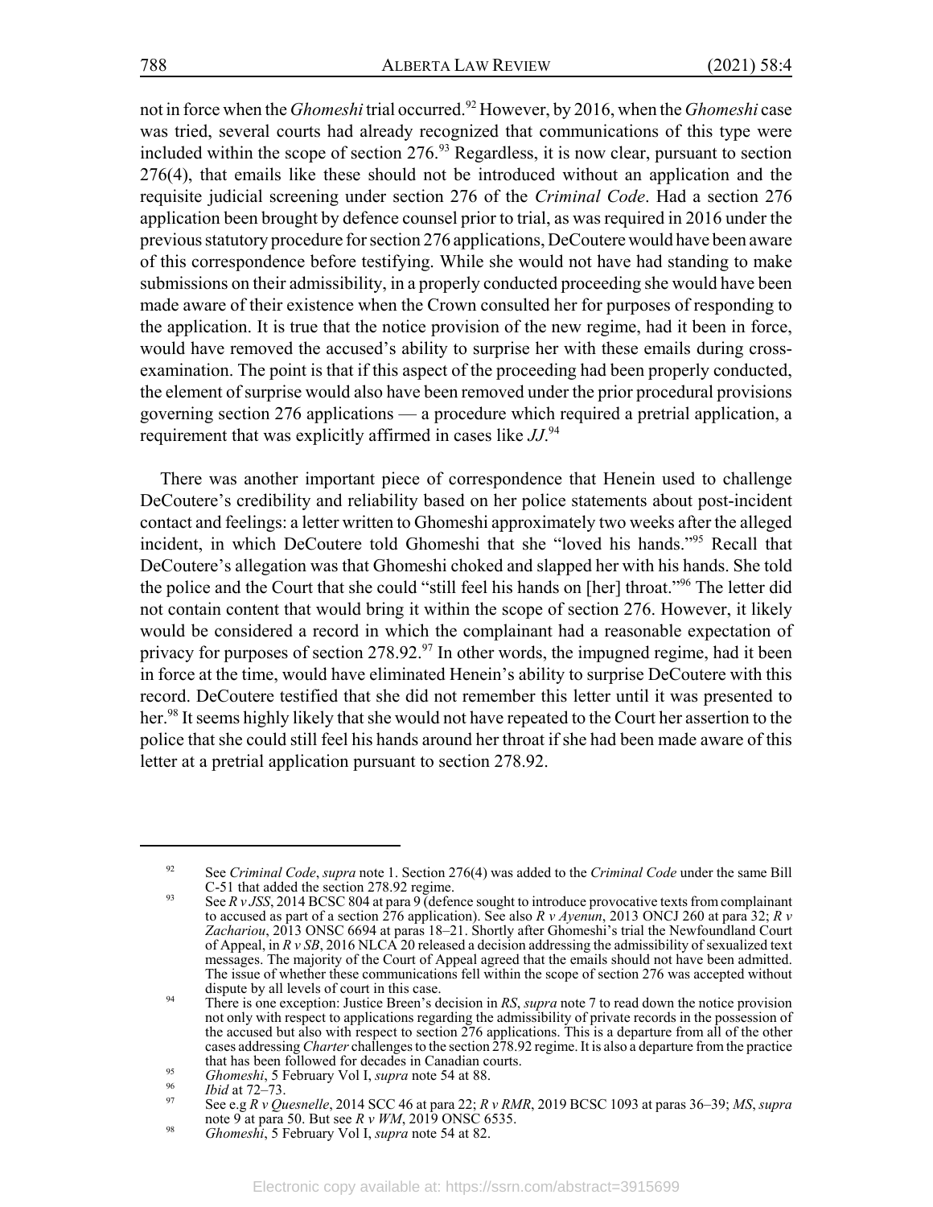not in force when the *Ghomeshi* trial occurred.[92] However, by 2016, when the *Ghomeshi* case was tried, several courts had already recognized that communications of this type were included within the scope of section 276.[93] Regardless, it is now clear, pursuant to section 276(4), that emails like these should not be introduced without an application and the requisite judicial screening under section 276 of the *Criminal Code*. Had a section 276 application been brought by defence counsel prior to trial, as was required in 2016 under the previous statutory procedure for section 276 applications, DeCoutere would have been aware of this correspondence before testifying. While she would not have had standing to make submissions on their admissibility, in a properly conducted proceeding she would have been made aware of their existence when the Crown consulted her for purposes of responding to the application. It is true that the notice provision of the new regime, had it been in force, would have removed the accused's ability to surprise her with these emails during cross-examination. The point is that if this aspect of the proceeding had been properly conducted, the element of surprise would also have been removed under the prior procedural provisions governing section 276 applications — a procedure which required a pretrial application, a requirement that was explicitly affirmed in cases like *JJ*.[94]

There was another important piece of correspondence that Henein used to challenge DeCoutere's credibility and reliability based on her police statements about post-incident contact and feelings: a letter written to Ghomeshi approximately two weeks after the alleged incident, in which DeCoutere told Ghomeshi that she "loved his hands."[95] Recall that DeCoutere's allegation was that Ghomeshi choked and slapped her with his hands. She told the police and the Court that she could "still feel his hands on [her] throat."[96] The letter did not contain content that would bring it within the scope of section 276. However, it likely would be considered a record in which the complainant had a reasonable expectation of privacy for purposes of section 278.92.[97] In other words, the impugned regime, had it been in force at the time, would have eliminated Henein's ability to surprise DeCoutere with this record. DeCoutere testified that she did not remember this letter until it was presented to her.[98] It seems highly likely that she would not have repeated to the Court her assertion to the police that she could still feel his hands around her throat if she had been made aware of this letter at a pretrial application pursuant to section 278.92.

---

[92] See *Criminal Code*, *supra* note 1. Section 276(4) was added to the *Criminal Code* under the same Bill C-51 that added the section 278.92 regime.

[93] See *R v JSS*, 2014 BCSC 804 at para 9 (defence sought to introduce provocative texts from complainant to accused as part of a section 276 application). See also *R v Ayenun*, 2013 ONCJ 260 at para 32; *R v Zachariou*, 2013 ONSC 6694 at paras 18–21. Shortly after Ghomeshi's trial the Newfoundland Court of Appeal, in *R v SB*, 2016 NLCA 20 released a decision addressing the admissibility of sexualized text messages. The majority of the Court of Appeal agreed that the emails should not have been admitted. The issue of whether these communications fell within the scope of section 276 was accepted without dispute by all levels of court in this case.

[94] There is one exception: Justice Breen's decision in *RS*, *supra* note 7 to read down the notice provision not only with respect to applications regarding the admissibility of private records in the possession of the accused but also with respect to section 276 applications. This is a departure from all of the other cases addressing *Charter* challenges to the section 278.92 regime. It is also a departure from the practice that has been followed for decades in Canadian courts.

[95] *Ghomeshi*, 5 February Vol I, *supra* note 54 at 88.

[96] *Ibid* at 72–73.

[97] See e.g *R v Quesnelle*, 2014 SCC 46 at para 22; *R v RMR*, 2019 BCSC 1093 at paras 36–39; *MS*, *supra* note 9 at para 50. But see *R v WM*, 2019 ONSC 6535.

[98] *Ghomeshi*, 5 February Vol I, *supra* note 54 at 82.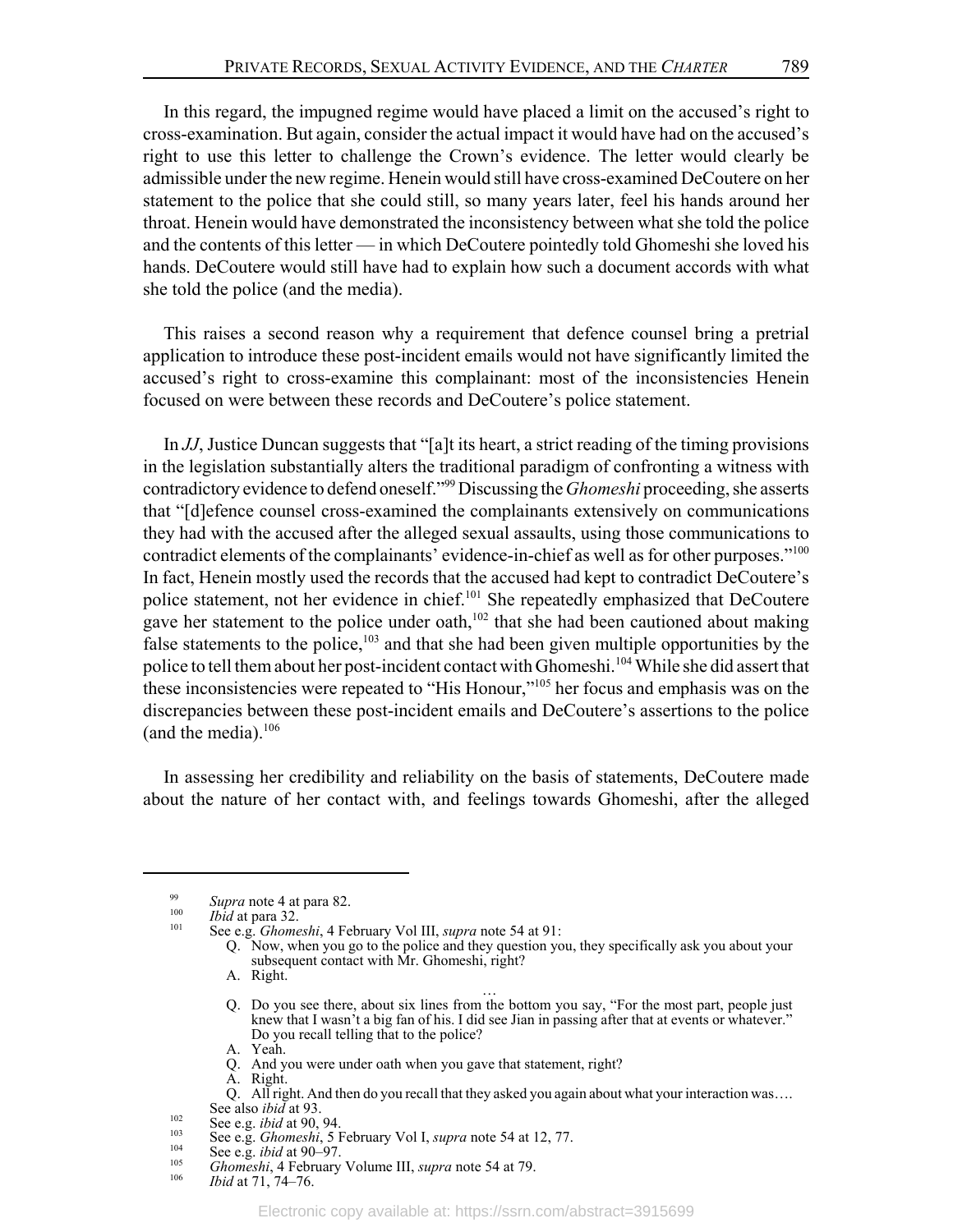In this regard, the impugned regime would have placed a limit on the accused's right to cross-examination. But again, consider the actual impact it would have had on the accused's right to use this letter to challenge the Crown's evidence. The letter would clearly be admissible under the new regime. Henein would still have cross-examined DeCoutere on her statement to the police that she could still, so many years later, feel his hands around her throat. Henein would have demonstrated the inconsistency between what she told the police and the contents of this letter — in which DeCoutere pointedly told Ghomeshi she loved his hands. DeCoutere would still have had to explain how such a document accords with what she told the police (and the media).

This raises a second reason why a requirement that defence counsel bring a pretrial application to introduce these post-incident emails would not have significantly limited the accused's right to cross-examine this complainant: most of the inconsistencies Henein focused on were between these records and DeCoutere's police statement.

In *JJ*, Justice Duncan suggests that "[a]t its heart, a strict reading of the timing provisions in the legislation substantially alters the traditional paradigm of confronting a witness with contradictory evidence to defend oneself."[99] Discussing the *Ghomeshi* proceeding, she asserts that "[d]efence counsel cross-examined the complainants extensively on communications they had with the accused after the alleged sexual assaults, using those communications to contradict elements of the complainants' evidence-in-chief as well as for other purposes."[100] In fact, Henein mostly used the records that the accused had kept to contradict DeCoutere's police statement, not her evidence in chief.[101] She repeatedly emphasized that DeCoutere gave her statement to the police under oath,[102] that she had been cautioned about making false statements to the police,[103] and that she had been given multiple opportunities by the police to tell them about her post-incident contact with Ghomeshi.[104] While she did assert that these inconsistencies were repeated to "His Honour,"[105] her focus and emphasis was on the discrepancies between these post-incident emails and DeCoutere's assertions to the police (and the media).[106]

In assessing her credibility and reliability on the basis of statements, DeCoutere made about the nature of her contact with, and feelings towards Ghomeshi, after the alleged

---

[99] *Supra* note 4 at para 82.

[100] *Ibid* at para 32.

[101] See e.g. *Ghomeshi*, 4 February Vol III, *supra* note 54 at 91:

> Q. Now, when you go to the police and they question you, they specifically ask you about your subsequent contact with Mr. Ghomeshi, right?
>
> A. Right.
>
> …
>
> Q. Do you see there, about six lines from the bottom you say, "For the most part, people just knew that I wasn't a big fan of his. I did see Jian in passing after that at events or whatever." Do you recall telling that to the police?
>
> A. Yeah.
>
> Q. And you were under oath when you gave that statement, right?
>
> A. Right.
>
> Q. All right. And then do you recall that they asked you again about what your interaction was….

See also *ibid* at 93.

[102] See e.g. *ibid* at 90, 94.

[103] See e.g. *Ghomeshi*, 5 February Vol I, *supra* note 54 at 12, 77.

[104] See e.g. *ibid* at 90–97.

[105] *Ghomeshi*, 4 February Volume III, *supra* note 54 at 79.

[106] *Ibid* at 71, 74–76.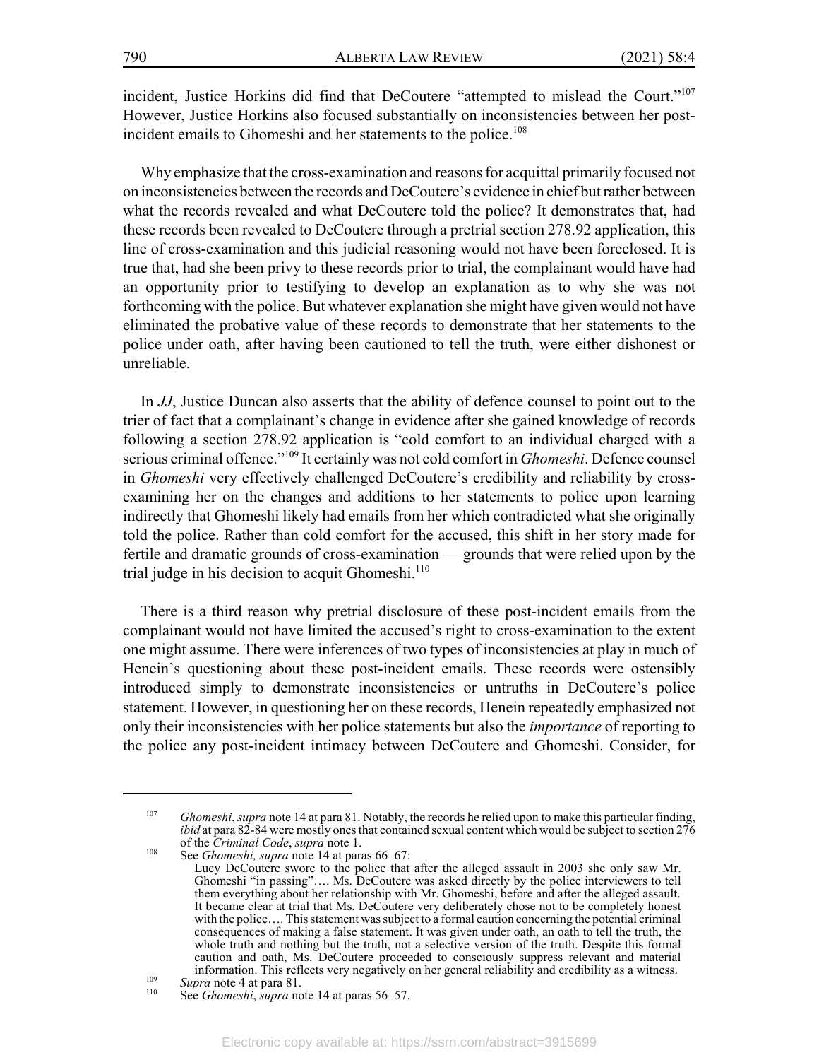incident, Justice Horkins did find that DeCoutere "attempted to mislead the Court."[107] However, Justice Horkins also focused substantially on inconsistencies between her post-incident emails to Ghomeshi and her statements to the police.[108]

Why emphasize that the cross-examination and reasons for acquittal primarily focused not on inconsistencies between the records and DeCoutere's evidence in chief but rather between what the records revealed and what DeCoutere told the police? It demonstrates that, had these records been revealed to DeCoutere through a pretrial section 278.92 application, this line of cross-examination and this judicial reasoning would not have been foreclosed. It is true that, had she been privy to these records prior to trial, the complainant would have had an opportunity prior to testifying to develop an explanation as to why she was not forthcoming with the police. But whatever explanation she might have given would not have eliminated the probative value of these records to demonstrate that her statements to the police under oath, after having been cautioned to tell the truth, were either dishonest or unreliable.

In *JJ*, Justice Duncan also asserts that the ability of defence counsel to point out to the trier of fact that a complainant's change in evidence after she gained knowledge of records following a section 278.92 application is "cold comfort to an individual charged with a serious criminal offence."[109] It certainly was not cold comfort in *Ghomeshi*. Defence counsel in *Ghomeshi* very effectively challenged DeCoutere's credibility and reliability by cross-examining her on the changes and additions to her statements to police upon learning indirectly that Ghomeshi likely had emails from her which contradicted what she originally told the police. Rather than cold comfort for the accused, this shift in her story made for fertile and dramatic grounds of cross-examination — grounds that were relied upon by the trial judge in his decision to acquit Ghomeshi.[110]

There is a third reason why pretrial disclosure of these post-incident emails from the complainant would not have limited the accused's right to cross-examination to the extent one might assume. There were inferences of two types of inconsistencies at play in much of Henein's questioning about these post-incident emails. These records were ostensibly introduced simply to demonstrate inconsistencies or untruths in DeCoutere's police statement. However, in questioning her on these records, Henein repeatedly emphasized not only their inconsistencies with her police statements but also the *importance* of reporting to the police any post-incident intimacy between DeCoutere and Ghomeshi. Consider, for

---

[107] *Ghomeshi*, *supra* note 14 at para 81. Notably, the records he relied upon to make this particular finding, *ibid* at para 82-84 were mostly ones that contained sexual content which would be subject to section 276 of the *Criminal Code*, *supra* note 1.

[108] See *Ghomeshi, supra* note 14 at paras 66–67:

> Lucy DeCoutere swore to the police that after the alleged assault in 2003 she only saw Mr. Ghomeshi "in passing"…. Ms. DeCoutere was asked directly by the police interviewers to tell them everything about her relationship with Mr. Ghomeshi, before and after the alleged assault. It became clear at trial that Ms. DeCoutere very deliberately chose not to be completely honest with the police…. This statement was subject to a formal caution concerning the potential criminal consequences of making a false statement. It was given under oath, an oath to tell the truth, the whole truth and nothing but the truth, not a selective version of the truth. Despite this formal caution and oath, Ms. DeCoutere proceeded to consciously suppress relevant and material information. This reflects very negatively on her general reliability and credibility as a witness.

[109] *Supra* note 4 at para 81.

[110] See *Ghomeshi*, *supra* note 14 at paras 56–57.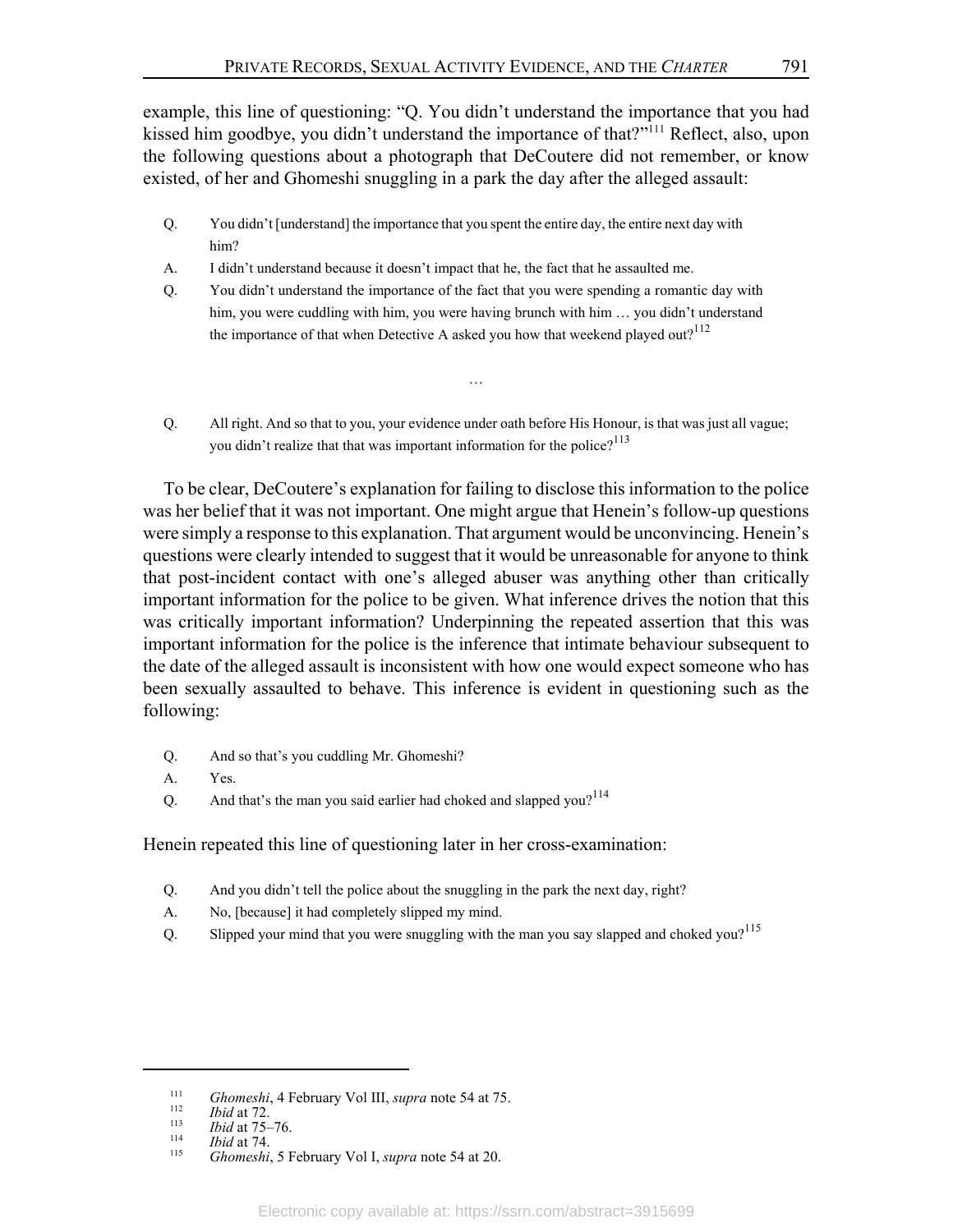example, this line of questioning: "Q. You didn't understand the importance that you had kissed him goodbye, you didn't understand the importance of that?"[111] Reflect, also, upon the following questions about a photograph that DeCoutere did not remember, or know existed, of her and Ghomeshi snuggling in a park the day after the alleged assault:

> Q. You didn't [understand] the importance that you spent the entire day, the entire next day with him?
>
> A. I didn't understand because it doesn't impact that he, the fact that he assaulted me.
>
> Q. You didn't understand the importance of the fact that you were spending a romantic day with him, you were cuddling with him, you were having brunch with him … you didn't understand the importance of that when Detective A asked you how that weekend played out?[112]
>
> …
>
> Q. All right. And so that to you, your evidence under oath before His Honour, is that was just all vague; you didn't realize that that was important information for the police?[113]

To be clear, DeCoutere's explanation for failing to disclose this information to the police was her belief that it was not important. One might argue that Henein's follow-up questions were simply a response to this explanation. That argument would be unconvincing. Henein's questions were clearly intended to suggest that it would be unreasonable for anyone to think that post-incident contact with one's alleged abuser was anything other than critically important information for the police to be given. What inference drives the notion that this was critically important information? Underpinning the repeated assertion that this was important information for the police is the inference that intimate behaviour subsequent to the date of the alleged assault is inconsistent with how one would expect someone who has been sexually assaulted to behave. This inference is evident in questioning such as the following:

> Q. And so that's you cuddling Mr. Ghomeshi?
>
> A. Yes.
>
> Q. And that's the man you said earlier had choked and slapped you?[114]

Henein repeated this line of questioning later in her cross-examination:

> Q. And you didn't tell the police about the snuggling in the park the next day, right?
>
> A. No, [because] it had completely slipped my mind.
>
> Q. Slipped your mind that you were snuggling with the man you say slapped and choked you?[115]

---

[111] *Ghomeshi*, 4 February Vol III, *supra* note 54 at 75.

[112] *Ibid* at 72.

[113] *Ibid* at 75–76.

[114] *Ibid* at 74.

[115] *Ghomeshi*, 5 February Vol I, *supra* note 54 at 20.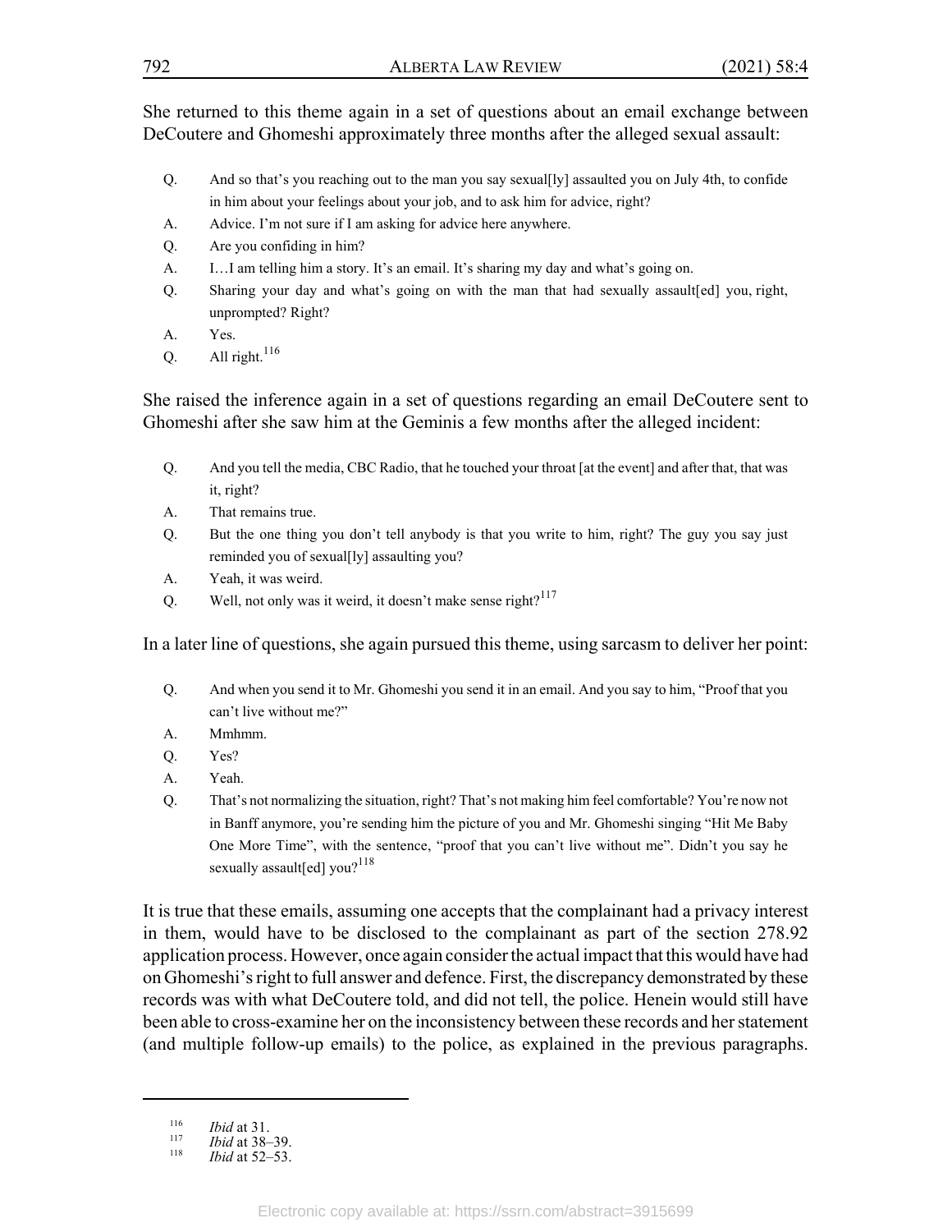She returned to this theme again in a set of questions about an email exchange between DeCoutere and Ghomeshi approximately three months after the alleged sexual assault:

> Q. And so that's you reaching out to the man you say sexual[ly] assaulted you on July 4th, to confide in him about your feelings about your job, and to ask him for advice, right?
>
> A. Advice. I'm not sure if I am asking for advice here anywhere.
>
> Q. Are you confiding in him?
>
> A. I…I am telling him a story. It's an email. It's sharing my day and what's going on.
>
> Q. Sharing your day and what's going on with the man that had sexually assault[ed] you, right, unprompted? Right?
>
> A. Yes.
>
> Q. All right.[116]

She raised the inference again in a set of questions regarding an email DeCoutere sent to Ghomeshi after she saw him at the Geminis a few months after the alleged incident:

> Q. And you tell the media, CBC Radio, that he touched your throat [at the event] and after that, that was it, right?
>
> A. That remains true.
>
> Q. But the one thing you don't tell anybody is that you write to him, right? The guy you say just reminded you of sexual[ly] assaulting you?
>
> A. Yeah, it was weird.
>
> Q. Well, not only was it weird, it doesn't make sense right?[117]

In a later line of questions, she again pursued this theme, using sarcasm to deliver her point:

> Q. And when you send it to Mr. Ghomeshi you send it in an email. And you say to him, "Proof that you can't live without me?"
>
> A. Mmhmm.
>
> Q. Yes?
>
> A. Yeah.
>
> Q. That's not normalizing the situation, right? That's not making him feel comfortable? You're now not in Banff anymore, you're sending him the picture of you and Mr. Ghomeshi singing "Hit Me Baby One More Time", with the sentence, "proof that you can't live without me". Didn't you say he sexually assault[ed] you?[118]

It is true that these emails, assuming one accepts that the complainant had a privacy interest in them, would have to be disclosed to the complainant as part of the section 278.92 application process. However, once again consider the actual impact that this would have had on Ghomeshi's right to full answer and defence. First, the discrepancy demonstrated by these records was with what DeCoutere told, and did not tell, the police. Henein would still have been able to cross-examine her on the inconsistency between these records and her statement (and multiple follow-up emails) to the police, as explained in the previous paragraphs.

---

[116] *Ibid* at 31.

[117] *Ibid* at 38–39.

[118] *Ibid* at 52–53.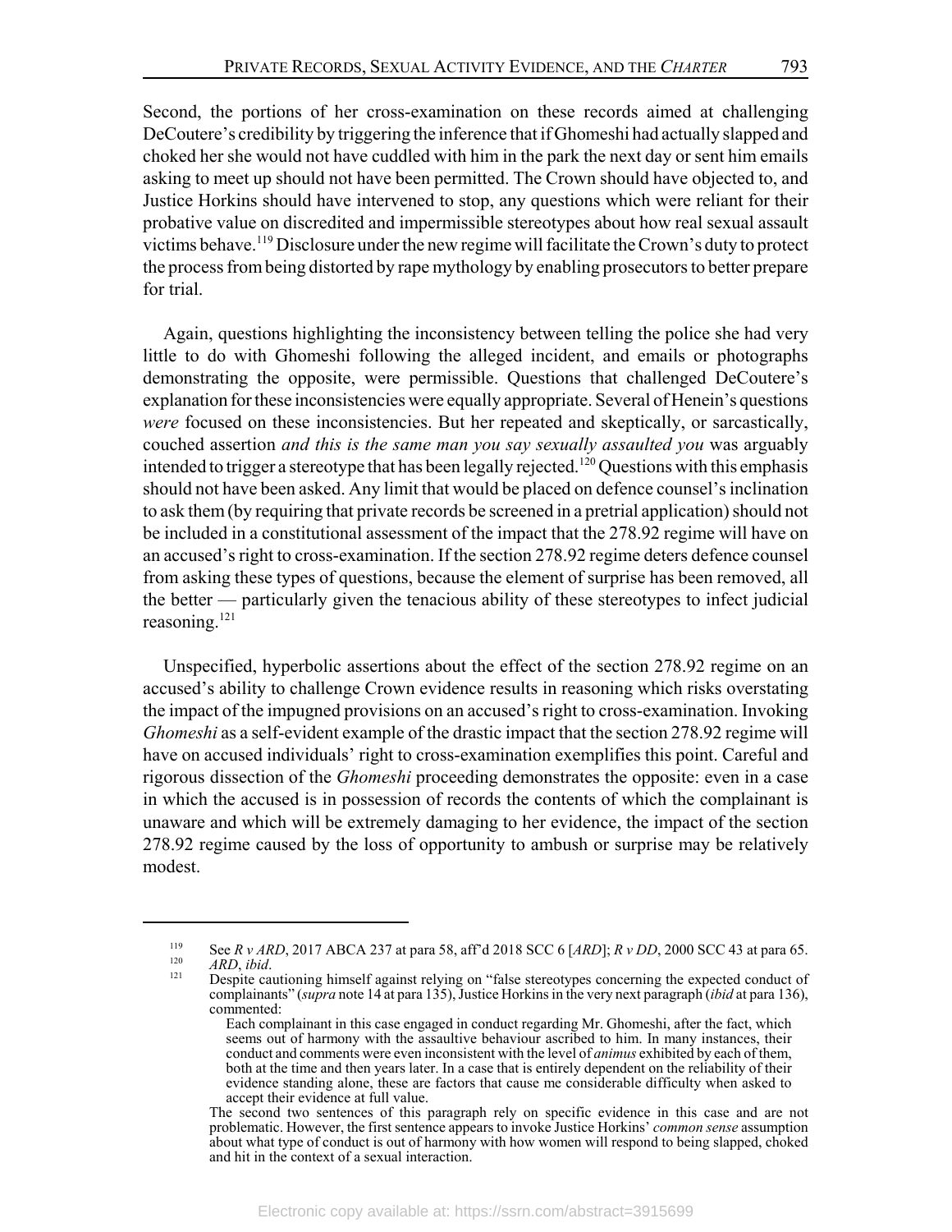Second, the portions of her cross-examination on these records aimed at challenging DeCoutere's credibility by triggering the inference that if Ghomeshi had actually slapped and choked her she would not have cuddled with him in the park the next day or sent him emails asking to meet up should not have been permitted. The Crown should have objected to, and Justice Horkins should have intervened to stop, any questions which were reliant for their probative value on discredited and impermissible stereotypes about how real sexual assault victims behave.[119] Disclosure under the new regime will facilitate the Crown's duty to protect the process from being distorted by rape mythology by enabling prosecutors to better prepare for trial.

Again, questions highlighting the inconsistency between telling the police she had very little to do with Ghomeshi following the alleged incident, and emails or photographs demonstrating the opposite, were permissible. Questions that challenged DeCoutere's explanation for these inconsistencies were equally appropriate. Several of Henein's questions *were* focused on these inconsistencies. But her repeated and skeptically, or sarcastically, couched assertion *and this is the same man you say sexually assaulted you* was arguably intended to trigger a stereotype that has been legally rejected.[120] Questions with this emphasis should not have been asked. Any limit that would be placed on defence counsel's inclination to ask them (by requiring that private records be screened in a pretrial application) should not be included in a constitutional assessment of the impact that the 278.92 regime will have on an accused's right to cross-examination. If the section 278.92 regime deters defence counsel from asking these types of questions, because the element of surprise has been removed, all the better — particularly given the tenacious ability of these stereotypes to infect judicial reasoning.[121]

Unspecified, hyperbolic assertions about the effect of the section 278.92 regime on an accused's ability to challenge Crown evidence results in reasoning which risks overstating the impact of the impugned provisions on an accused's right to cross-examination. Invoking *Ghomeshi* as a self-evident example of the drastic impact that the section 278.92 regime will have on accused individuals' right to cross-examination exemplifies this point. Careful and rigorous dissection of the *Ghomeshi* proceeding demonstrates the opposite: even in a case in which the accused is in possession of records the contents of which the complainant is unaware and which will be extremely damaging to her evidence, the impact of the section 278.92 regime caused by the loss of opportunity to ambush or surprise may be relatively modest.

---

[119] See *R v ARD*, 2017 ABCA 237 at para 58, aff'd 2018 SCC 6 [*ARD*]; *R v DD*, 2000 SCC 43 at para 65.

[120] *ARD*, *ibid*.

[121] Despite cautioning himself against relying on "false stereotypes concerning the expected conduct of complainants" (*supra* note 14 at para 135), Justice Horkins in the very next paragraph (*ibid* at para 136), commented:

> Each complainant in this case engaged in conduct regarding Mr. Ghomeshi, after the fact, which seems out of harmony with the assaultive behaviour ascribed to him. In many instances, their conduct and comments were even inconsistent with the level of *animus* exhibited by each of them, both at the time and then years later. In a case that is entirely dependent on the reliability of their evidence standing alone, these are factors that cause me considerable difficulty when asked to accept their evidence at full value.

The second two sentences of this paragraph rely on specific evidence in this case and are not problematic. However, the first sentence appears to invoke Justice Horkins' *common sense* assumption about what type of conduct is out of harmony with how women will respond to being slapped, choked and hit in the context of a sexual interaction.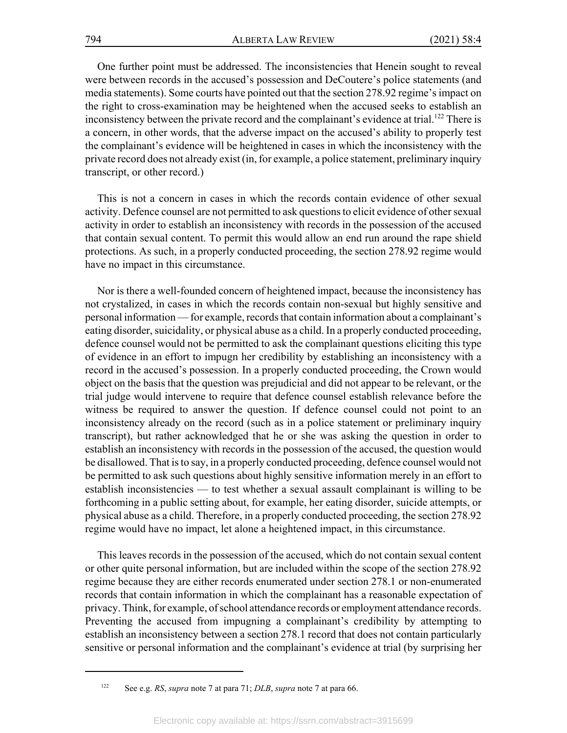One further point must be addressed. The inconsistencies that Henein sought to reveal were between records in the accused's possession and DeCoutere's police statements (and media statements). Some courts have pointed out that the section 278.92 regime's impact on the right to cross-examination may be heightened when the accused seeks to establish an inconsistency between the private record and the complainant's evidence at trial.[122] There is a concern, in other words, that the adverse impact on the accused's ability to properly test the complainant's evidence will be heightened in cases in which the inconsistency with the private record does not already exist (in, for example, a police statement, preliminary inquiry transcript, or other record.)

This is not a concern in cases in which the records contain evidence of other sexual activity. Defence counsel are not permitted to ask questions to elicit evidence of other sexual activity in order to establish an inconsistency with records in the possession of the accused that contain sexual content. To permit this would allow an end run around the rape shield protections. As such, in a properly conducted proceeding, the section 278.92 regime would have no impact in this circumstance.

Nor is there a well-founded concern of heightened impact, because the inconsistency has not crystalized, in cases in which the records contain non-sexual but highly sensitive and personal information — for example, records that contain information about a complainant's eating disorder, suicidality, or physical abuse as a child. In a properly conducted proceeding, defence counsel would not be permitted to ask the complainant questions eliciting this type of evidence in an effort to impugn her credibility by establishing an inconsistency with a record in the accused's possession. In a properly conducted proceeding, the Crown would object on the basis that the question was prejudicial and did not appear to be relevant, or the trial judge would intervene to require that defence counsel establish relevance before the witness be required to answer the question. If defence counsel could not point to an inconsistency already on the record (such as in a police statement or preliminary inquiry transcript), but rather acknowledged that he or she was asking the question in order to establish an inconsistency with records in the possession of the accused, the question would be disallowed. That is to say, in a properly conducted proceeding, defence counsel would not be permitted to ask such questions about highly sensitive information merely in an effort to establish inconsistencies — to test whether a sexual assault complainant is willing to be forthcoming in a public setting about, for example, her eating disorder, suicide attempts, or physical abuse as a child. Therefore, in a properly conducted proceeding, the section 278.92 regime would have no impact, let alone a heightened impact, in this circumstance.

This leaves records in the possession of the accused, which do not contain sexual content or other quite personal information, but are included within the scope of the section 278.92 regime because they are either records enumerated under section 278.1 or non-enumerated records that contain information in which the complainant has a reasonable expectation of privacy. Think, for example, of school attendance records or employment attendance records. Preventing the accused from impugning a complainant's credibility by attempting to establish an inconsistency between a section 278.1 record that does not contain particularly sensitive or personal information and the complainant's evidence at trial (by surprising her

[122] See e.g. *RS*, *supra* note 7 at para 71; *DLB*, *supra* note 7 at para 66.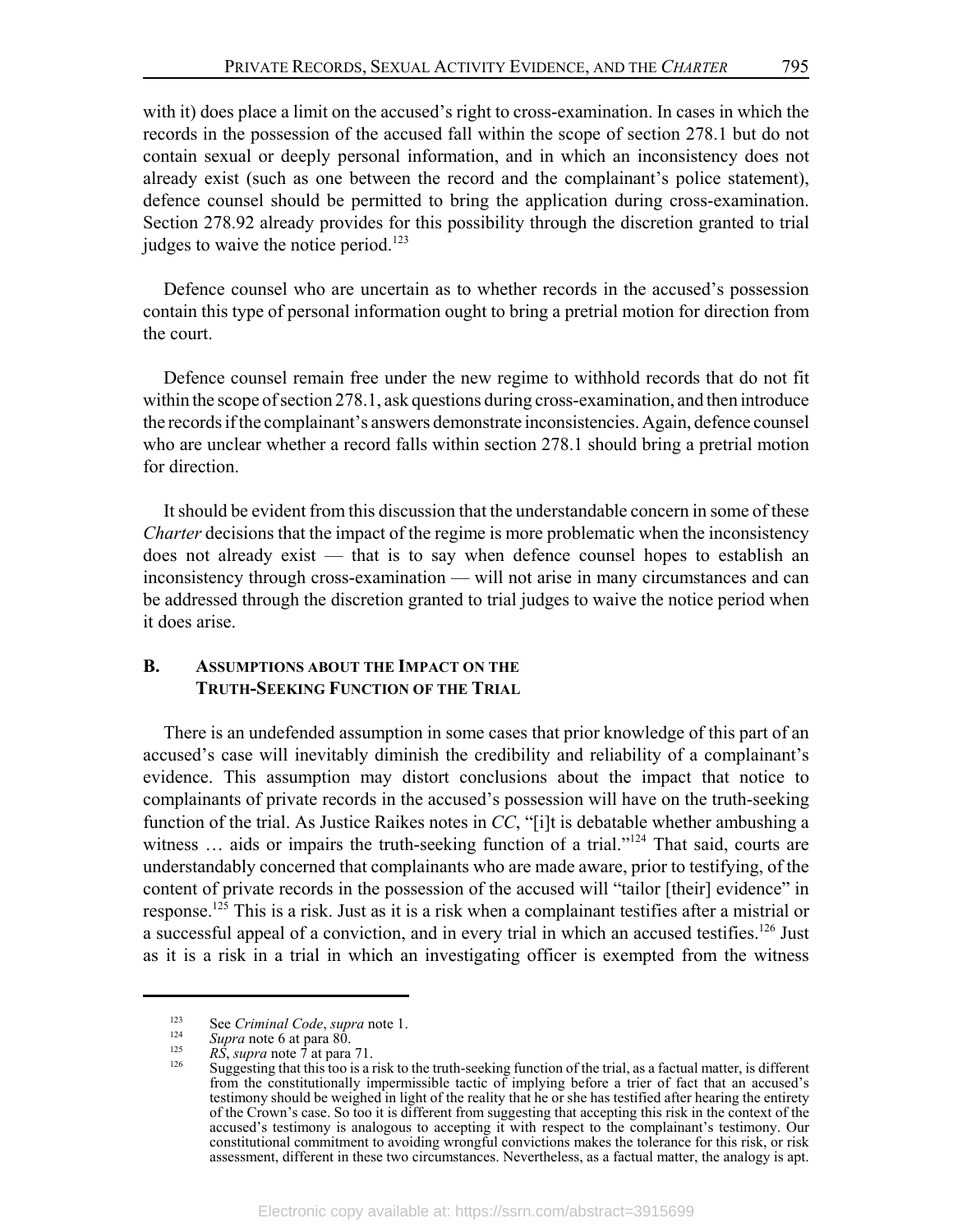with it) does place a limit on the accused's right to cross-examination. In cases in which the records in the possession of the accused fall within the scope of section 278.1 but do not contain sexual or deeply personal information, and in which an inconsistency does not already exist (such as one between the record and the complainant's police statement), defence counsel should be permitted to bring the application during cross-examination. Section 278.92 already provides for this possibility through the discretion granted to trial judges to waive the notice period.[123]

Defence counsel who are uncertain as to whether records in the accused's possession contain this type of personal information ought to bring a pretrial motion for direction from the court.

Defence counsel remain free under the new regime to withhold records that do not fit within the scope of section 278.1, ask questions during cross-examination, and then introduce the records if the complainant's answers demonstrate inconsistencies. Again, defence counsel who are unclear whether a record falls within section 278.1 should bring a pretrial motion for direction.

It should be evident from this discussion that the understandable concern in some of these *Charter* decisions that the impact of the regime is more problematic when the inconsistency does not already exist — that is to say when defence counsel hopes to establish an inconsistency through cross-examination — will not arise in many circumstances and can be addressed through the discretion granted to trial judges to waive the notice period when it does arise.

## B. ASSUMPTIONS ABOUT THE IMPACT ON THE TRUTH-SEEKING FUNCTION OF THE TRIAL

There is an undefended assumption in some cases that prior knowledge of this part of an accused's case will inevitably diminish the credibility and reliability of a complainant's evidence. This assumption may distort conclusions about the impact that notice to complainants of private records in the accused's possession will have on the truth-seeking function of the trial. As Justice Raikes notes in *CC*, "[i]t is debatable whether ambushing a witness … aids or impairs the truth-seeking function of a trial."[124] That said, courts are understandably concerned that complainants who are made aware, prior to testifying, of the content of private records in the possession of the accused will "tailor [their] evidence" in response.[125] This is a risk. Just as it is a risk when a complainant testifies after a mistrial or a successful appeal of a conviction, and in every trial in which an accused testifies.[126] Just as it is a risk in a trial in which an investigating officer is exempted from the witness

---

[123] See *Criminal Code*, *supra* note 1.

[124] *Supra* note 6 at para 80.

[125] *RS*, *supra* note 7 at para 71.

[126] Suggesting that this too is a risk to the truth-seeking function of the trial, as a factual matter, is different from the constitutionally impermissible tactic of implying before a trier of fact that an accused's testimony should be weighed in light of the reality that he or she has testified after hearing the entirety of the Crown's case. So too it is different from suggesting that accepting this risk in the context of the accused's testimony is analogous to accepting it with respect to the complainant's testimony. Our constitutional commitment to avoiding wrongful convictions makes the tolerance for this risk, or risk assessment, different in these two circumstances. Nevertheless, as a factual matter, the analogy is apt.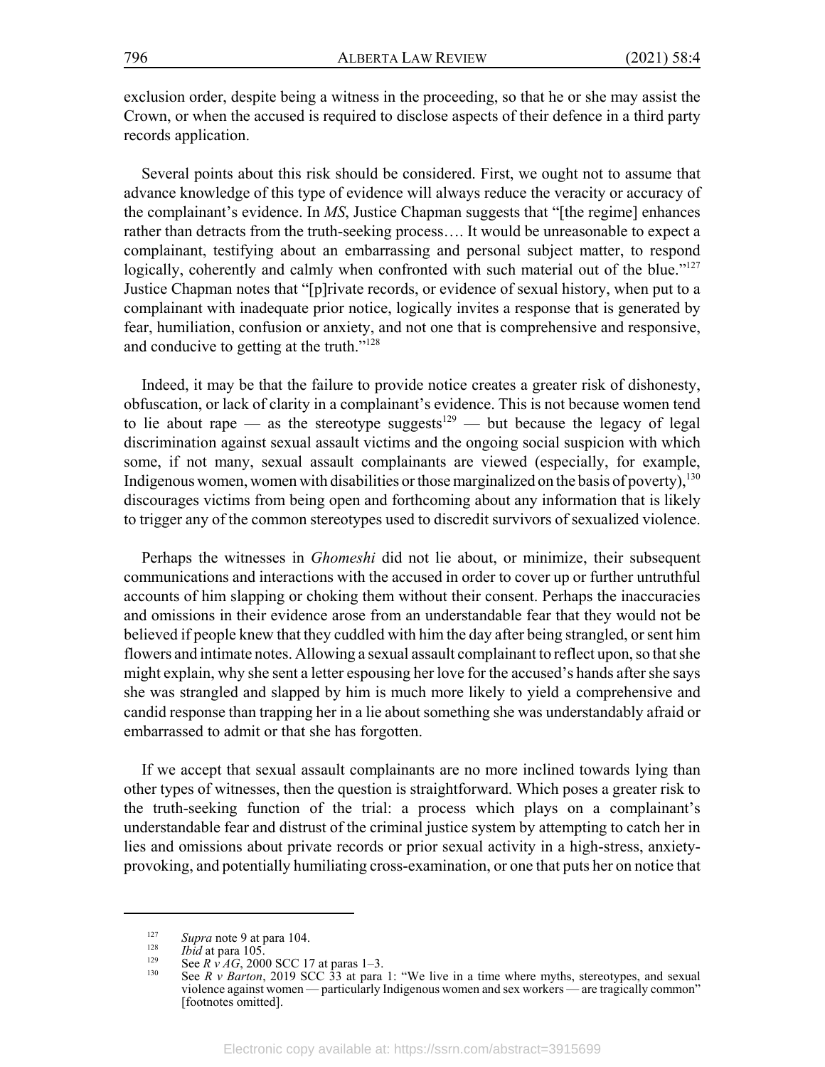exclusion order, despite being a witness in the proceeding, so that he or she may assist the Crown, or when the accused is required to disclose aspects of their defence in a third party records application.

Several points about this risk should be considered. First, we ought not to assume that advance knowledge of this type of evidence will always reduce the veracity or accuracy of the complainant's evidence. In *MS*, Justice Chapman suggests that "[the regime] enhances rather than detracts from the truth-seeking process…. It would be unreasonable to expect a complainant, testifying about an embarrassing and personal subject matter, to respond logically, coherently and calmly when confronted with such material out of the blue."[127] Justice Chapman notes that "[p]rivate records, or evidence of sexual history, when put to a complainant with inadequate prior notice, logically invites a response that is generated by fear, humiliation, confusion or anxiety, and not one that is comprehensive and responsive, and conducive to getting at the truth."[128]

Indeed, it may be that the failure to provide notice creates a greater risk of dishonesty, obfuscation, or lack of clarity in a complainant's evidence. This is not because women tend to lie about rape — as the stereotype suggests[129] — but because the legacy of legal discrimination against sexual assault victims and the ongoing social suspicion with which some, if not many, sexual assault complainants are viewed (especially, for example, Indigenous women, women with disabilities or those marginalized on the basis of poverty),[130] discourages victims from being open and forthcoming about any information that is likely to trigger any of the common stereotypes used to discredit survivors of sexualized violence.

Perhaps the witnesses in *Ghomeshi* did not lie about, or minimize, their subsequent communications and interactions with the accused in order to cover up or further untruthful accounts of him slapping or choking them without their consent. Perhaps the inaccuracies and omissions in their evidence arose from an understandable fear that they would not be believed if people knew that they cuddled with him the day after being strangled, or sent him flowers and intimate notes. Allowing a sexual assault complainant to reflect upon, so that she might explain, why she sent a letter espousing her love for the accused's hands after she says she was strangled and slapped by him is much more likely to yield a comprehensive and candid response than trapping her in a lie about something she was understandably afraid or embarrassed to admit or that she has forgotten.

If we accept that sexual assault complainants are no more inclined towards lying than other types of witnesses, then the question is straightforward. Which poses a greater risk to the truth-seeking function of the trial: a process which plays on a complainant's understandable fear and distrust of the criminal justice system by attempting to catch her in lies and omissions about private records or prior sexual activity in a high-stress, anxiety-provoking, and potentially humiliating cross-examination, or one that puts her on notice that

---

[127] *Supra* note 9 at para 104.

[128] *Ibid* at para 105.

[129] See *R v AG*, 2000 SCC 17 at paras 1–3.

[130] See *R v Barton*, 2019 SCC 33 at para 1: "We live in a time where myths, stereotypes, and sexual violence against women — particularly Indigenous women and sex workers — are tragically common" [footnotes omitted].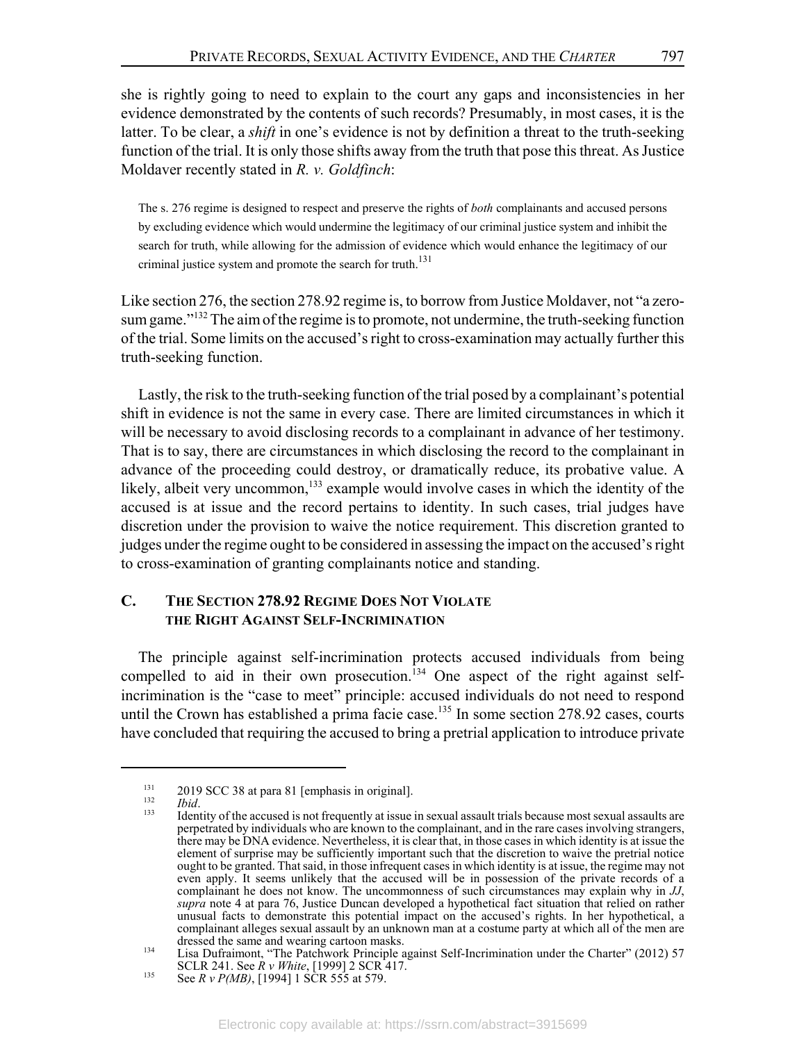she is rightly going to need to explain to the court any gaps and inconsistencies in her evidence demonstrated by the contents of such records? Presumably, in most cases, it is the latter. To be clear, a *shift* in one's evidence is not by definition a threat to the truth-seeking function of the trial. It is only those shifts away from the truth that pose this threat. As Justice Moldaver recently stated in *R. v. Goldfinch*:

> The s. 276 regime is designed to respect and preserve the rights of *both* complainants and accused persons by excluding evidence which would undermine the legitimacy of our criminal justice system and inhibit the search for truth, while allowing for the admission of evidence which would enhance the legitimacy of our criminal justice system and promote the search for truth.[131]

Like section 276, the section 278.92 regime is, to borrow from Justice Moldaver, not "a zero-sum game."[132] The aim of the regime is to promote, not undermine, the truth-seeking function of the trial. Some limits on the accused's right to cross-examination may actually further this truth-seeking function.

Lastly, the risk to the truth-seeking function of the trial posed by a complainant's potential shift in evidence is not the same in every case. There are limited circumstances in which it will be necessary to avoid disclosing records to a complainant in advance of her testimony. That is to say, there are circumstances in which disclosing the record to the complainant in advance of the proceeding could destroy, or dramatically reduce, its probative value. A likely, albeit very uncommon,[133] example would involve cases in which the identity of the accused is at issue and the record pertains to identity. In such cases, trial judges have discretion under the provision to waive the notice requirement. This discretion granted to judges under the regime ought to be considered in assessing the impact on the accused's right to cross-examination of granting complainants notice and standing.

### C. The Section 278.92 Regime Does Not Violate the Right Against Self-Incrimination

The principle against self-incrimination protects accused individuals from being compelled to aid in their own prosecution.[134] One aspect of the right against self-incrimination is the "case to meet" principle: accused individuals do not need to respond until the Crown has established a prima facie case.[135] In some section 278.92 cases, courts have concluded that requiring the accused to bring a pretrial application to introduce private

---

[131] 2019 SCC 38 at para 81 [emphasis in original].

[132] *Ibid*.

[133] Identity of the accused is not frequently at issue in sexual assault trials because most sexual assaults are perpetrated by individuals who are known to the complainant, and in the rare cases involving strangers, there may be DNA evidence. Nevertheless, it is clear that, in those cases in which identity is at issue the element of surprise may be sufficiently important such that the discretion to waive the pretrial notice ought to be granted. That said, in those infrequent cases in which identity is at issue, the regime may not even apply. It seems unlikely that the accused will be in possession of the private records of a complainant he does not know. The uncommonness of such circumstances may explain why in *JJ*, *supra* note 4 at para 76, Justice Duncan developed a hypothetical fact situation that relied on rather unusual facts to demonstrate this potential impact on the accused's rights. In her hypothetical, a complainant alleges sexual assault by an unknown man at a costume party at which all of the men are dressed the same and wearing cartoon masks.

[134] Lisa Dufraimont, "The Patchwork Principle against Self-Incrimination under the Charter" (2012) 57 SCLR 241. See *R v White*, [1999] 2 SCR 417.

[135] See *R v P(MB)*, [1994] 1 SCR 555 at 579.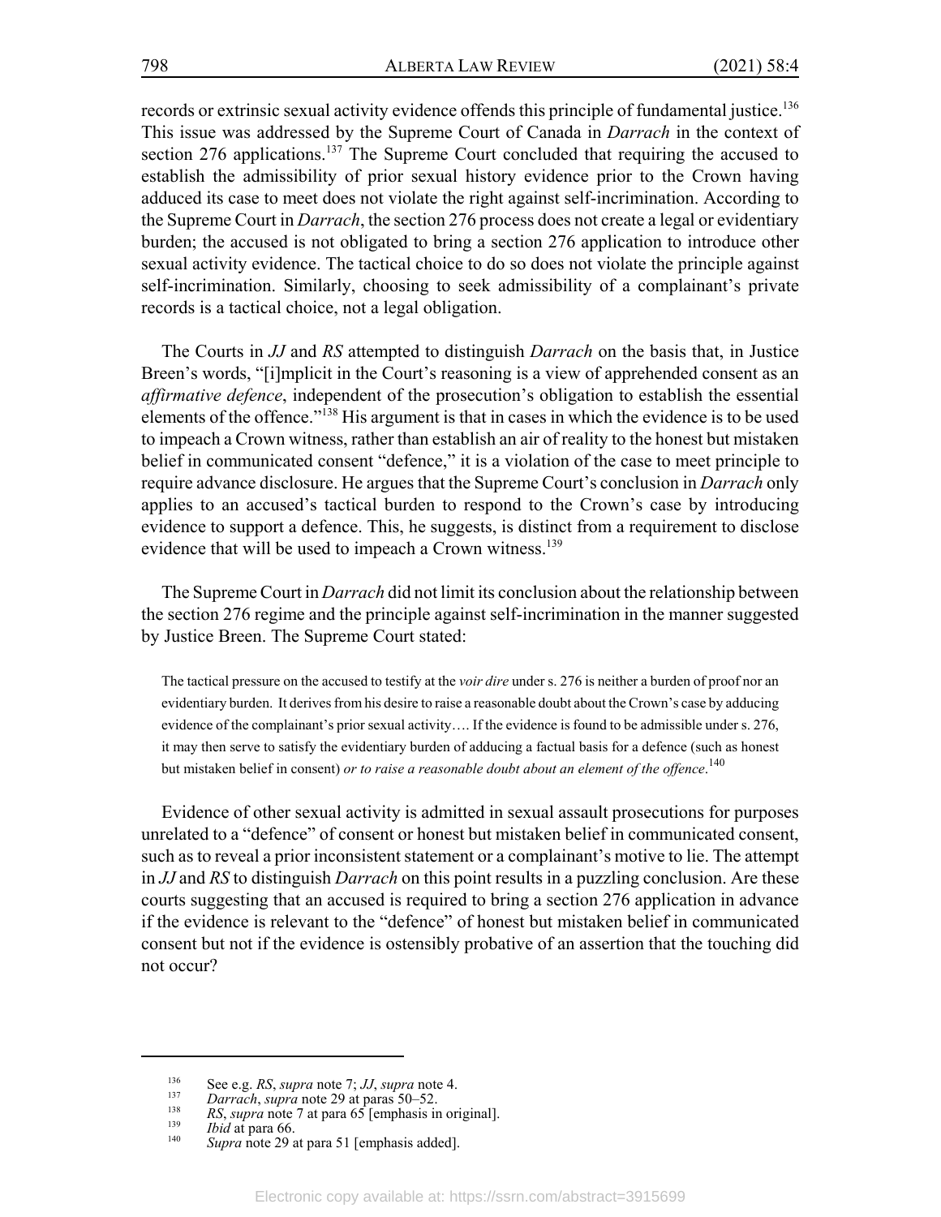records or extrinsic sexual activity evidence offends this principle of fundamental justice.[136] This issue was addressed by the Supreme Court of Canada in *Darrach* in the context of section 276 applications.[137] The Supreme Court concluded that requiring the accused to establish the admissibility of prior sexual history evidence prior to the Crown having adduced its case to meet does not violate the right against self-incrimination. According to the Supreme Court in *Darrach*, the section 276 process does not create a legal or evidentiary burden; the accused is not obligated to bring a section 276 application to introduce other sexual activity evidence. The tactical choice to do so does not violate the principle against self-incrimination. Similarly, choosing to seek admissibility of a complainant's private records is a tactical choice, not a legal obligation.

The Courts in *JJ* and *RS* attempted to distinguish *Darrach* on the basis that, in Justice Breen's words, "[i]mplicit in the Court's reasoning is a view of apprehended consent as an *affirmative defence*, independent of the prosecution's obligation to establish the essential elements of the offence."[138] His argument is that in cases in which the evidence is to be used to impeach a Crown witness, rather than establish an air of reality to the honest but mistaken belief in communicated consent "defence," it is a violation of the case to meet principle to require advance disclosure. He argues that the Supreme Court's conclusion in *Darrach* only applies to an accused's tactical burden to respond to the Crown's case by introducing evidence to support a defence. This, he suggests, is distinct from a requirement to disclose evidence that will be used to impeach a Crown witness.[139]

The Supreme Court in *Darrach* did not limit its conclusion about the relationship between the section 276 regime and the principle against self-incrimination in the manner suggested by Justice Breen. The Supreme Court stated:

> The tactical pressure on the accused to testify at the *voir dire* under s. 276 is neither a burden of proof nor an evidentiary burden. It derives from his desire to raise a reasonable doubt about the Crown's case by adducing evidence of the complainant's prior sexual activity…. If the evidence is found to be admissible under s. 276, it may then serve to satisfy the evidentiary burden of adducing a factual basis for a defence (such as honest but mistaken belief in consent) *or to raise a reasonable doubt about an element of the offence*.[140]

Evidence of other sexual activity is admitted in sexual assault prosecutions for purposes unrelated to a "defence" of consent or honest but mistaken belief in communicated consent, such as to reveal a prior inconsistent statement or a complainant's motive to lie. The attempt in *JJ* and *RS* to distinguish *Darrach* on this point results in a puzzling conclusion. Are these courts suggesting that an accused is required to bring a section 276 application in advance if the evidence is relevant to the "defence" of honest but mistaken belief in communicated consent but not if the evidence is ostensibly probative of an assertion that the touching did not occur?

---

[136] See e.g. *RS*, *supra* note 7; *JJ*, *supra* note 4.

[137] *Darrach*, *supra* note 29 at paras 50–52.

[138] *RS*, *supra* note 7 at para 65 [emphasis in original].

[139] *Ibid* at para 66.

[140] *Supra* note 29 at para 51 [emphasis added].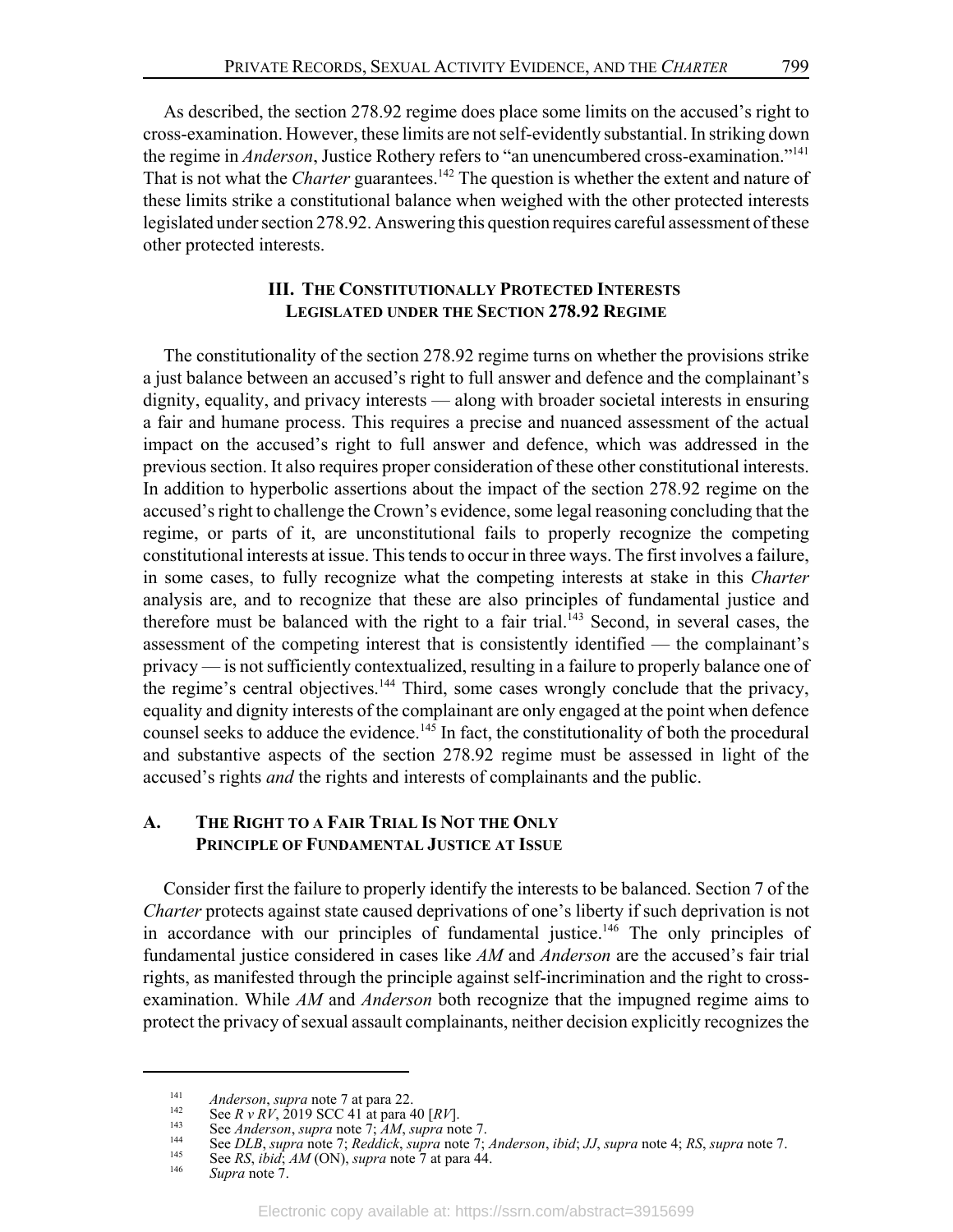As described, the section 278.92 regime does place some limits on the accused's right to cross-examination. However, these limits are not self-evidently substantial. In striking down the regime in *Anderson*, Justice Rothery refers to "an unencumbered cross-examination."[141] That is not what the *Charter* guarantees.[142] The question is whether the extent and nature of these limits strike a constitutional balance when weighed with the other protected interests legislated under section 278.92. Answering this question requires careful assessment of these other protected interests.

## III. THE CONSTITUTIONALLY PROTECTED INTERESTS LEGISLATED UNDER THE SECTION 278.92 REGIME

The constitutionality of the section 278.92 regime turns on whether the provisions strike a just balance between an accused's right to full answer and defence and the complainant's dignity, equality, and privacy interests — along with broader societal interests in ensuring a fair and humane process. This requires a precise and nuanced assessment of the actual impact on the accused's right to full answer and defence, which was addressed in the previous section. It also requires proper consideration of these other constitutional interests. In addition to hyperbolic assertions about the impact of the section 278.92 regime on the accused's right to challenge the Crown's evidence, some legal reasoning concluding that the regime, or parts of it, are unconstitutional fails to properly recognize the competing constitutional interests at issue. This tends to occur in three ways. The first involves a failure, in some cases, to fully recognize what the competing interests at stake in this *Charter* analysis are, and to recognize that these are also principles of fundamental justice and therefore must be balanced with the right to a fair trial.[143] Second, in several cases, the assessment of the competing interest that is consistently identified — the complainant's privacy — is not sufficiently contextualized, resulting in a failure to properly balance one of the regime's central objectives.[144] Third, some cases wrongly conclude that the privacy, equality and dignity interests of the complainant are only engaged at the point when defence counsel seeks to adduce the evidence.[145] In fact, the constitutionality of both the procedural and substantive aspects of the section 278.92 regime must be assessed in light of the accused's rights *and* the rights and interests of complainants and the public.

### A. THE RIGHT TO A FAIR TRIAL IS NOT THE ONLY PRINCIPLE OF FUNDAMENTAL JUSTICE AT ISSUE

Consider first the failure to properly identify the interests to be balanced. Section 7 of the *Charter* protects against state caused deprivations of one's liberty if such deprivation is not in accordance with our principles of fundamental justice.[146] The only principles of fundamental justice considered in cases like *AM* and *Anderson* are the accused's fair trial rights, as manifested through the principle against self-incrimination and the right to cross-examination. While *AM* and *Anderson* both recognize that the impugned regime aims to protect the privacy of sexual assault complainants, neither decision explicitly recognizes the

---

[141] *Anderson*, *supra* note 7 at para 22.

[142] See *R v RV*, 2019 SCC 41 at para 40 [*RV*].

[143] See *Anderson*, *supra* note 7; *AM*, *supra* note 7.

[144] See *DLB*, *supra* note 7; *Reddick*, *supra* note 7; *Anderson*, *ibid*; *JJ*, *supra* note 4; *RS*, *supra* note 7.

[145] See *RS*, *ibid*; *AM* (ON), *supra* note 7 at para 44.

[146] *Supra* note 7.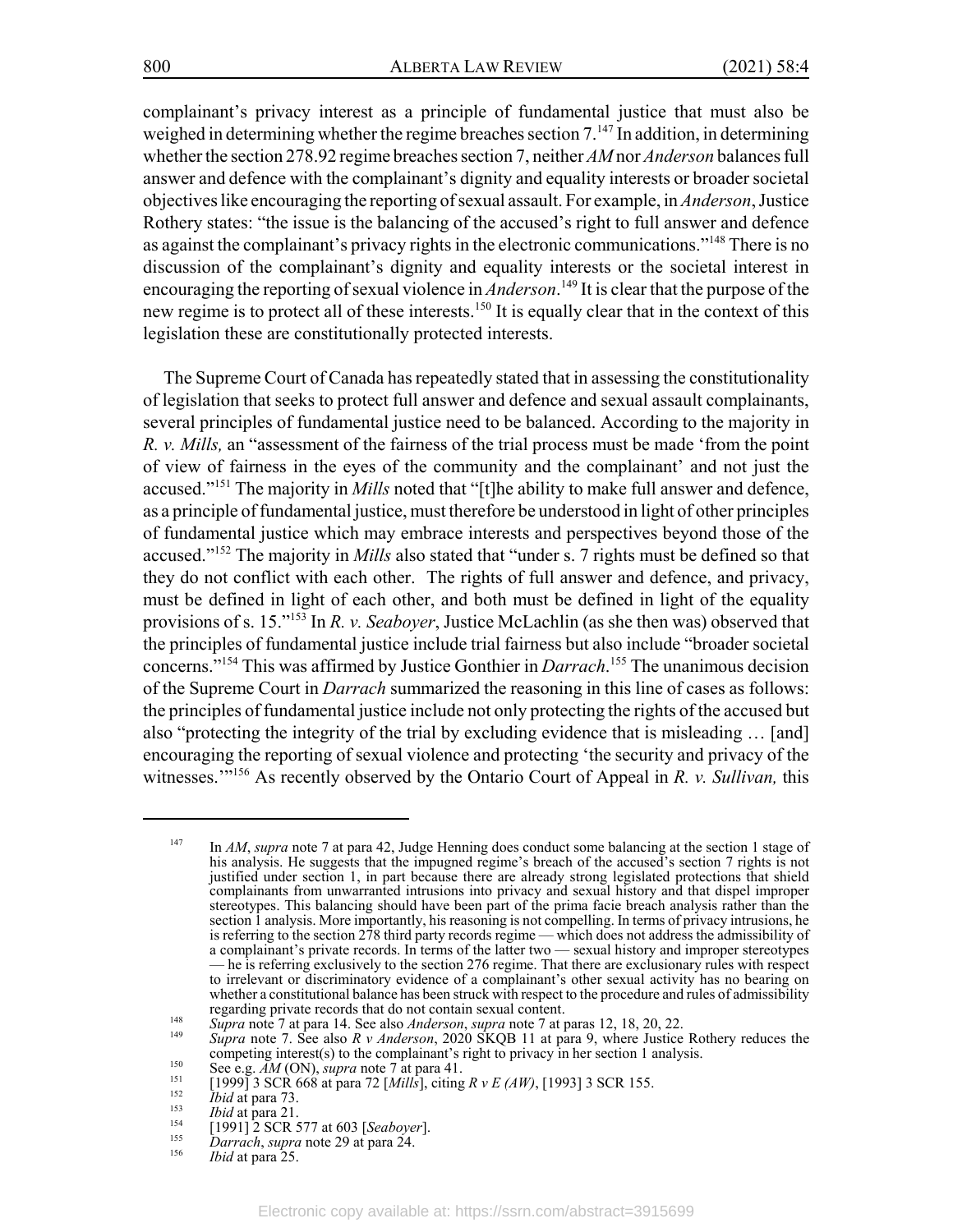complainant's privacy interest as a principle of fundamental justice that must also be weighed in determining whether the regime breaches section 7.[147] In addition, in determining whether the section 278.92 regime breaches section 7, neither *AM* nor *Anderson* balances full answer and defence with the complainant's dignity and equality interests or broader societal objectives like encouraging the reporting of sexual assault. For example, in *Anderson*, Justice Rothery states: "the issue is the balancing of the accused's right to full answer and defence as against the complainant's privacy rights in the electronic communications."[148] There is no discussion of the complainant's dignity and equality interests or the societal interest in encouraging the reporting of sexual violence in *Anderson*.[149] It is clear that the purpose of the new regime is to protect all of these interests.[150] It is equally clear that in the context of this legislation these are constitutionally protected interests.

The Supreme Court of Canada has repeatedly stated that in assessing the constitutionality of legislation that seeks to protect full answer and defence and sexual assault complainants, several principles of fundamental justice need to be balanced. According to the majority in *R. v. Mills,* an "assessment of the fairness of the trial process must be made 'from the point of view of fairness in the eyes of the community and the complainant' and not just the accused."[151] The majority in *Mills* noted that "[t]he ability to make full answer and defence, as a principle of fundamental justice, must therefore be understood in light of other principles of fundamental justice which may embrace interests and perspectives beyond those of the accused."[152] The majority in *Mills* also stated that "under s. 7 rights must be defined so that they do not conflict with each other. The rights of full answer and defence, and privacy, must be defined in light of each other, and both must be defined in light of the equality provisions of s. 15."[153] In *R. v. Seaboyer*, Justice McLachlin (as she then was) observed that the principles of fundamental justice include trial fairness but also include "broader societal concerns."[154] This was affirmed by Justice Gonthier in *Darrach*.[155] The unanimous decision of the Supreme Court in *Darrach* summarized the reasoning in this line of cases as follows: the principles of fundamental justice include not only protecting the rights of the accused but also "protecting the integrity of the trial by excluding evidence that is misleading … [and] encouraging the reporting of sexual violence and protecting 'the security and privacy of the witnesses.'"[156] As recently observed by the Ontario Court of Appeal in *R. v. Sullivan,* this

---

[147] In *AM*, *supra* note 7 at para 42, Judge Henning does conduct some balancing at the section 1 stage of his analysis. He suggests that the impugned regime's breach of the accused's section 7 rights is not justified under section 1, in part because there are already strong legislated protections that shield complainants from unwarranted intrusions into privacy and sexual history and that dispel improper stereotypes. This balancing should have been part of the prima facie breach analysis rather than the section 1 analysis. More importantly, his reasoning is not compelling. In terms of privacy intrusions, he is referring to the section 278 third party records regime — which does not address the admissibility of a complainant's private records. In terms of the latter two — sexual history and improper stereotypes — he is referring exclusively to the section 276 regime. That there are exclusionary rules with respect to irrelevant or discriminatory evidence of a complainant's other sexual activity has no bearing on whether a constitutional balance has been struck with respect to the procedure and rules of admissibility regarding private records that do not contain sexual content.

[148] *Supra* note 7 at para 14. See also *Anderson*, *supra* note 7 at paras 12, 18, 20, 22.

[149] *Supra* note 7. See also *R v Anderson*, 2020 SKQB 11 at para 9, where Justice Rothery reduces the competing interest(s) to the complainant's right to privacy in her section 1 analysis.

[150] See e.g. *AM* (ON), *supra* note 7 at para 41.

[151] [1999] 3 SCR 668 at para 72 [*Mills*], citing *R v E (AW)*, [1993] 3 SCR 155.

[152] *Ibid* at para 73.

[153] *Ibid* at para 21.

[154] [1991] 2 SCR 577 at 603 [*Seaboyer*].

[155] *Darrach*, *supra* note 29 at para 24.

[156] *Ibid* at para 25.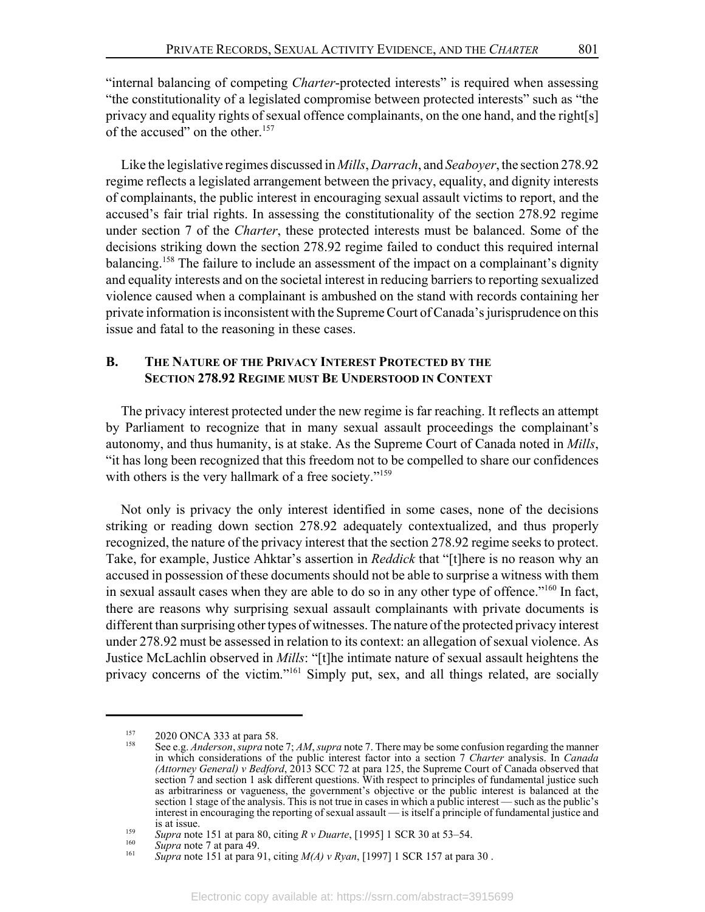"internal balancing of competing *Charter*-protected interests" is required when assessing "the constitutionality of a legislated compromise between protected interests" such as "the privacy and equality rights of sexual offence complainants, on the one hand, and the right[s] of the accused" on the other.[157]

Like the legislative regimes discussed in *Mills*, *Darrach*, and *Seaboyer*, the section 278.92 regime reflects a legislated arrangement between the privacy, equality, and dignity interests of complainants, the public interest in encouraging sexual assault victims to report, and the accused's fair trial rights. In assessing the constitutionality of the section 278.92 regime under section 7 of the *Charter*, these protected interests must be balanced. Some of the decisions striking down the section 278.92 regime failed to conduct this required internal balancing.[158] The failure to include an assessment of the impact on a complainant's dignity and equality interests and on the societal interest in reducing barriers to reporting sexualized violence caused when a complainant is ambushed on the stand with records containing her private information is inconsistent with the Supreme Court of Canada's jurisprudence on this issue and fatal to the reasoning in these cases.

## B. THE NATURE OF THE PRIVACY INTEREST PROTECTED BY THE SECTION 278.92 REGIME MUST BE UNDERSTOOD IN CONTEXT

The privacy interest protected under the new regime is far reaching. It reflects an attempt by Parliament to recognize that in many sexual assault proceedings the complainant's autonomy, and thus humanity, is at stake. As the Supreme Court of Canada noted in *Mills*, "it has long been recognized that this freedom not to be compelled to share our confidences with others is the very hallmark of a free society."[159]

Not only is privacy the only interest identified in some cases, none of the decisions striking or reading down section 278.92 adequately contextualized, and thus properly recognized, the nature of the privacy interest that the section 278.92 regime seeks to protect. Take, for example, Justice Ahktar's assertion in *Reddick* that "[t]here is no reason why an accused in possession of these documents should not be able to surprise a witness with them in sexual assault cases when they are able to do so in any other type of offence."[160] In fact, there are reasons why surprising sexual assault complainants with private documents is different than surprising other types of witnesses. The nature of the protected privacy interest under 278.92 must be assessed in relation to its context: an allegation of sexual violence. As Justice McLachlin observed in *Mills*: "[t]he intimate nature of sexual assault heightens the privacy concerns of the victim."[161] Simply put, sex, and all things related, are socially

---

[157] 2020 ONCA 333 at para 58.

[158] See e.g. *Anderson*, *supra* note 7; *AM*, *supra* note 7. There may be some confusion regarding the manner in which considerations of the public interest factor into a section 7 *Charter* analysis. In *Canada (Attorney General) v Bedford*, 2013 SCC 72 at para 125, the Supreme Court of Canada observed that section 7 and section 1 ask different questions. With respect to principles of fundamental justice such as arbitrariness or vagueness, the government's objective or the public interest is balanced at the section 1 stage of the analysis. This is not true in cases in which a public interest — such as the public's interest in encouraging the reporting of sexual assault — is itself a principle of fundamental justice and is at issue.

[159] *Supra* note 151 at para 80, citing *R v Duarte*, [1995] 1 SCR 30 at 53–54.

[160] *Supra* note 7 at para 49.

[161] *Supra* note 151 at para 91, citing *M(A) v Ryan*, [1997] 1 SCR 157 at para 30 .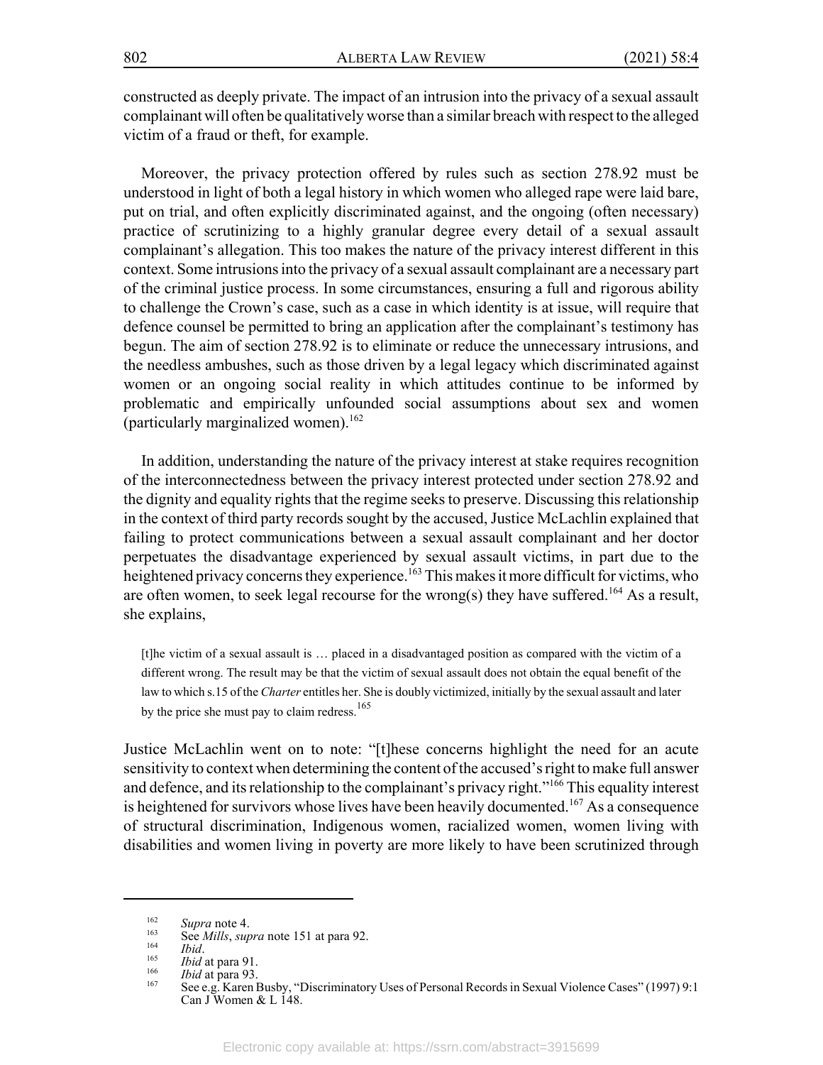constructed as deeply private. The impact of an intrusion into the privacy of a sexual assault complainant will often be qualitatively worse than a similar breach with respect to the alleged victim of a fraud or theft, for example.

Moreover, the privacy protection offered by rules such as section 278.92 must be understood in light of both a legal history in which women who alleged rape were laid bare, put on trial, and often explicitly discriminated against, and the ongoing (often necessary) practice of scrutinizing to a highly granular degree every detail of a sexual assault complainant's allegation. This too makes the nature of the privacy interest different in this context. Some intrusions into the privacy of a sexual assault complainant are a necessary part of the criminal justice process. In some circumstances, ensuring a full and rigorous ability to challenge the Crown's case, such as a case in which identity is at issue, will require that defence counsel be permitted to bring an application after the complainant's testimony has begun. The aim of section 278.92 is to eliminate or reduce the unnecessary intrusions, and the needless ambushes, such as those driven by a legal legacy which discriminated against women or an ongoing social reality in which attitudes continue to be informed by problematic and empirically unfounded social assumptions about sex and women (particularly marginalized women).[162]

In addition, understanding the nature of the privacy interest at stake requires recognition of the interconnectedness between the privacy interest protected under section 278.92 and the dignity and equality rights that the regime seeks to preserve. Discussing this relationship in the context of third party records sought by the accused, Justice McLachlin explained that failing to protect communications between a sexual assault complainant and her doctor perpetuates the disadvantage experienced by sexual assault victims, in part due to the heightened privacy concerns they experience.[163] This makes it more difficult for victims, who are often women, to seek legal recourse for the wrong(s) they have suffered.[164] As a result, she explains,

> [t]he victim of a sexual assault is … placed in a disadvantaged position as compared with the victim of a different wrong. The result may be that the victim of sexual assault does not obtain the equal benefit of the law to which s.15 of the *Charter* entitles her. She is doubly victimized, initially by the sexual assault and later by the price she must pay to claim redress.[165]

Justice McLachlin went on to note: "[t]hese concerns highlight the need for an acute sensitivity to context when determining the content of the accused's right to make full answer and defence, and its relationship to the complainant's privacy right."[166] This equality interest is heightened for survivors whose lives have been heavily documented.[167] As a consequence of structural discrimination, Indigenous women, racialized women, women living with disabilities and women living in poverty are more likely to have been scrutinized through

---

[162] *Supra* note 4.

[163] See *Mills*, *supra* note 151 at para 92.

[164] *Ibid*.

[165] *Ibid* at para 91.

[166] *Ibid* at para 93.

[167] See e.g. Karen Busby, "Discriminatory Uses of Personal Records in Sexual Violence Cases" (1997) 9:1 Can J Women & L 148.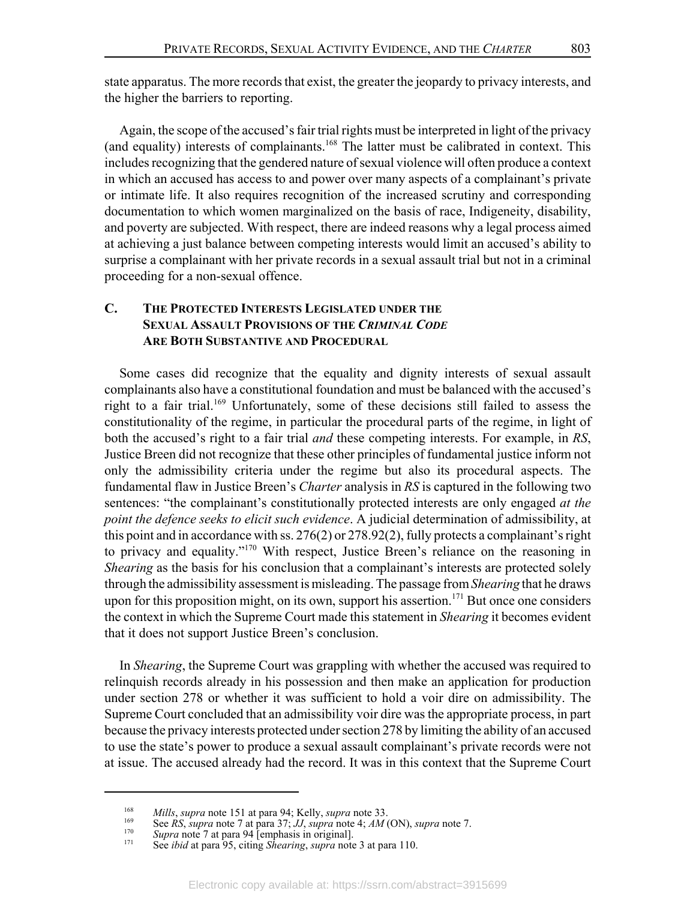state apparatus. The more records that exist, the greater the jeopardy to privacy interests, and the higher the barriers to reporting.

Again, the scope of the accused's fair trial rights must be interpreted in light of the privacy (and equality) interests of complainants.[168] The latter must be calibrated in context. This includes recognizing that the gendered nature of sexual violence will often produce a context in which an accused has access to and power over many aspects of a complainant's private or intimate life. It also requires recognition of the increased scrutiny and corresponding documentation to which women marginalized on the basis of race, Indigeneity, disability, and poverty are subjected. With respect, there are indeed reasons why a legal process aimed at achieving a just balance between competing interests would limit an accused's ability to surprise a complainant with her private records in a sexual assault trial but not in a criminal proceeding for a non-sexual offence.

### C. The Protected Interests Legislated under the Sexual Assault Provisions of the *Criminal Code* Are Both Substantive and Procedural

Some cases did recognize that the equality and dignity interests of sexual assault complainants also have a constitutional foundation and must be balanced with the accused's right to a fair trial.[169] Unfortunately, some of these decisions still failed to assess the constitutionality of the regime, in particular the procedural parts of the regime, in light of both the accused's right to a fair trial *and* these competing interests. For example, in *RS*, Justice Breen did not recognize that these other principles of fundamental justice inform not only the admissibility criteria under the regime but also its procedural aspects. The fundamental flaw in Justice Breen's *Charter* analysis in *RS* is captured in the following two sentences: "the complainant's constitutionally protected interests are only engaged *at the point the defence seeks to elicit such evidence*. A judicial determination of admissibility, at this point and in accordance with ss. 276(2) or 278.92(2), fully protects a complainant's right to privacy and equality."[170] With respect, Justice Breen's reliance on the reasoning in *Shearing* as the basis for his conclusion that a complainant's interests are protected solely through the admissibility assessment is misleading. The passage from *Shearing* that he draws upon for this proposition might, on its own, support his assertion.[171] But once one considers the context in which the Supreme Court made this statement in *Shearing* it becomes evident that it does not support Justice Breen's conclusion.

In *Shearing*, the Supreme Court was grappling with whether the accused was required to relinquish records already in his possession and then make an application for production under section 278 or whether it was sufficient to hold a voir dire on admissibility. The Supreme Court concluded that an admissibility voir dire was the appropriate process, in part because the privacy interests protected under section 278 by limiting the ability of an accused to use the state's power to produce a sexual assault complainant's private records were not at issue. The accused already had the record. It was in this context that the Supreme Court

---

[168] *Mills*, *supra* note 151 at para 94; Kelly, *supra* note 33.

[169] See *RS*, *supra* note 7 at para 37; *JJ*, *supra* note 4; *AM* (ON), *supra* note 7.

[170] *Supra* note 7 at para 94 [emphasis in original].

[171] See *ibid* at para 95, citing *Shearing*, *supra* note 3 at para 110.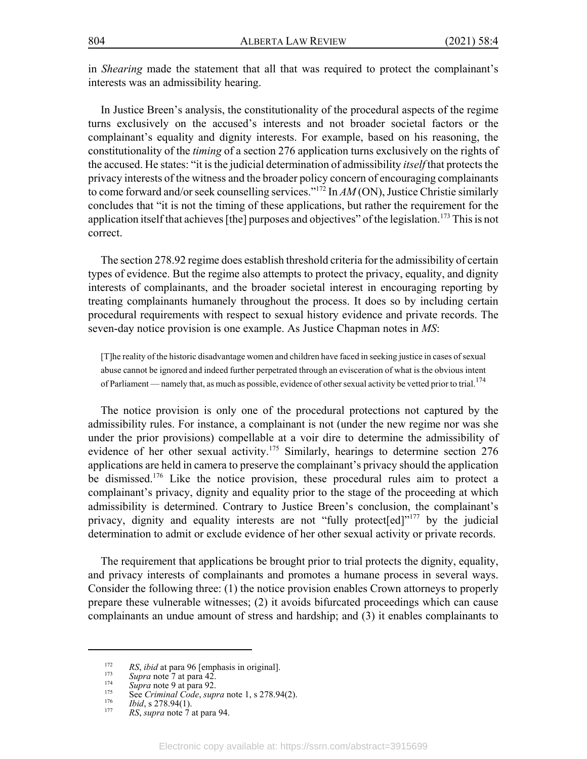in *Shearing* made the statement that all that was required to protect the complainant's interests was an admissibility hearing.

In Justice Breen's analysis, the constitutionality of the procedural aspects of the regime turns exclusively on the accused's interests and not broader societal factors or the complainant's equality and dignity interests. For example, based on his reasoning, the constitutionality of the *timing* of a section 276 application turns exclusively on the rights of the accused. He states: "it is the judicial determination of admissibility *itself* that protects the privacy interests of the witness and the broader policy concern of encouraging complainants to come forward and/or seek counselling services."[172] In *AM* (ON), Justice Christie similarly concludes that "it is not the timing of these applications, but rather the requirement for the application itself that achieves [the] purposes and objectives" of the legislation.[173] This is not correct.

The section 278.92 regime does establish threshold criteria for the admissibility of certain types of evidence. But the regime also attempts to protect the privacy, equality, and dignity interests of complainants, and the broader societal interest in encouraging reporting by treating complainants humanely throughout the process. It does so by including certain procedural requirements with respect to sexual history evidence and private records. The seven-day notice provision is one example. As Justice Chapman notes in *MS*:

> [T]he reality of the historic disadvantage women and children have faced in seeking justice in cases of sexual abuse cannot be ignored and indeed further perpetrated through an evisceration of what is the obvious intent of Parliament — namely that, as much as possible, evidence of other sexual activity be vetted prior to trial.[174]

The notice provision is only one of the procedural protections not captured by the admissibility rules. For instance, a complainant is not (under the new regime nor was she under the prior provisions) compellable at a voir dire to determine the admissibility of evidence of her other sexual activity.[175] Similarly, hearings to determine section 276 applications are held in camera to preserve the complainant's privacy should the application be dismissed.[176] Like the notice provision, these procedural rules aim to protect a complainant's privacy, dignity and equality prior to the stage of the proceeding at which admissibility is determined. Contrary to Justice Breen's conclusion, the complainant's privacy, dignity and equality interests are not "fully protect[ed]"[177] by the judicial determination to admit or exclude evidence of her other sexual activity or private records.

The requirement that applications be brought prior to trial protects the dignity, equality, and privacy interests of complainants and promotes a humane process in several ways. Consider the following three: (1) the notice provision enables Crown attorneys to properly prepare these vulnerable witnesses; (2) it avoids bifurcated proceedings which can cause complainants an undue amount of stress and hardship; and (3) it enables complainants to

---

[172] *RS*, *ibid* at para 96 [emphasis in original].
[173] *Supra* note 7 at para 42.
[174] *Supra* note 9 at para 92.
[175] See *Criminal Code*, *supra* note 1, s 278.94(2).
[176] *Ibid*, s 278.94(1).
[177] *RS*, *supra* note 7 at para 94.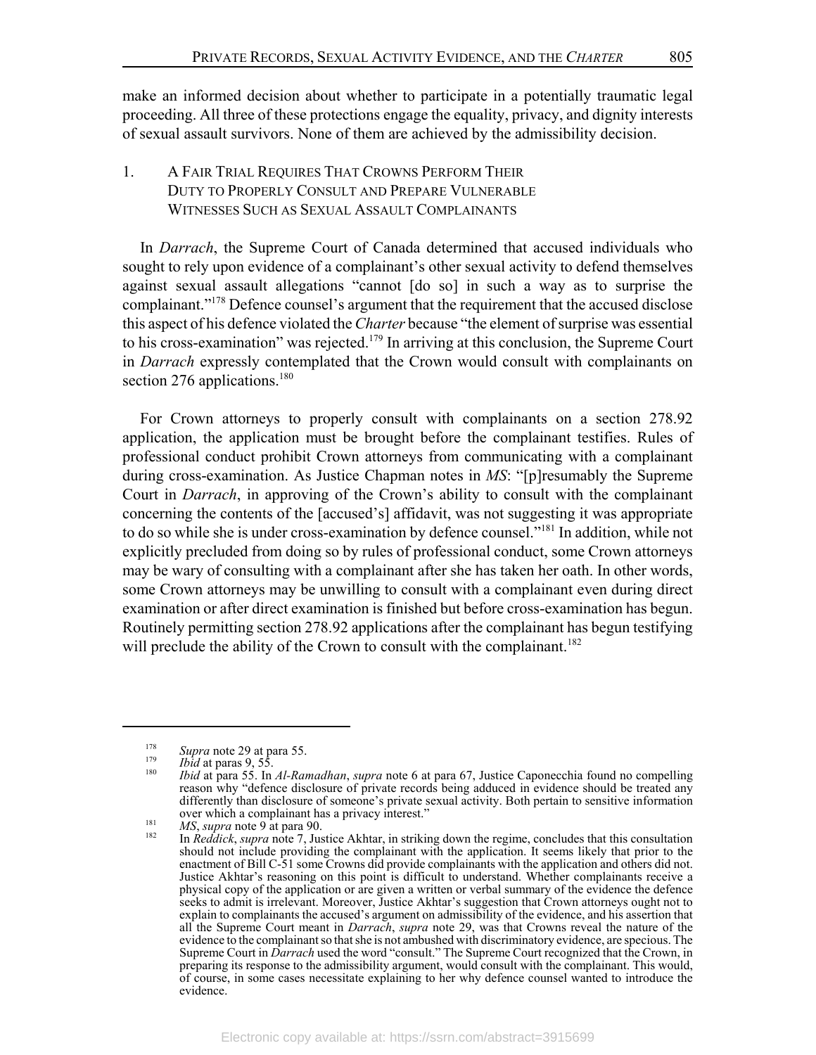make an informed decision about whether to participate in a potentially traumatic legal proceeding. All three of these protections engage the equality, privacy, and dignity interests of sexual assault survivors. None of them are achieved by the admissibility decision.

### 1. A Fair Trial Requires That Crowns Perform Their Duty to Properly Consult and Prepare Vulnerable Witnesses Such as Sexual Assault Complainants

In *Darrach*, the Supreme Court of Canada determined that accused individuals who sought to rely upon evidence of a complainant's other sexual activity to defend themselves against sexual assault allegations "cannot [do so] in such a way as to surprise the complainant."[178] Defence counsel's argument that the requirement that the accused disclose this aspect of his defence violated the *Charter* because "the element of surprise was essential to his cross-examination" was rejected.[179] In arriving at this conclusion, the Supreme Court in *Darrach* expressly contemplated that the Crown would consult with complainants on section 276 applications.[180]

For Crown attorneys to properly consult with complainants on a section 278.92 application, the application must be brought before the complainant testifies. Rules of professional conduct prohibit Crown attorneys from communicating with a complainant during cross-examination. As Justice Chapman notes in *MS*: "[p]resumably the Supreme Court in *Darrach*, in approving of the Crown's ability to consult with the complainant concerning the contents of the [accused's] affidavit, was not suggesting it was appropriate to do so while she is under cross-examination by defence counsel."[181] In addition, while not explicitly precluded from doing so by rules of professional conduct, some Crown attorneys may be wary of consulting with a complainant after she has taken her oath. In other words, some Crown attorneys may be unwilling to consult with a complainant even during direct examination or after direct examination is finished but before cross-examination has begun. Routinely permitting section 278.92 applications after the complainant has begun testifying will preclude the ability of the Crown to consult with the complainant.[182]

---

[178] *Supra* note 29 at para 55.

[179] *Ibid* at paras 9, 55.

[180] *Ibid* at para 55. In *Al-Ramadhan*, *supra* note 6 at para 67, Justice Caponecchia found no compelling reason why "defence disclosure of private records being adduced in evidence should be treated any differently than disclosure of someone's private sexual activity. Both pertain to sensitive information over which a complainant has a privacy interest."

[181] *MS*, *supra* note 9 at para 90.

[182] In *Reddick*, *supra* note 7, Justice Akhtar, in striking down the regime, concludes that this consultation should not include providing the complainant with the application. It seems likely that prior to the enactment of Bill C-51 some Crowns did provide complainants with the application and others did not. Justice Akhtar's reasoning on this point is difficult to understand. Whether complainants receive a physical copy of the application or are given a written or verbal summary of the evidence the defence seeks to admit is irrelevant. Moreover, Justice Akhtar's suggestion that Crown attorneys ought not to explain to complainants the accused's argument on admissibility of the evidence, and his assertion that all the Supreme Court meant in *Darrach*, *supra* note 29, was that Crowns reveal the nature of the evidence to the complainant so that she is not ambushed with discriminatory evidence, are specious. The Supreme Court in *Darrach* used the word "consult." The Supreme Court recognized that the Crown, in preparing its response to the admissibility argument, would consult with the complainant. This would, of course, in some cases necessitate explaining to her why defence counsel wanted to introduce the evidence.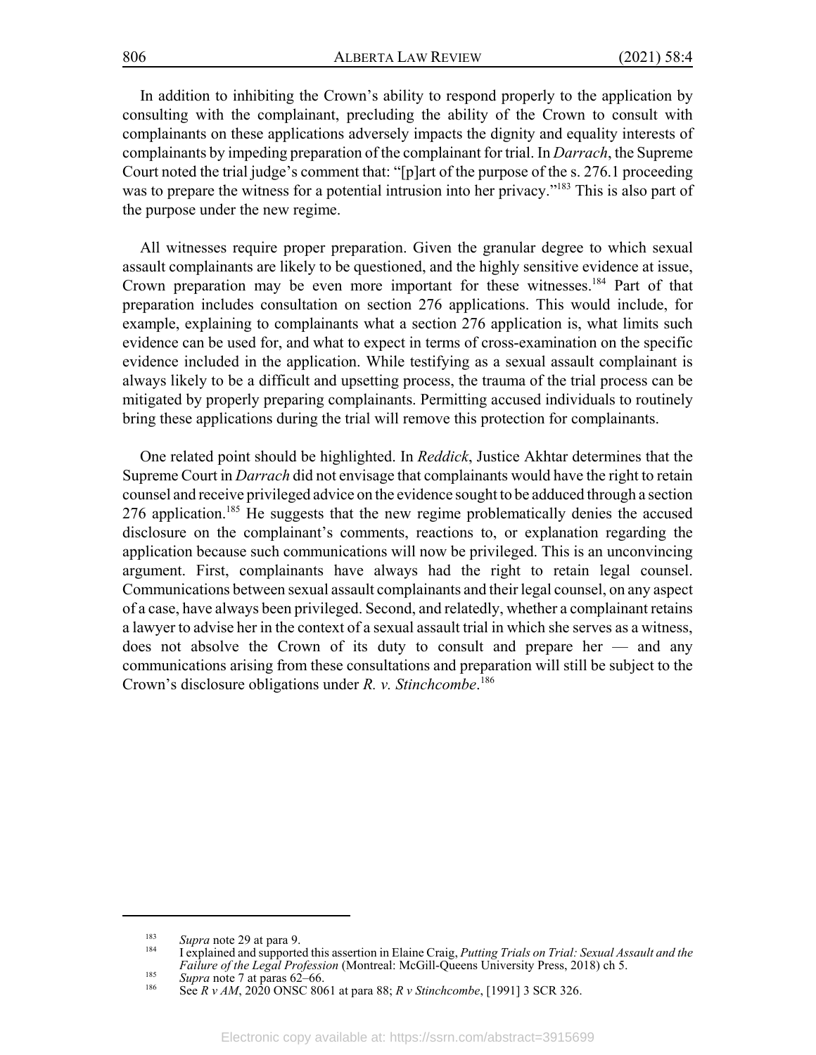In addition to inhibiting the Crown's ability to respond properly to the application by consulting with the complainant, precluding the ability of the Crown to consult with complainants on these applications adversely impacts the dignity and equality interests of complainants by impeding preparation of the complainant for trial. In *Darrach*, the Supreme Court noted the trial judge's comment that: "[p]art of the purpose of the s. 276.1 proceeding was to prepare the witness for a potential intrusion into her privacy."[183] This is also part of the purpose under the new regime.

All witnesses require proper preparation. Given the granular degree to which sexual assault complainants are likely to be questioned, and the highly sensitive evidence at issue, Crown preparation may be even more important for these witnesses.[184] Part of that preparation includes consultation on section 276 applications. This would include, for example, explaining to complainants what a section 276 application is, what limits such evidence can be used for, and what to expect in terms of cross-examination on the specific evidence included in the application. While testifying as a sexual assault complainant is always likely to be a difficult and upsetting process, the trauma of the trial process can be mitigated by properly preparing complainants. Permitting accused individuals to routinely bring these applications during the trial will remove this protection for complainants.

One related point should be highlighted. In *Reddick*, Justice Akhtar determines that the Supreme Court in *Darrach* did not envisage that complainants would have the right to retain counsel and receive privileged advice on the evidence sought to be adduced through a section 276 application.[185] He suggests that the new regime problematically denies the accused disclosure on the complainant's comments, reactions to, or explanation regarding the application because such communications will now be privileged. This is an unconvincing argument. First, complainants have always had the right to retain legal counsel. Communications between sexual assault complainants and their legal counsel, on any aspect of a case, have always been privileged. Second, and relatedly, whether a complainant retains a lawyer to advise her in the context of a sexual assault trial in which she serves as a witness, does not absolve the Crown of its duty to consult and prepare her — and any communications arising from these consultations and preparation will still be subject to the Crown's disclosure obligations under *R. v. Stinchcombe*.[186]

---

[183] *Supra* note 29 at para 9.

[184] I explained and supported this assertion in Elaine Craig, *Putting Trials on Trial: Sexual Assault and the Failure of the Legal Profession* (Montreal: McGill-Queens University Press, 2018) ch 5.

[185] *Supra* note 7 at paras 62–66.

[186] See *R v AM*, 2020 ONSC 8061 at para 88; *R v Stinchcombe*, [1991] 3 SCR 326.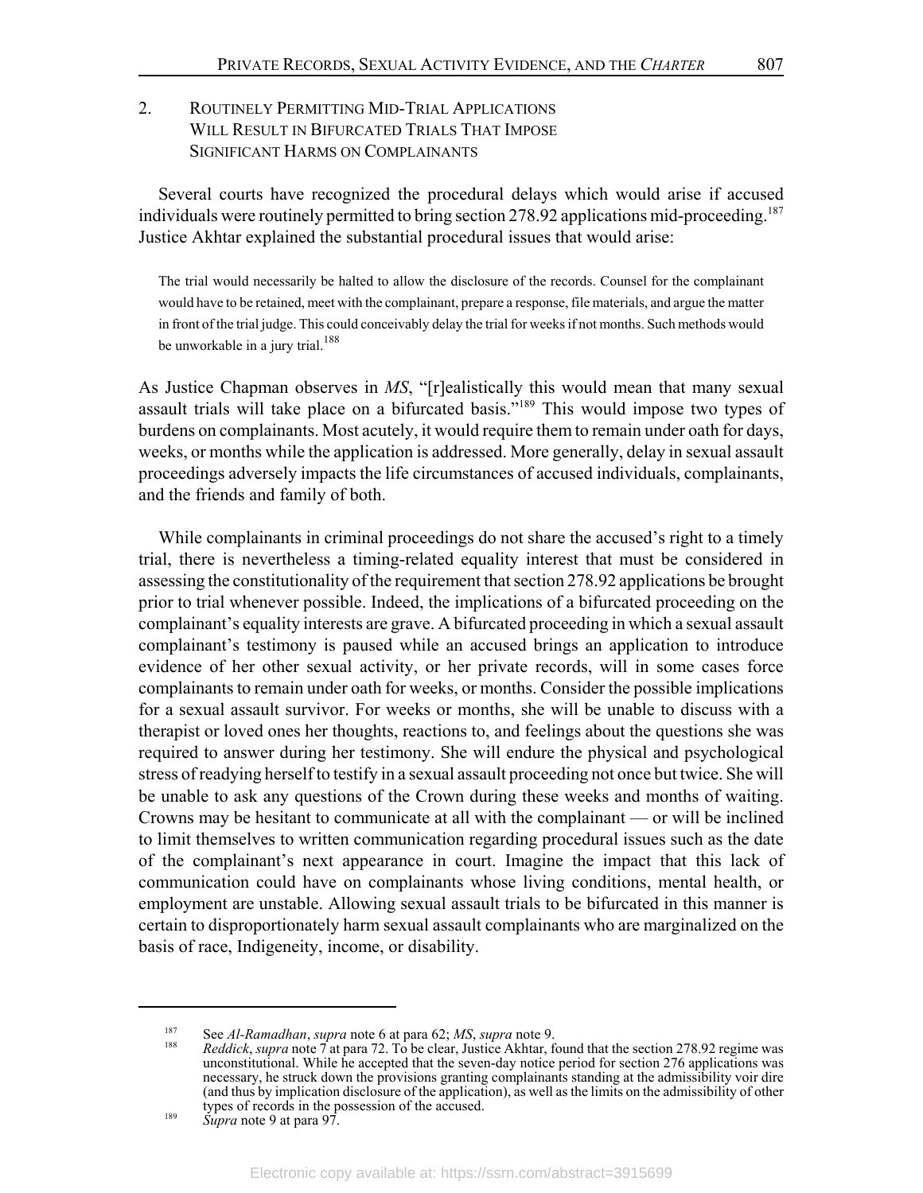### 2. Routinely Permitting Mid-Trial Applications Will Result in Bifurcated Trials That Impose Significant Harms on Complainants

Several courts have recognized the procedural delays which would arise if accused individuals were routinely permitted to bring section 278.92 applications mid-proceeding.[187] Justice Akhtar explained the substantial procedural issues that would arise:

> The trial would necessarily be halted to allow the disclosure of the records. Counsel for the complainant would have to be retained, meet with the complainant, prepare a response, file materials, and argue the matter in front of the trial judge. This could conceivably delay the trial for weeks if not months. Such methods would be unworkable in a jury trial.[188]

As Justice Chapman observes in *MS*, "[r]ealistically this would mean that many sexual assault trials will take place on a bifurcated basis."[189] This would impose two types of burdens on complainants. Most acutely, it would require them to remain under oath for days, weeks, or months while the application is addressed. More generally, delay in sexual assault proceedings adversely impacts the life circumstances of accused individuals, complainants, and the friends and family of both.

While complainants in criminal proceedings do not share the accused's right to a timely trial, there is nevertheless a timing-related equality interest that must be considered in assessing the constitutionality of the requirement that section 278.92 applications be brought prior to trial whenever possible. Indeed, the implications of a bifurcated proceeding on the complainant's equality interests are grave. A bifurcated proceeding in which a sexual assault complainant's testimony is paused while an accused brings an application to introduce evidence of her other sexual activity, or her private records, will in some cases force complainants to remain under oath for weeks, or months. Consider the possible implications for a sexual assault survivor. For weeks or months, she will be unable to discuss with a therapist or loved ones her thoughts, reactions to, and feelings about the questions she was required to answer during her testimony. She will endure the physical and psychological stress of readying herself to testify in a sexual assault proceeding not once but twice. She will be unable to ask any questions of the Crown during these weeks and months of waiting. Crowns may be hesitant to communicate at all with the complainant — or will be inclined to limit themselves to written communication regarding procedural issues such as the date of the complainant's next appearance in court. Imagine the impact that this lack of communication could have on complainants whose living conditions, mental health, or employment are unstable. Allowing sexual assault trials to be bifurcated in this manner is certain to disproportionately harm sexual assault complainants who are marginalized on the basis of race, Indigeneity, income, or disability.

---

[187] See *Al-Ramadhan*, *supra* note 6 at para 62; *MS*, *supra* note 9.

[188] *Reddick*, *supra* note 7 at para 72. To be clear, Justice Akhtar, found that the section 278.92 regime was unconstitutional. While he accepted that the seven-day notice period for section 276 applications was necessary, he struck down the provisions granting complainants standing at the admissibility voir dire (and thus by implication disclosure of the application), as well as the limits on the admissibility of other types of records in the possession of the accused.

[189] *Supra* note 9 at para 97.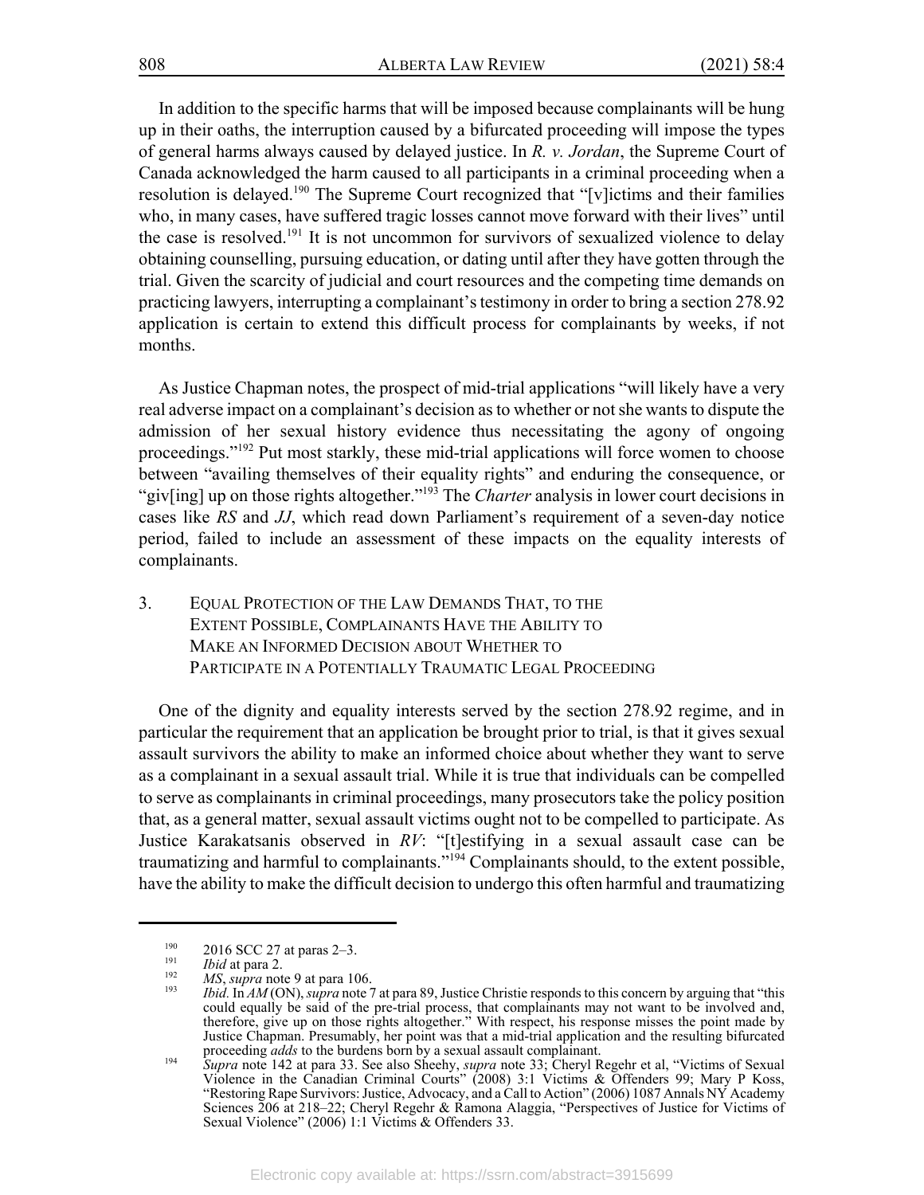In addition to the specific harms that will be imposed because complainants will be hung up in their oaths, the interruption caused by a bifurcated proceeding will impose the types of general harms always caused by delayed justice. In *R. v. Jordan*, the Supreme Court of Canada acknowledged the harm caused to all participants in a criminal proceeding when a resolution is delayed.[190] The Supreme Court recognized that "[v]ictims and their families who, in many cases, have suffered tragic losses cannot move forward with their lives" until the case is resolved.[191] It is not uncommon for survivors of sexualized violence to delay obtaining counselling, pursuing education, or dating until after they have gotten through the trial. Given the scarcity of judicial and court resources and the competing time demands on practicing lawyers, interrupting a complainant's testimony in order to bring a section 278.92 application is certain to extend this difficult process for complainants by weeks, if not months.

As Justice Chapman notes, the prospect of mid-trial applications "will likely have a very real adverse impact on a complainant's decision as to whether or not she wants to dispute the admission of her sexual history evidence thus necessitating the agony of ongoing proceedings."[192] Put most starkly, these mid-trial applications will force women to choose between "availing themselves of their equality rights" and enduring the consequence, or "giv[ing] up on those rights altogether."[193] The *Charter* analysis in lower court decisions in cases like *RS* and *JJ*, which read down Parliament's requirement of a seven-day notice period, failed to include an assessment of these impacts on the equality interests of complainants.

### 3. Equal Protection of the Law Demands That, to the Extent Possible, Complainants Have the Ability to Make an Informed Decision about Whether to Participate in a Potentially Traumatic Legal Proceeding

One of the dignity and equality interests served by the section 278.92 regime, and in particular the requirement that an application be brought prior to trial, is that it gives sexual assault survivors the ability to make an informed choice about whether they want to serve as a complainant in a sexual assault trial. While it is true that individuals can be compelled to serve as complainants in criminal proceedings, many prosecutors take the policy position that, as a general matter, sexual assault victims ought not to be compelled to participate. As Justice Karakatsanis observed in *RV*: "[t]estifying in a sexual assault case can be traumatizing and harmful to complainants."[194] Complainants should, to the extent possible, have the ability to make the difficult decision to undergo this often harmful and traumatizing

---

[190] 2016 SCC 27 at paras 2–3.

[191] *Ibid* at para 2.

[192] *MS*, *supra* note 9 at para 106.

[193] *Ibid.* In *AM* (ON), *supra* note 7 at para 89, Justice Christie responds to this concern by arguing that "this could equally be said of the pre-trial process, that complainants may not want to be involved and, therefore, give up on those rights altogether." With respect, his response misses the point made by Justice Chapman. Presumably, her point was that a mid-trial application and the resulting bifurcated proceeding *adds* to the burdens born by a sexual assault complainant.

[194] *Supra* note 142 at para 33. See also Sheehy, *supra* note 33; Cheryl Regehr et al, "Victims of Sexual Violence in the Canadian Criminal Courts" (2008) 3:1 Victims & Offenders 99; Mary P Koss, "Restoring Rape Survivors: Justice, Advocacy, and a Call to Action" (2006) 1087 Annals NY Academy Sciences 206 at 218–22; Cheryl Regehr & Ramona Alaggia, "Perspectives of Justice for Victims of Sexual Violence" (2006) 1:1 Victims & Offenders 33.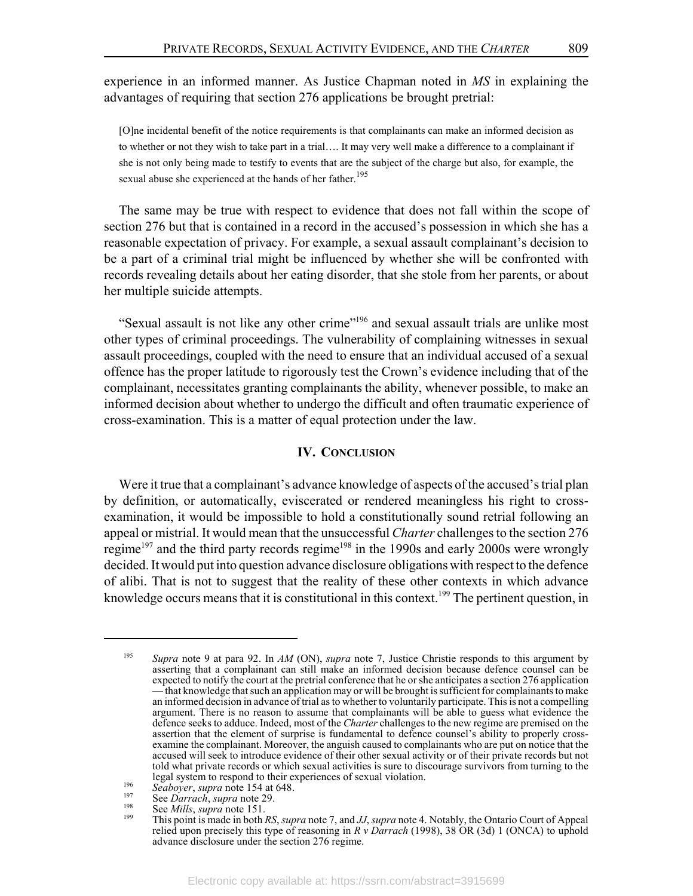experience in an informed manner. As Justice Chapman noted in *MS* in explaining the advantages of requiring that section 276 applications be brought pretrial:

> [O]ne incidental benefit of the notice requirements is that complainants can make an informed decision as to whether or not they wish to take part in a trial…. It may very well make a difference to a complainant if she is not only being made to testify to events that are the subject of the charge but also, for example, the sexual abuse she experienced at the hands of her father.[195]

The same may be true with respect to evidence that does not fall within the scope of section 276 but that is contained in a record in the accused's possession in which she has a reasonable expectation of privacy. For example, a sexual assault complainant's decision to be a part of a criminal trial might be influenced by whether she will be confronted with records revealing details about her eating disorder, that she stole from her parents, or about her multiple suicide attempts.

"Sexual assault is not like any other crime"[196] and sexual assault trials are unlike most other types of criminal proceedings. The vulnerability of complaining witnesses in sexual assault proceedings, coupled with the need to ensure that an individual accused of a sexual offence has the proper latitude to rigorously test the Crown's evidence including that of the complainant, necessitates granting complainants the ability, whenever possible, to make an informed decision about whether to undergo the difficult and often traumatic experience of cross-examination. This is a matter of equal protection under the law.

## IV. Conclusion

Were it true that a complainant's advance knowledge of aspects of the accused's trial plan by definition, or automatically, eviscerated or rendered meaningless his right to cross-examination, it would be impossible to hold a constitutionally sound retrial following an appeal or mistrial. It would mean that the unsuccessful *Charter* challenges to the section 276 regime[197] and the third party records regime[198] in the 1990s and early 2000s were wrongly decided. It would put into question advance disclosure obligations with respect to the defence of alibi. That is not to suggest that the reality of these other contexts in which advance knowledge occurs means that it is constitutional in this context.[199] The pertinent question, in

---

[195] *Supra* note 9 at para 92. In *AM* (ON), *supra* note 7, Justice Christie responds to this argument by asserting that a complainant can still make an informed decision because defence counsel can be expected to notify the court at the pretrial conference that he or she anticipates a section 276 application — that knowledge that such an application may or will be brought is sufficient for complainants to make an informed decision in advance of trial as to whether to voluntarily participate. This is not a compelling argument. There is no reason to assume that complainants will be able to guess what evidence the defence seeks to adduce. Indeed, most of the *Charter* challenges to the new regime are premised on the assertion that the element of surprise is fundamental to defence counsel's ability to properly cross-examine the complainant. Moreover, the anguish caused to complainants who are put on notice that the accused will seek to introduce evidence of their other sexual activity or of their private records but not told what private records or which sexual activities is sure to discourage survivors from turning to the legal system to respond to their experiences of sexual violation.

[196] *Seaboyer*, *supra* note 154 at 648.

[197] See *Darrach*, *supra* note 29.

[198] See *Mills*, *supra* note 151.

[199] This point is made in both *RS*, *supra* note 7, and *JJ*, *supra* note 4. Notably, the Ontario Court of Appeal relied upon precisely this type of reasoning in *R v Darrach* (1998), 38 OR (3d) 1 (ONCA) to uphold advance disclosure under the section 276 regime.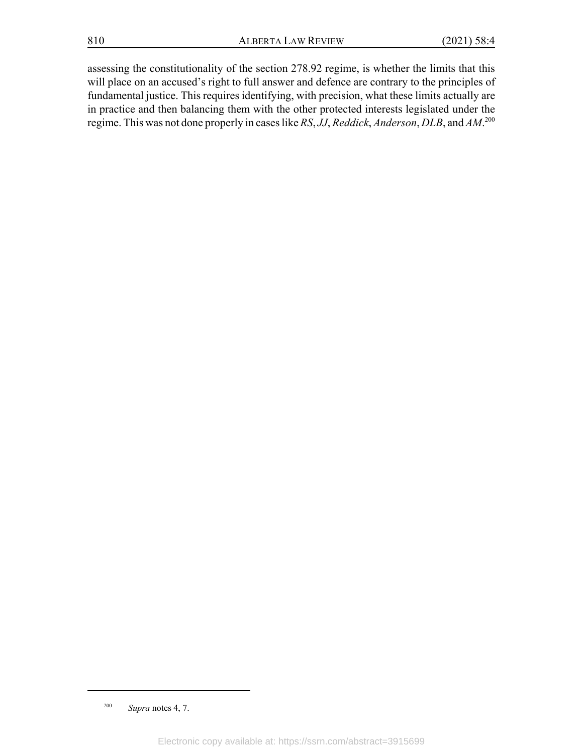assessing the constitutionality of the section 278.92 regime, is whether the limits that this will place on an accused's right to full answer and defence are contrary to the principles of fundamental justice. This requires identifying, with precision, what these limits actually are in practice and then balancing them with the other protected interests legislated under the regime. This was not done properly in cases like *RS*, *JJ*, *Reddick*, *Anderson*, *DLB*, and *AM*.[200]

[200] *Supra* notes 4, 7.